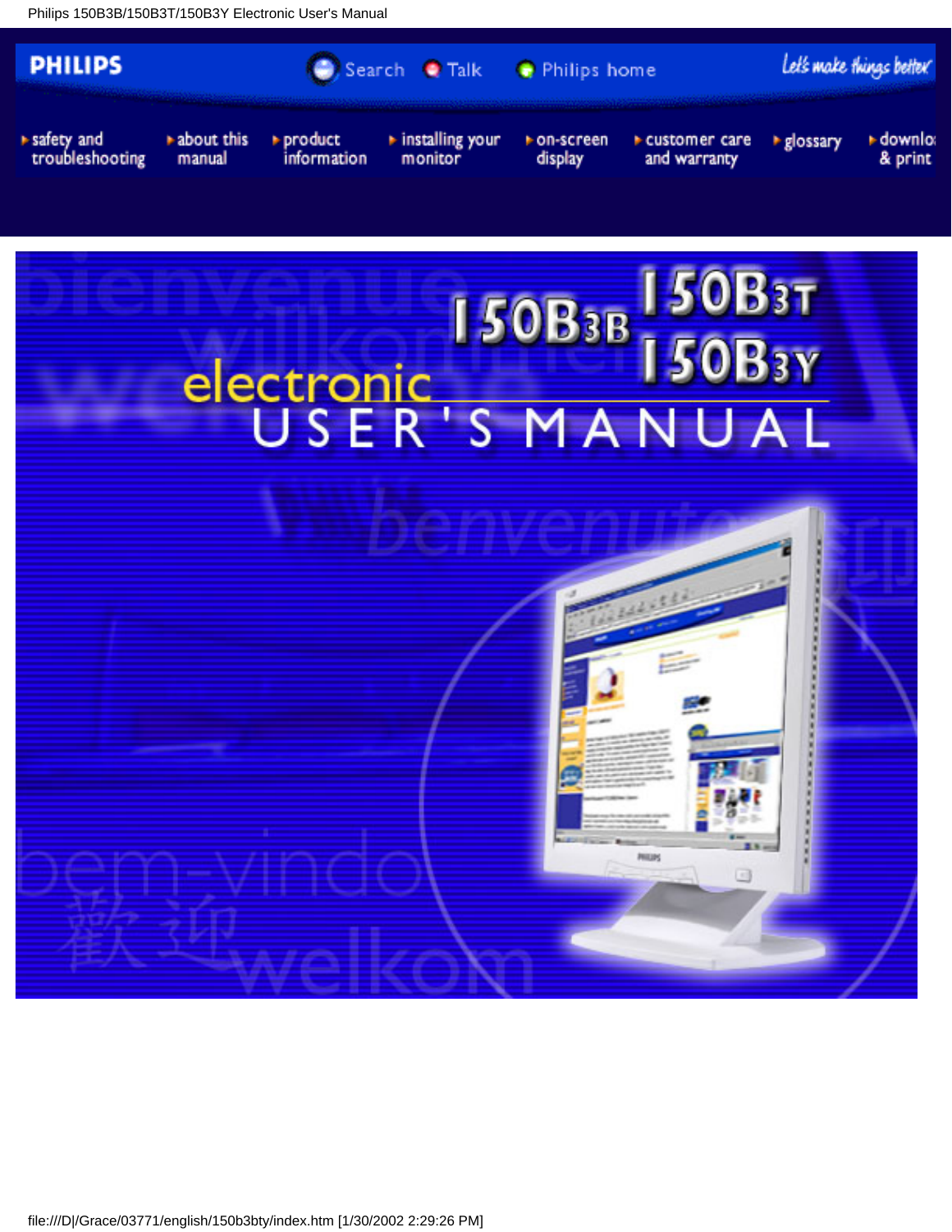PHILIPS

Search Talk Philips home

Let's make things better

- safety and troubleshooting
- about this manual
- product information
- installing your monitor
- on-screen display
- customer care and warranty
- glossary
- download & print

150B3B 150B3T 150B3Y

electronic USER'S MANUAL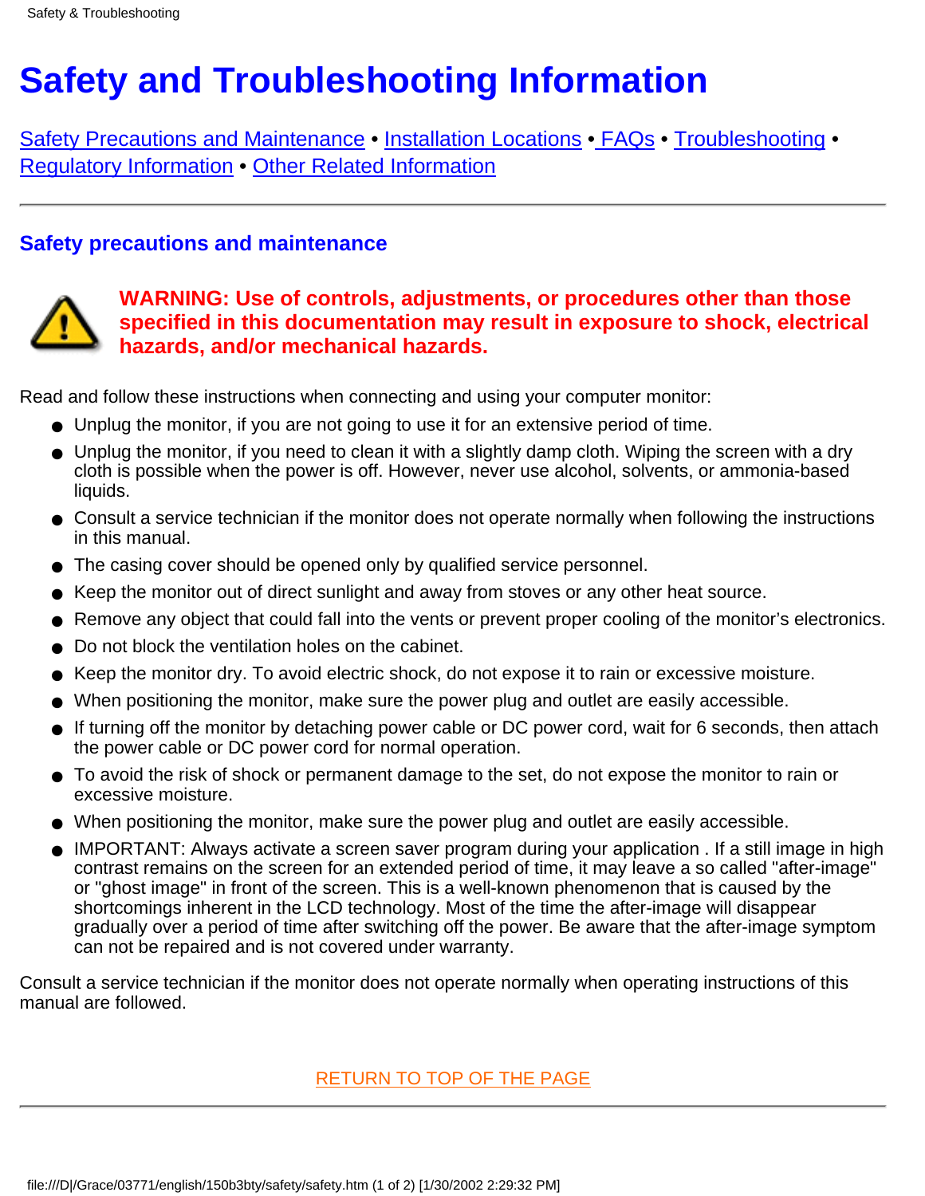# Safety and Troubleshooting Information

Safety Precautions and Maintenance • Installation Locations • FAQs • Troubleshooting • Regulatory Information • Other Related Information

---

## Safety precautions and maintenance

**WARNING: Use of controls, adjustments, or procedures other than those specified in this documentation may result in exposure to shock, electrical hazards, and/or mechanical hazards.**

Read and follow these instructions when connecting and using your computer monitor:

- Unplug the monitor, if you are not going to use it for an extensive period of time.
- Unplug the monitor, if you need to clean it with a slightly damp cloth. Wiping the screen with a dry cloth is possible when the power is off. However, never use alcohol, solvents, or ammonia-based liquids.
- Consult a service technician if the monitor does not operate normally when following the instructions in this manual.
- The casing cover should be opened only by qualified service personnel.
- Keep the monitor out of direct sunlight and away from stoves or any other heat source.
- Remove any object that could fall into the vents or prevent proper cooling of the monitor's electronics.
- Do not block the ventilation holes on the cabinet.
- Keep the monitor dry. To avoid electric shock, do not expose it to rain or excessive moisture.
- When positioning the monitor, make sure the power plug and outlet are easily accessible.
- If turning off the monitor by detaching power cable or DC power cord, wait for 6 seconds, then attach the power cable or DC power cord for normal operation.
- To avoid the risk of shock or permanent damage to the set, do not expose the monitor to rain or excessive moisture.
- When positioning the monitor, make sure the power plug and outlet are easily accessible.
- IMPORTANT: Always activate a screen saver program during your application . If a still image in high contrast remains on the screen for an extended period of time, it may leave a so called "after-image" or "ghost image" in front of the screen. This is a well-known phenomenon that is caused by the shortcomings inherent in the LCD technology. Most of the time the after-image will disappear gradually over a period of time after switching off the power. Be aware that the after-image symptom can not be repaired and is not covered under warranty.

Consult a service technician if the monitor does not operate normally when operating instructions of this manual are followed.

RETURN TO TOP OF THE PAGE

---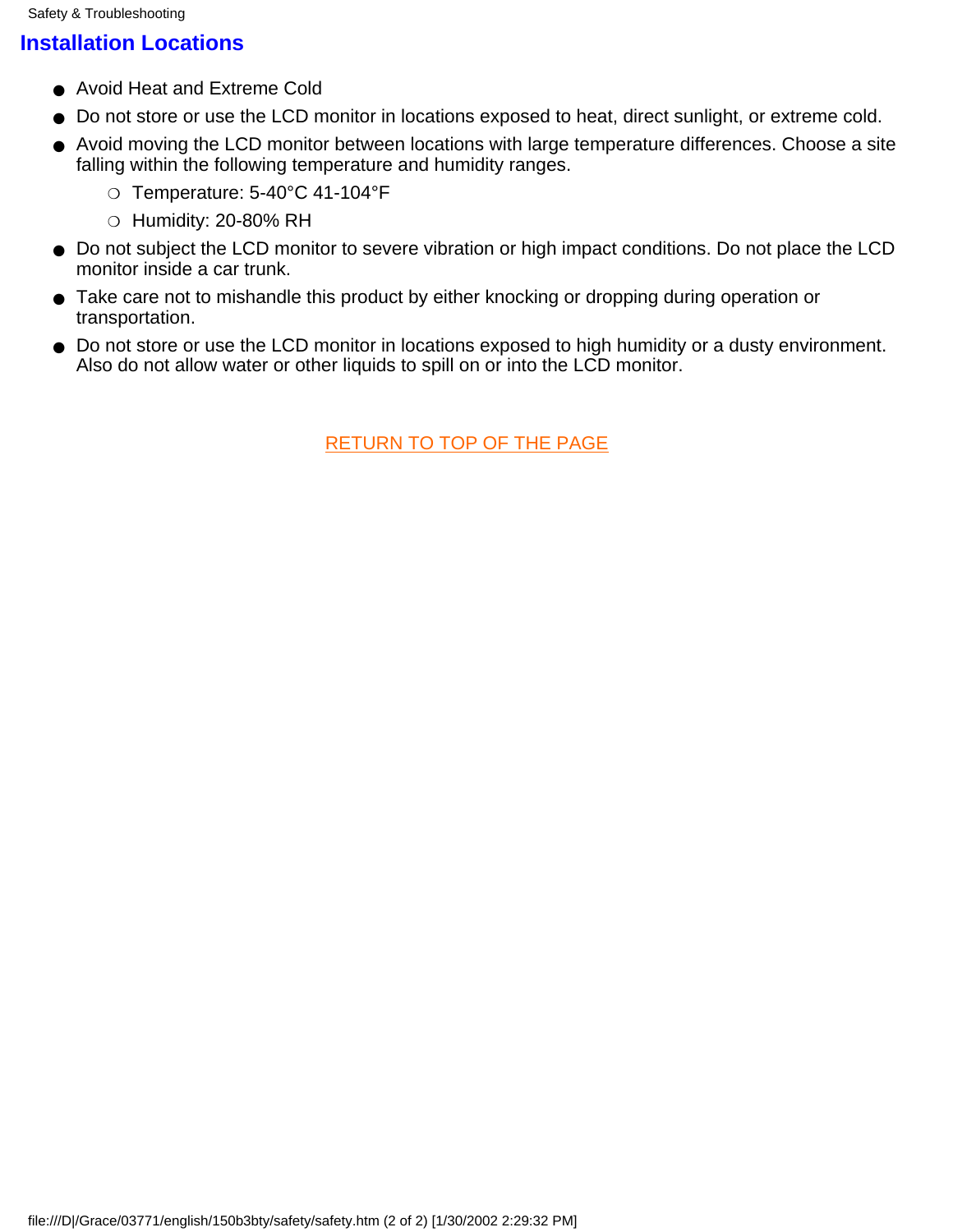## Installation Locations

- Avoid Heat and Extreme Cold
- Do not store or use the LCD monitor in locations exposed to heat, direct sunlight, or extreme cold.
- Avoid moving the LCD monitor between locations with large temperature differences. Choose a site falling within the following temperature and humidity ranges.
  - Temperature: 5-40°C 41-104°F
  - Humidity: 20-80% RH
- Do not subject the LCD monitor to severe vibration or high impact conditions. Do not place the LCD monitor inside a car trunk.
- Take care not to mishandle this product by either knocking or dropping during operation or transportation.
- Do not store or use the LCD monitor in locations exposed to high humidity or a dusty environment. Also do not allow water or other liquids to spill on or into the LCD monitor.

RETURN TO TOP OF THE PAGE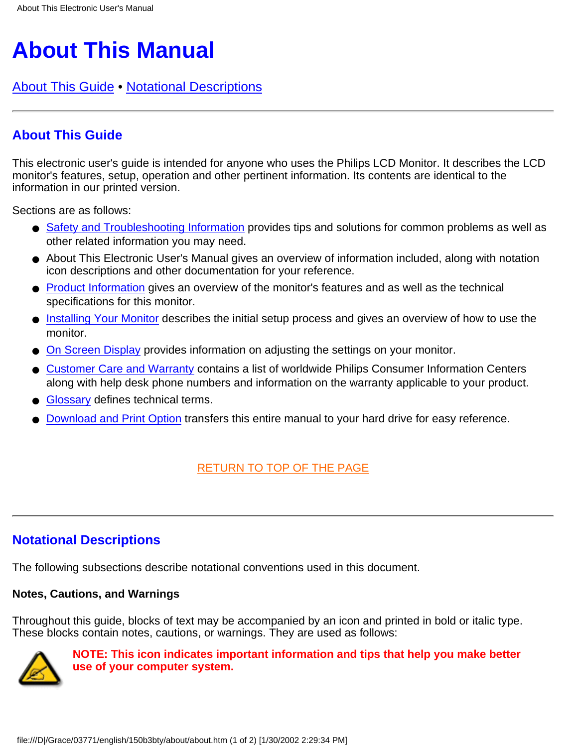# About This Manual

About This Guide • Notational Descriptions

---

## About This Guide

This electronic user's guide is intended for anyone who uses the Philips LCD Monitor. It describes the LCD monitor's features, setup, operation and other pertinent information. Its contents are identical to the information in our printed version.

Sections are as follows:

- Safety and Troubleshooting Information provides tips and solutions for common problems as well as other related information you may need.
- About This Electronic User's Manual gives an overview of information included, along with notation icon descriptions and other documentation for your reference.
- Product Information gives an overview of the monitor's features and as well as the technical specifications for this monitor.
- Installing Your Monitor describes the initial setup process and gives an overview of how to use the monitor.
- On Screen Display provides information on adjusting the settings on your monitor.
- Customer Care and Warranty contains a list of worldwide Philips Consumer Information Centers along with help desk phone numbers and information on the warranty applicable to your product.
- Glossary defines technical terms.
- Download and Print Option transfers this entire manual to your hard drive for easy reference.

RETURN TO TOP OF THE PAGE

---

## Notational Descriptions

The following subsections describe notational conventions used in this document.

**Notes, Cautions, and Warnings**

Throughout this guide, blocks of text may be accompanied by an icon and printed in bold or italic type. These blocks contain notes, cautions, or warnings. They are used as follows:

**NOTE: This icon indicates important information and tips that help you make better use of your computer system.**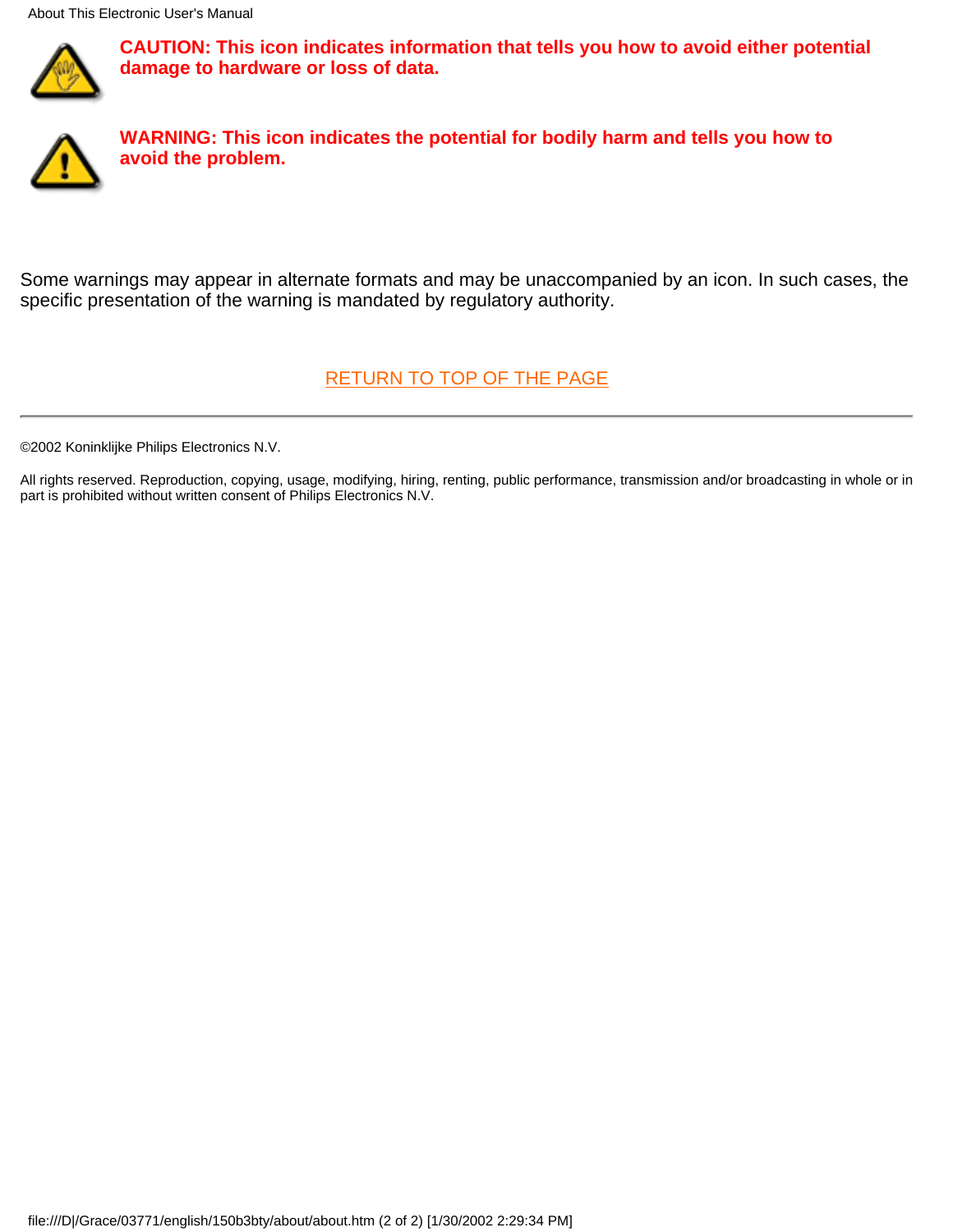**CAUTION: This icon indicates information that tells you how to avoid either potential damage to hardware or loss of data.**

**WARNING: This icon indicates the potential for bodily harm and tells you how to avoid the problem.**

Some warnings may appear in alternate formats and may be unaccompanied by an icon. In such cases, the specific presentation of the warning is mandated by regulatory authority.

RETURN TO TOP OF THE PAGE

---

©2002 Koninklijke Philips Electronics N.V.

All rights reserved. Reproduction, copying, usage, modifying, hiring, renting, public performance, transmission and/or broadcasting in whole or in part is prohibited without written consent of Philips Electronics N.V.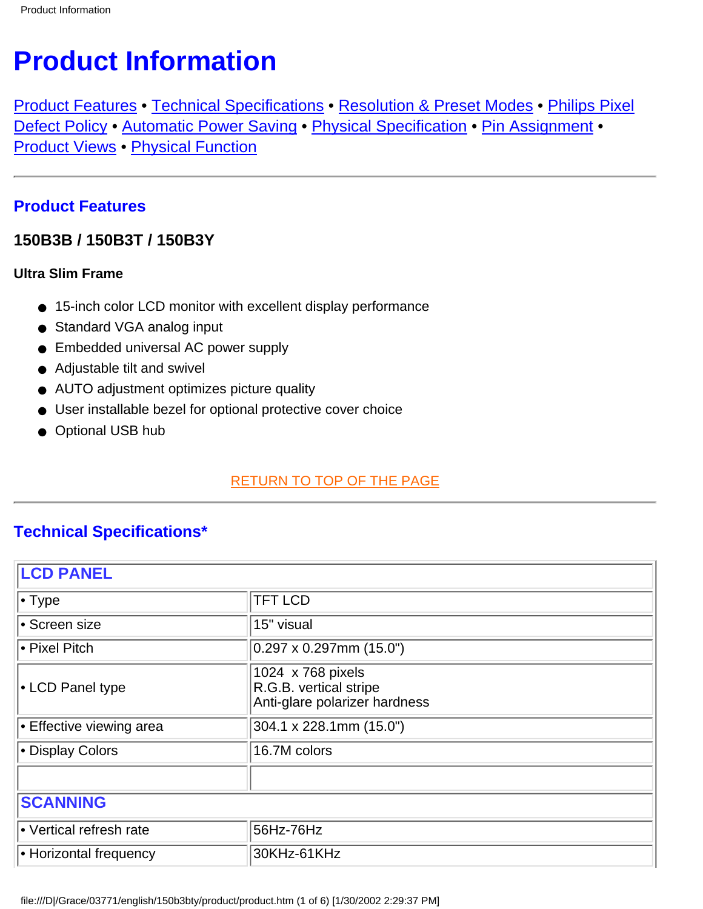# Product Information

Product Features • Technical Specifications • Resolution & Preset Modes • Philips Pixel Defect Policy • Automatic Power Saving • Physical Specification • Pin Assignment • Product Views • Physical Function

---

## Product Features

### 150B3B / 150B3T / 150B3Y

**Ultra Slim Frame**

- 15-inch color LCD monitor with excellent display performance
- Standard VGA analog input
- Embedded universal AC power supply
- Adjustable tilt and swivel
- AUTO adjustment optimizes picture quality
- User installable bezel for optional protective cover choice
- Optional USB hub

RETURN TO TOP OF THE PAGE

---

## Technical Specifications*

| LCD PANEL | |
|---|---|
| • Type | TFT LCD |
| • Screen size | 15" visual |
| • Pixel Pitch | 0.297 x 0.297mm (15.0") |
| • LCD Panel type | 1024 x 768 pixels<br>R.G.B. vertical stripe<br>Anti-glare polarizer hardness |
| • Effective viewing area | 304.1 x 228.1mm (15.0") |
| • Display Colors | 16.7M colors |
| | |
| **SCANNING** | |
| • Vertical refresh rate | 56Hz-76Hz |
| • Horizontal frequency | 30KHz-61KHz |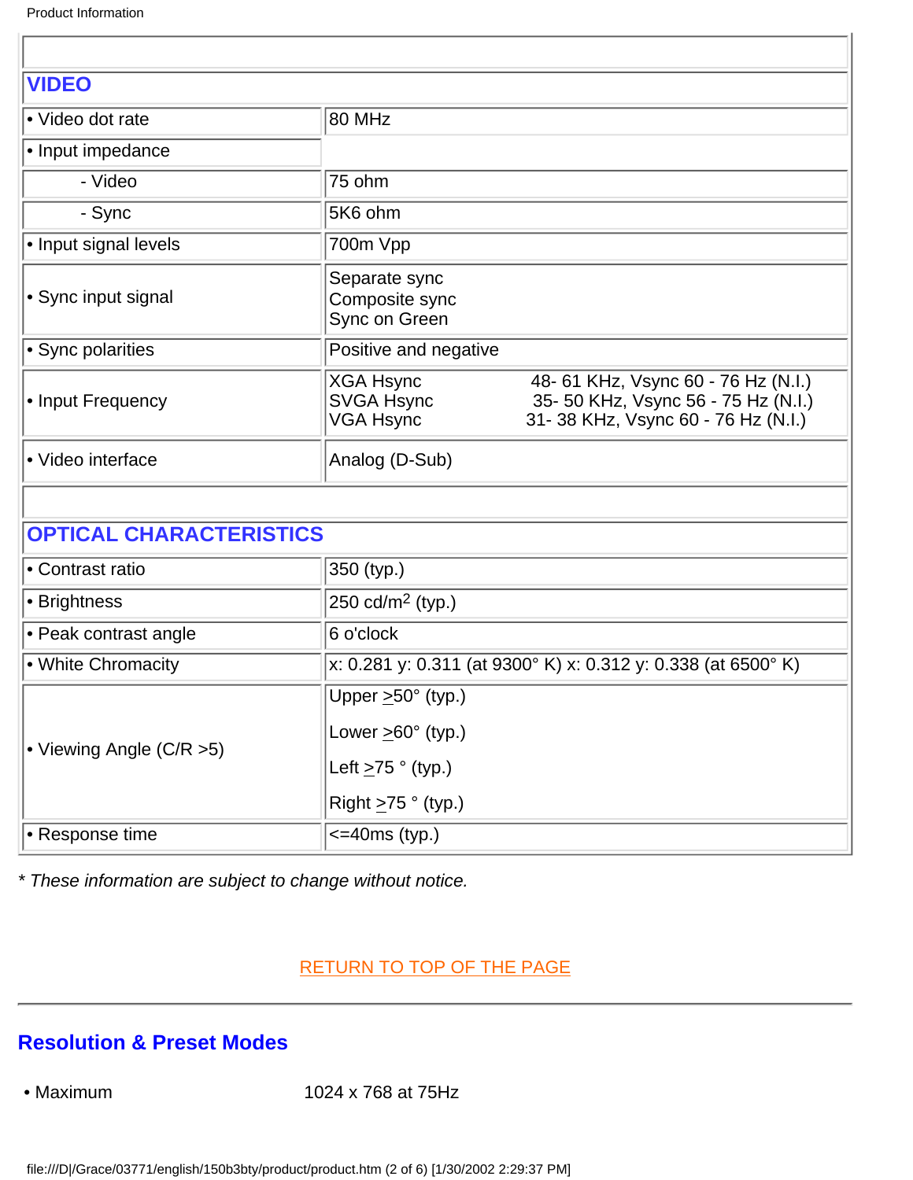| VIDEO | |
|---|---|
| • Video dot rate | 80 MHz |
| • Input impedance | |
| - Video | 75 ohm |
| - Sync | 5K6 ohm |
| • Input signal levels | 700m Vpp |
| • Sync input signal | Separate sync<br>Composite sync<br>Sync on Green |
| • Sync polarities | Positive and negative |
| • Input Frequency | XGA Hsync 48- 61 KHz, Vsync 60 - 76 Hz (N.I.)<br>SVGA Hsync 35- 50 KHz, Vsync 56 - 75 Hz (N.I.)<br>VGA Hsync 31- 38 KHz, Vsync 60 - 76 Hz (N.I.) |
| • Video interface | Analog (D-Sub) |

| OPTICAL CHARACTERISTICS | |
|---|---|
| • Contrast ratio | 350 (typ.) |
| • Brightness | 250 cd/m$^2$ (typ.) |
| • Peak contrast angle | 6 o'clock |
| • White Chromacity | x: 0.281 y: 0.311 (at 9300° K) x: 0.312 y: 0.338 (at 6500° K) |
| • Viewing Angle (C/R >5) | Upper ≥50° (typ.)<br>Lower ≥60° (typ.)<br>Left ≥75 ° (typ.)<br>Right ≥75 ° (typ.) |
| • Response time | <=40ms (typ.) |

*\* These information are subject to change without notice.*

RETURN TO TOP OF THE PAGE

---

## Resolution & Preset Modes

• Maximum 1024 x 768 at 75Hz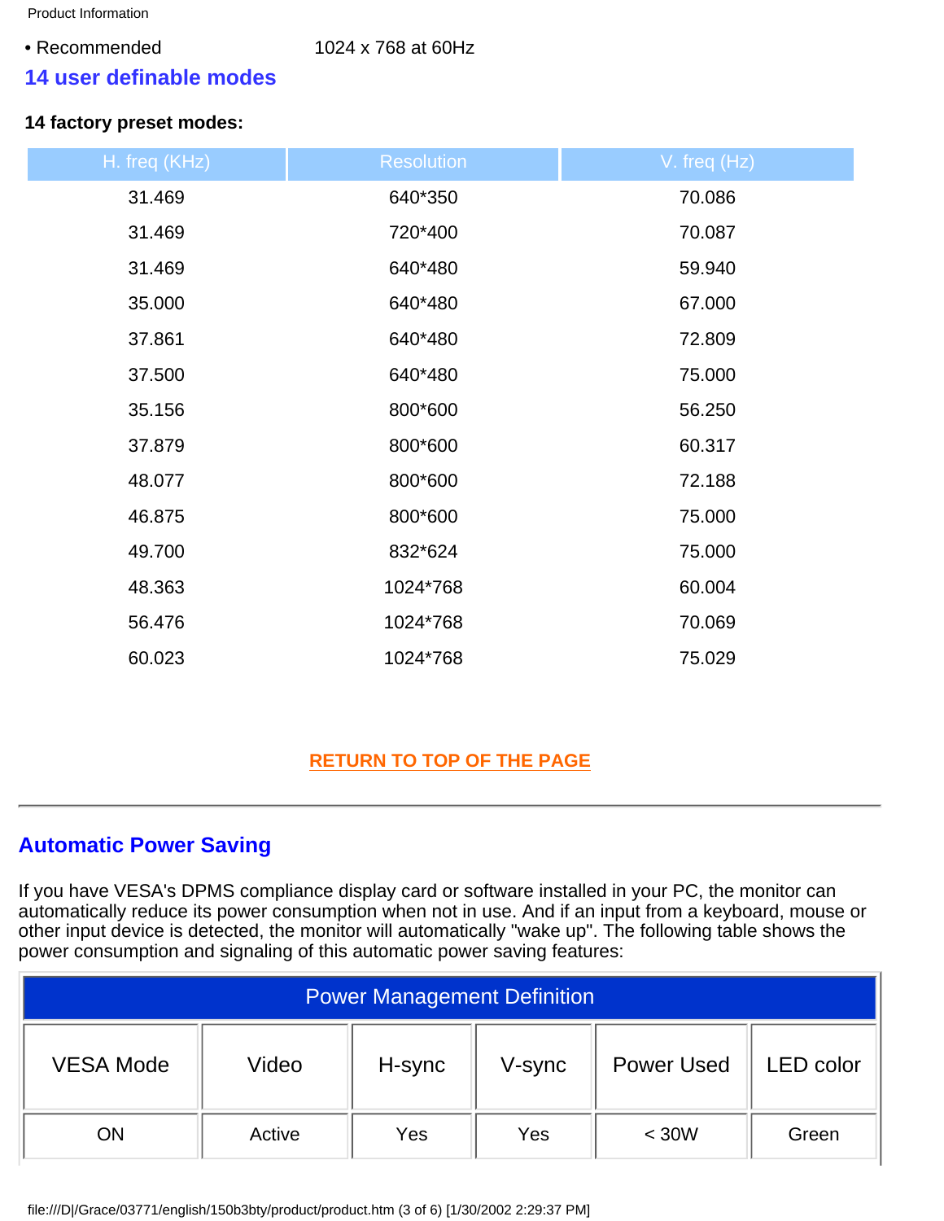• Recommended 1024 x 768 at 60Hz

## 14 user definable modes

**14 factory preset modes:**

| H. freq (KHz) | Resolution | V. freq (Hz) |
|---|---|---|
| 31.469 | 640*350 | 70.086 |
| 31.469 | 720*400 | 70.087 |
| 31.469 | 640*480 | 59.940 |
| 35.000 | 640*480 | 67.000 |
| 37.861 | 640*480 | 72.809 |
| 37.500 | 640*480 | 75.000 |
| 35.156 | 800*600 | 56.250 |
| 37.879 | 800*600 | 60.317 |
| 48.077 | 800*600 | 72.188 |
| 46.875 | 800*600 | 75.000 |
| 49.700 | 832*624 | 75.000 |
| 48.363 | 1024*768 | 60.004 |
| 56.476 | 1024*768 | 70.069 |
| 60.023 | 1024*768 | 75.029 |

RETURN TO TOP OF THE PAGE

---

## Automatic Power Saving

If you have VESA's DPMS compliance display card or software installed in your PC, the monitor can automatically reduce its power consumption when not in use. And if an input from a keyboard, mouse or other input device is detected, the monitor will automatically "wake up". The following table shows the power consumption and signaling of this automatic power saving features:

| Power Management Definition | | | | | |
|---|---|---|---|---|---|
| VESA Mode | Video | H-sync | V-sync | Power Used | LED color |
| ON | Active | Yes | Yes | < 30W | Green |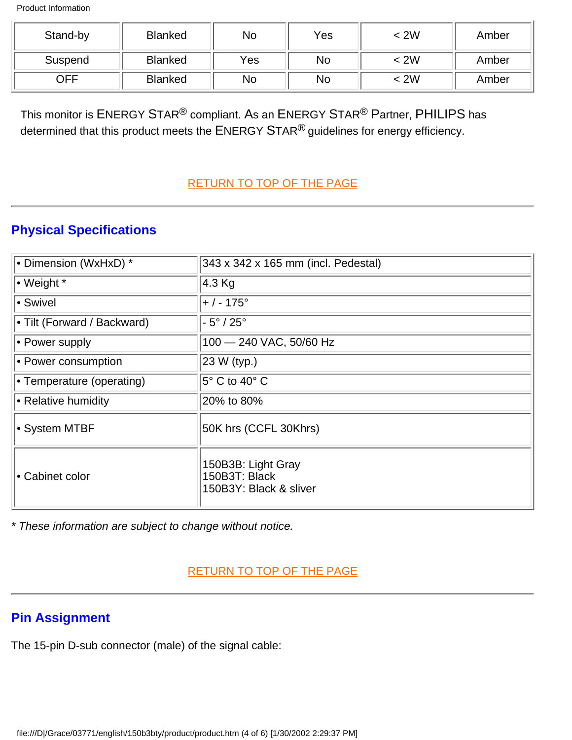| Stand-by | Blanked | No | Yes | < 2W | Amber |
|---|---|---|---|---|---|
| Suspend | Blanked | Yes | No | < 2W | Amber |
| OFF | Blanked | No | No | < 2W | Amber |

This monitor is ENERGY STAR® compliant. As an ENERGY STAR® Partner, PHILIPS has determined that this product meets the ENERGY STAR® guidelines for energy efficiency.

RETURN TO TOP OF THE PAGE

---

## Physical Specifications

| • Dimension (WxHxD) * | 343 x 342 x 165 mm (incl. Pedestal) |
|---|---|
| • Weight * | 4.3 Kg |
| • Swivel | + / - 175° |
| • Tilt (Forward / Backward) | - 5° / 25° |
| • Power supply | 100 — 240 VAC, 50/60 Hz |
| • Power consumption | 23 W (typ.) |
| • Temperature (operating) | 5° C to 40° C |
| • Relative humidity | 20% to 80% |
| • System MTBF | 50K hrs (CCFL 30Khrs) |
| • Cabinet color | 150B3B: Light Gray<br>150B3T: Black<br>150B3Y: Black & sliver |

*\* These information are subject to change without notice.*

RETURN TO TOP OF THE PAGE

---

## Pin Assignment

The 15-pin D-sub connector (male) of the signal cable: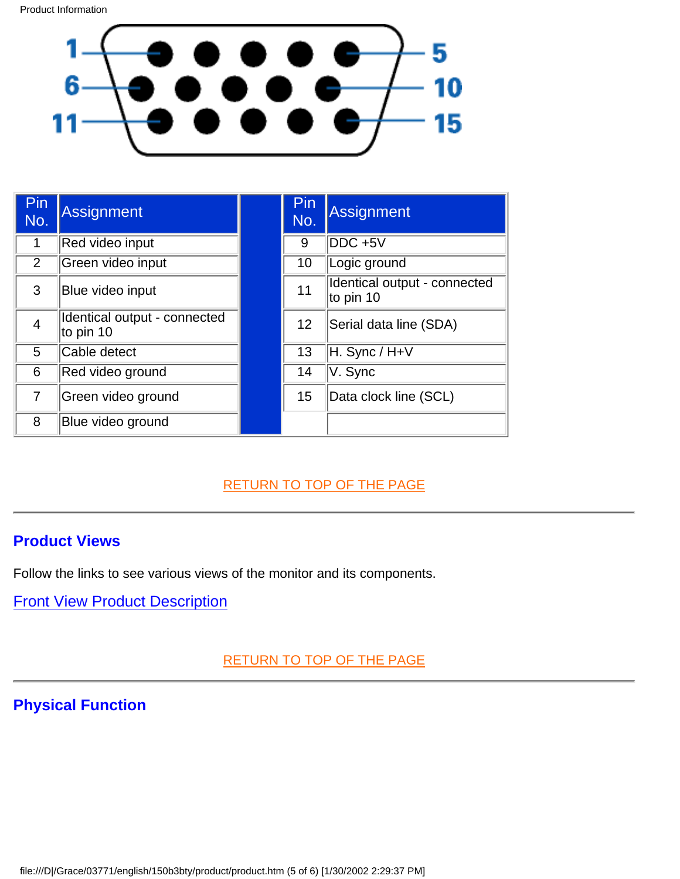| Pin No. | Assignment | | Pin No. | Assignment |
|---|---|---|---|---|
| 1 | Red video input | | 9 | DDC +5V |
| 2 | Green video input | | 10 | Logic ground |
| 3 | Blue video input | | 11 | Identical output - connected to pin 10 |
| 4 | Identical output - connected to pin 10 | | 12 | Serial data line (SDA) |
| 5 | Cable detect | | 13 | H. Sync / H+V |
| 6 | Red video ground | | 14 | V. Sync |
| 7 | Green video ground | | 15 | Data clock line (SCL) |
| 8 | Blue video ground | | | |

RETURN TO TOP OF THE PAGE

---

## Product Views

Follow the links to see various views of the monitor and its components.

Front View Product Description

RETURN TO TOP OF THE PAGE

---

## Physical Function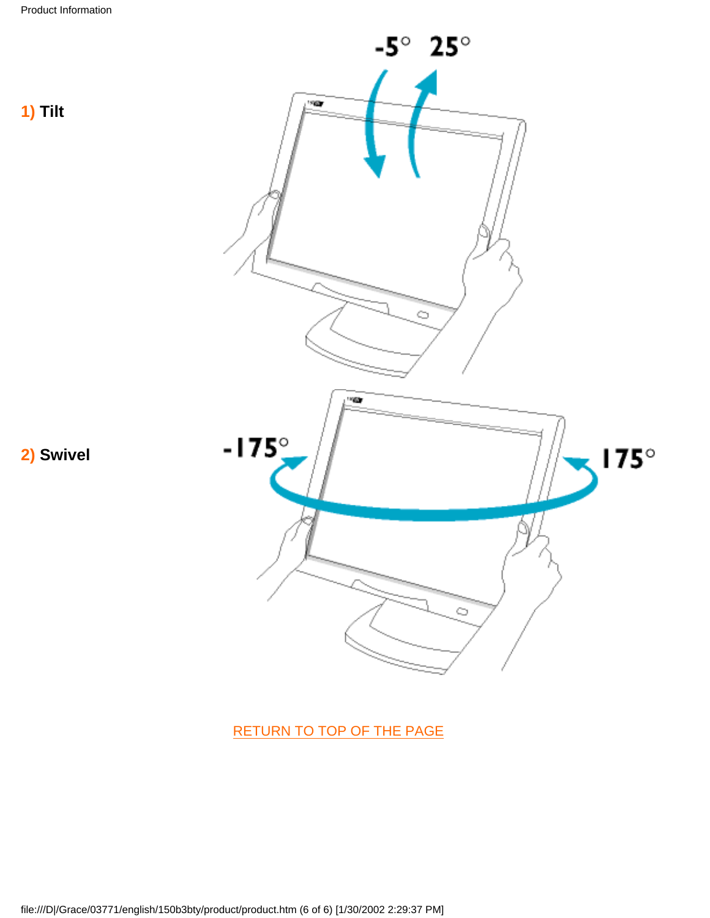**1) Tilt**

**2) Swivel**

RETURN TO TOP OF THE PAGE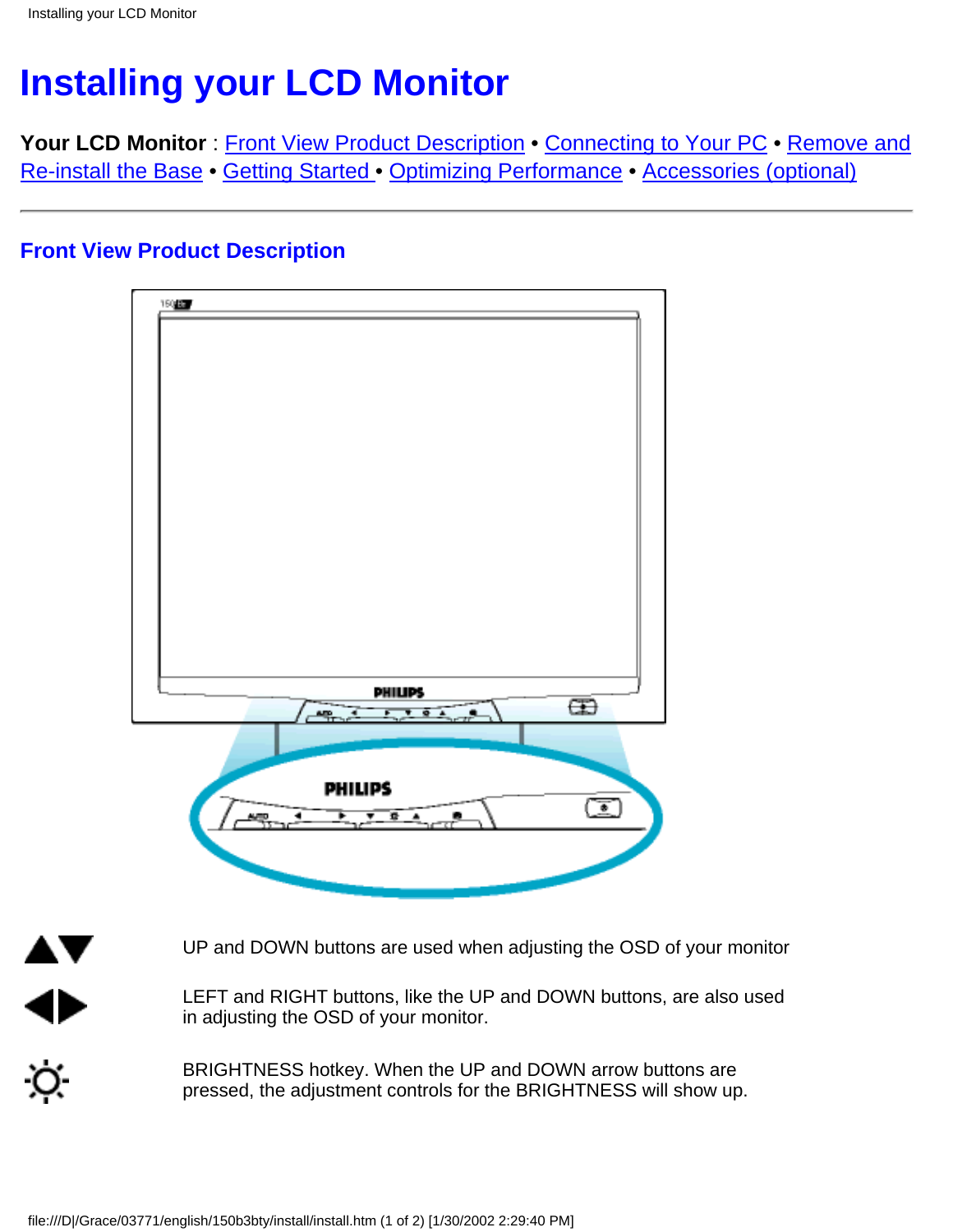# Installing your LCD Monitor

**Your LCD Monitor** : Front View Product Description • Connecting to Your PC • Remove and Re-install the Base • Getting Started • Optimizing Performance • Accessories (optional)

---

### Front View Product Description

| | |
|---|---|
| ▲▼ | UP and DOWN buttons are used when adjusting the OSD of your monitor |
| ◀▶ | LEFT and RIGHT buttons, like the UP and DOWN buttons, are also used in adjusting the OSD of your monitor. |
| ☼ | BRIGHTNESS hotkey. When the UP and DOWN arrow buttons are pressed, the adjustment controls for the BRIGHTNESS will show up. |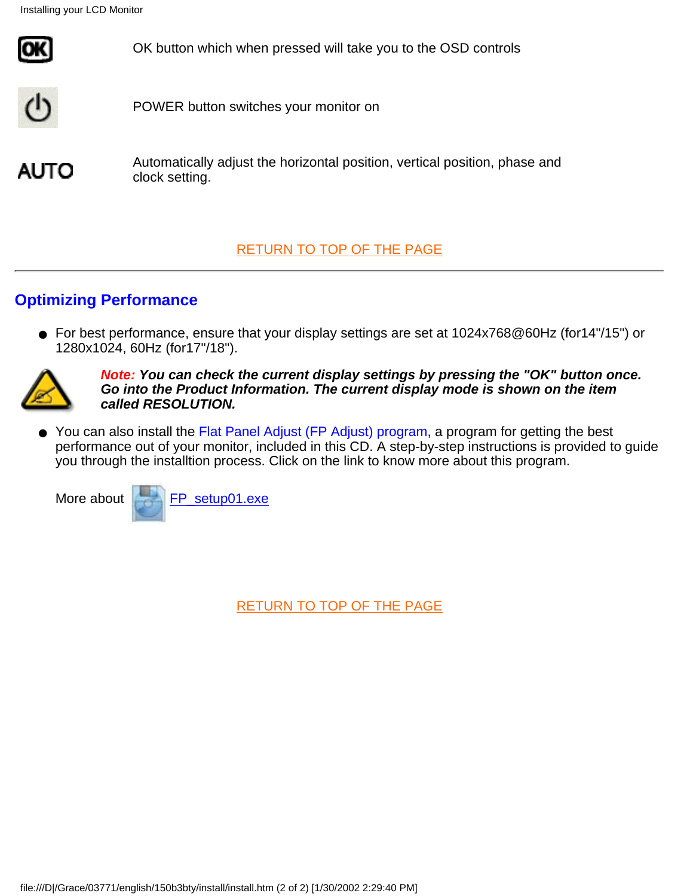| | |
|---|---|
| OK | OK button which when pressed will take you to the OSD controls |
| | POWER button switches your monitor on |
| AUTO | Automatically adjust the horizontal position, vertical position, phase and clock setting. |

RETURN TO TOP OF THE PAGE

---

## Optimizing Performance

- For best performance, ensure that your display settings are set at 1024x768@60Hz (for14"/15") or 1280x1024, 60Hz (for17"/18").

***Note:* You can check the current display settings by pressing the "OK" button once. Go into the Product Information. The current display mode is shown on the item called RESOLUTION.**

- You can also install the Flat Panel Adjust (FP Adjust) program, a program for getting the best performance out of your monitor, included in this CD. A step-by-step instructions is provided to guide you through the installtion process. Click on the link to know more about this program.

More about FP_setup01.exe

RETURN TO TOP OF THE PAGE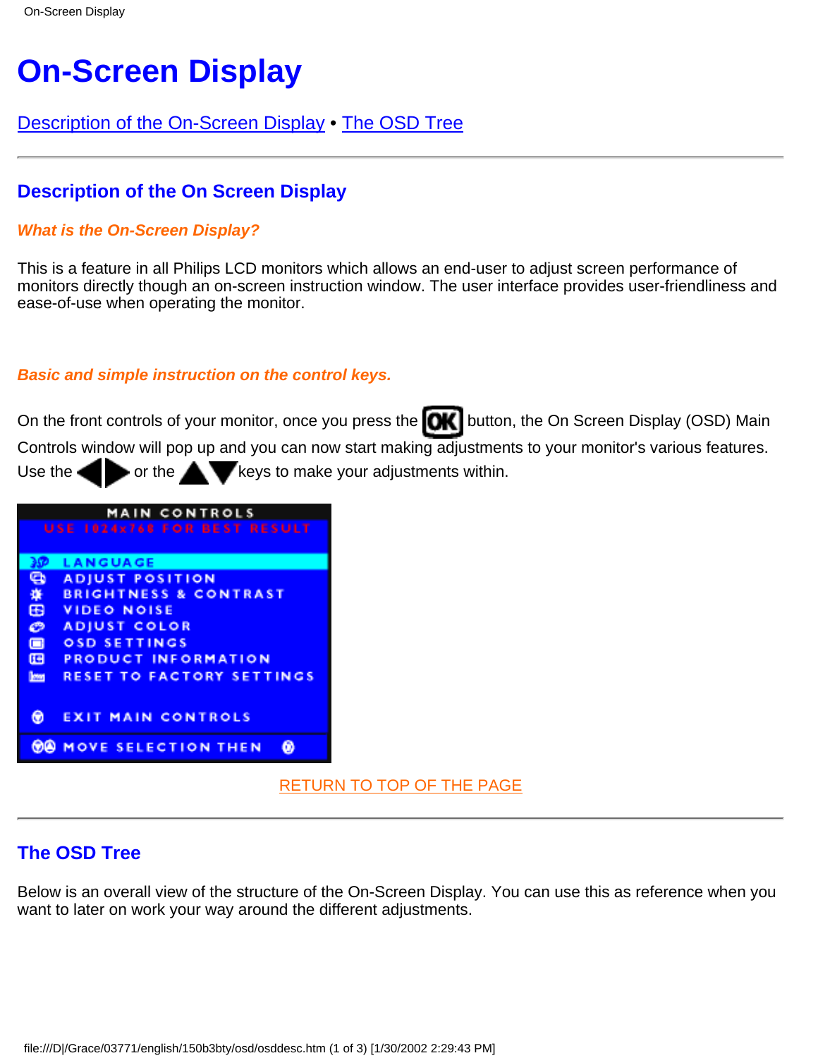# On-Screen Display

Description of the On-Screen Display • The OSD Tree

---

## Description of the On Screen Display

### *What is the On-Screen Display?*

This is a feature in all Philips LCD monitors which allows an end-user to adjust screen performance of monitors directly though an on-screen instruction window. The user interface provides user-friendliness and ease-of-use when operating the monitor.

### *Basic and simple instruction on the control keys.*

On the front controls of your monitor, once you press the OK button, the On Screen Display (OSD) Main Controls window will pop up and you can now start making adjustments to your monitor's various features. Use the ◀▶ or the ▲▼ keys to make your adjustments within.

MAIN CONTROLS
USE 1024x768 FOR BEST RESULT

- LANGUAGE
- ADJUST POSITION
- BRIGHTNESS & CONTRAST
- VIDEO NOISE
- ADJUST COLOR
- OSD SETTINGS
- PRODUCT INFORMATION
- RESET TO FACTORY SETTINGS

- EXIT MAIN CONTROLS

MOVE SELECTION THEN

RETURN TO TOP OF THE PAGE

---

## The OSD Tree

Below is an overall view of the structure of the On-Screen Display. You can use this as reference when you want to later on work your way around the different adjustments.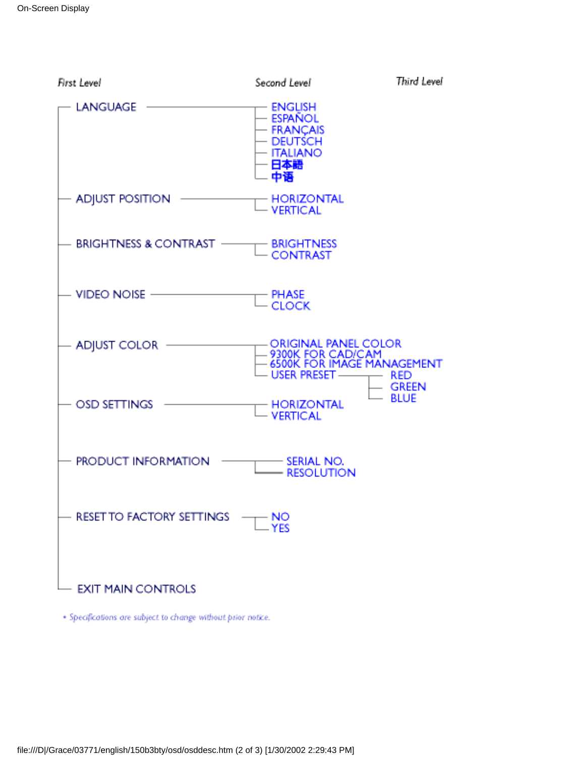| First Level | Second Level | Third Level |
| --- | --- | --- |
| LANGUAGE | ENGLISH | |
| | ESPAÑOL | |
| | FRANÇAIS | |
| | DEUTSCH | |
| | ITALIANO | |
| | 日本語 | |
| | 中语 | |
| ADJUST POSITION | HORIZONTAL | |
| | VERTICAL | |
| BRIGHTNESS & CONTRAST | BRIGHTNESS | |
| | CONTRAST | |
| VIDEO NOISE | PHASE | |
| | CLOCK | |
| ADJUST COLOR | ORIGINAL PANEL COLOR | |
| | 9300K FOR CAD/CAM | |
| | 6500K FOR IMAGE MANAGEMENT | |
| | USER PRESET | RED |
| | | GREEN |
| | | BLUE |
| OSD SETTINGS | HORIZONTAL | |
| | VERTICAL | |
| PRODUCT INFORMATION | SERIAL NO. | |
| | RESOLUTION | |
| RESET TO FACTORY SETTINGS | NO | |
| | YES | |
| EXIT MAIN CONTROLS | | |

• Specifications are subject to change without prior notice.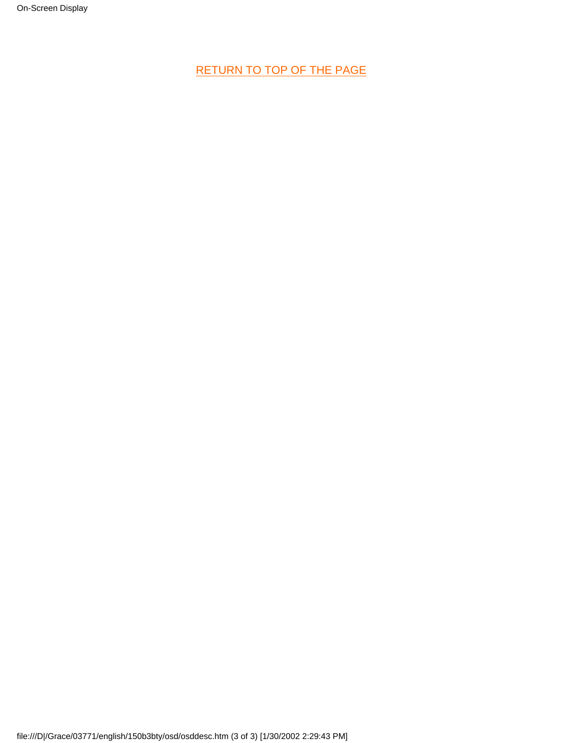RETURN TO TOP OF THE PAGE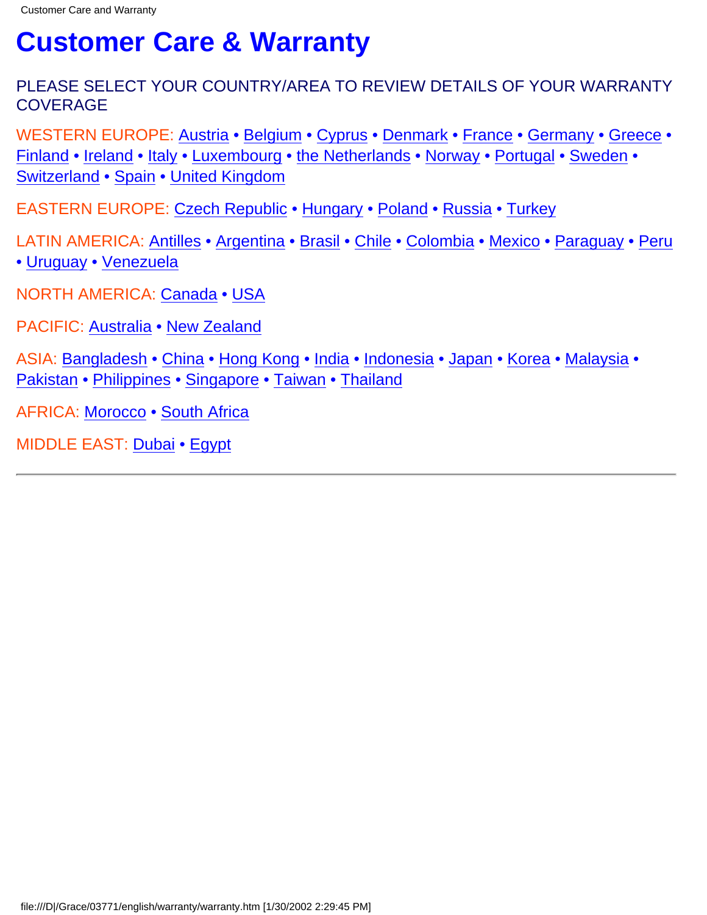# Customer Care & Warranty

PLEASE SELECT YOUR COUNTRY/AREA TO REVIEW DETAILS OF YOUR WARRANTY COVERAGE

WESTERN EUROPE: Austria • Belgium • Cyprus • Denmark • France • Germany • Greece • Finland • Ireland • Italy • Luxembourg • the Netherlands • Norway • Portugal • Sweden • Switzerland • Spain • United Kingdom

EASTERN EUROPE: Czech Republic • Hungary • Poland • Russia • Turkey

LATIN AMERICA: Antilles • Argentina • Brasil • Chile • Colombia • Mexico • Paraguay • Peru • Uruguay • Venezuela

NORTH AMERICA: Canada • USA

PACIFIC: Australia • New Zealand

ASIA: Bangladesh • China • Hong Kong • India • Indonesia • Japan • Korea • Malaysia • Pakistan • Philippines • Singapore • Taiwan • Thailand

AFRICA: Morocco • South Africa

MIDDLE EAST: Dubai • Egypt

---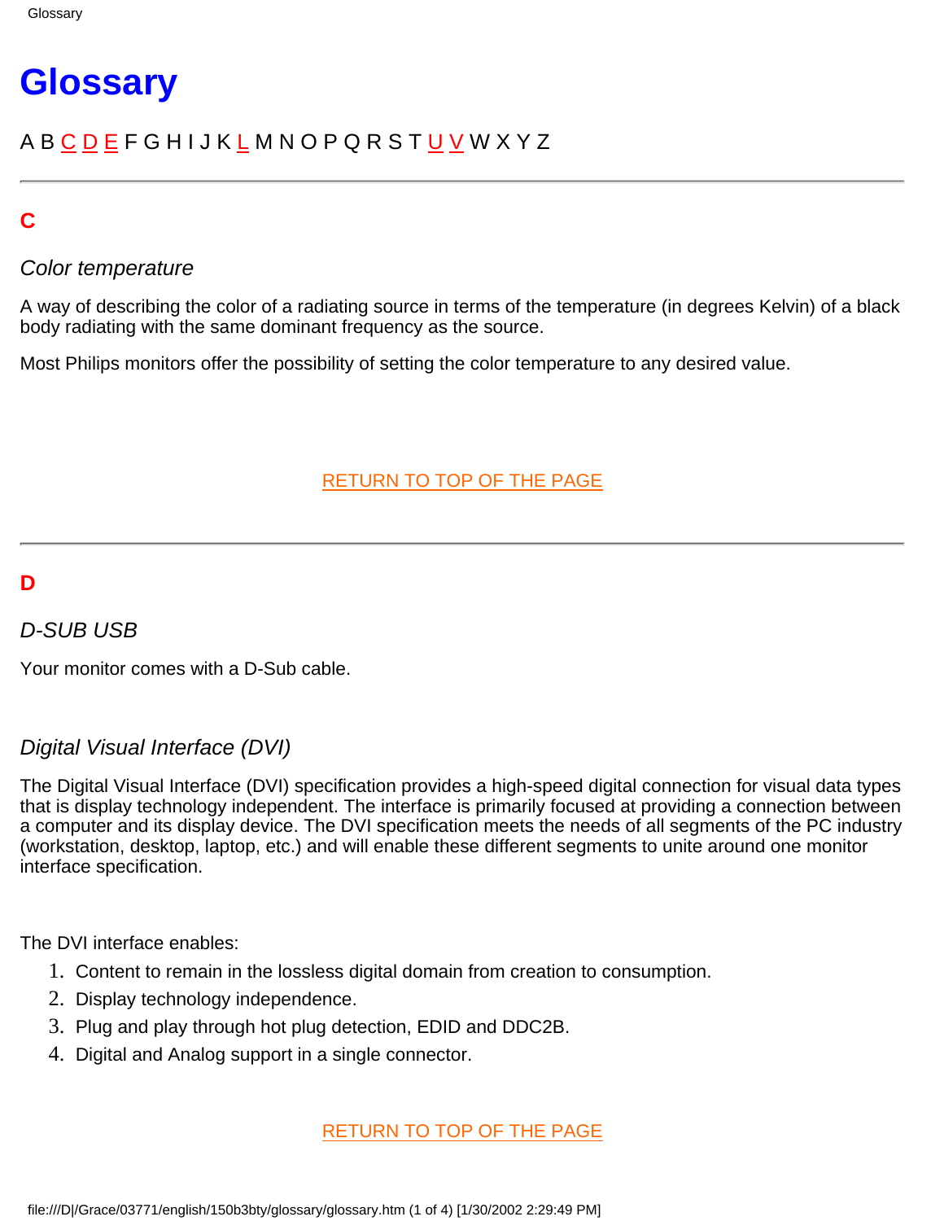# Glossary

A B C D E F G H I J K L M N O P Q R S T U V W X Y Z

---

## C

### *Color temperature*

A way of describing the color of a radiating source in terms of the temperature (in degrees Kelvin) of a black body radiating with the same dominant frequency as the source.

Most Philips monitors offer the possibility of setting the color temperature to any desired value.

RETURN TO TOP OF THE PAGE

---

## D

### *D-SUB USB*

Your monitor comes with a D-Sub cable.

### *Digital Visual Interface (DVI)*

The Digital Visual Interface (DVI) specification provides a high-speed digital connection for visual data types that is display technology independent. The interface is primarily focused at providing a connection between a computer and its display device. The DVI specification meets the needs of all segments of the PC industry (workstation, desktop, laptop, etc.) and will enable these different segments to unite around one monitor interface specification.

The DVI interface enables:

1. Content to remain in the lossless digital domain from creation to consumption.
2. Display technology independence.
3. Plug and play through hot plug detection, EDID and DDC2B.
4. Digital and Analog support in a single connector.

RETURN TO TOP OF THE PAGE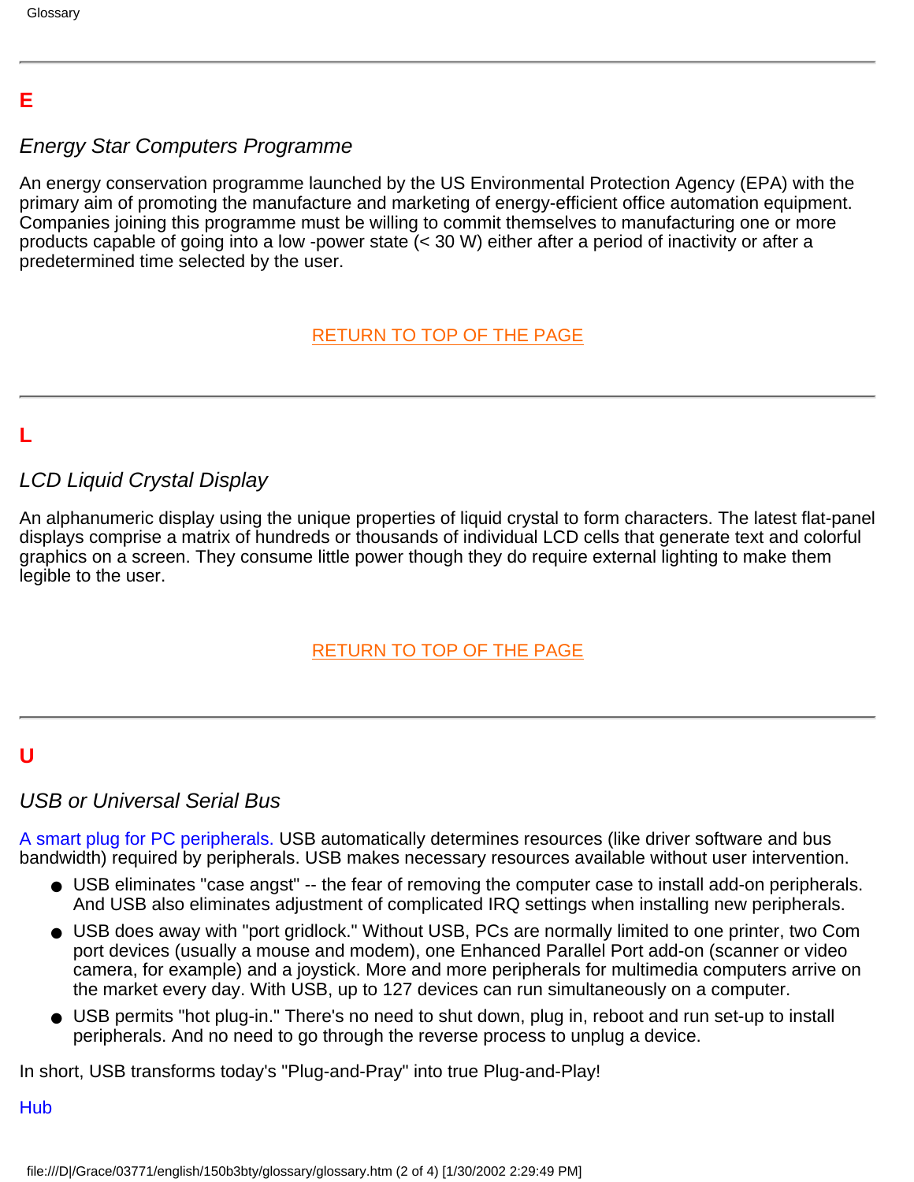## E

### *Energy Star Computers Programme*

An energy conservation programme launched by the US Environmental Protection Agency (EPA) with the primary aim of promoting the manufacture and marketing of energy-efficient office automation equipment. Companies joining this programme must be willing to commit themselves to manufacturing one or more products capable of going into a low -power state (< 30 W) either after a period of inactivity or after a predetermined time selected by the user.

RETURN TO TOP OF THE PAGE

## L

### *LCD Liquid Crystal Display*

An alphanumeric display using the unique properties of liquid crystal to form characters. The latest flat-panel displays comprise a matrix of hundreds or thousands of individual LCD cells that generate text and colorful graphics on a screen. They consume little power though they do require external lighting to make them legible to the user.

RETURN TO TOP OF THE PAGE

## U

### *USB or Universal Serial Bus*

A smart plug for PC peripherals. USB automatically determines resources (like driver software and bus bandwidth) required by peripherals. USB makes necessary resources available without user intervention.

- USB eliminates "case angst" -- the fear of removing the computer case to install add-on peripherals. And USB also eliminates adjustment of complicated IRQ settings when installing new peripherals.
- USB does away with "port gridlock." Without USB, PCs are normally limited to one printer, two Com port devices (usually a mouse and modem), one Enhanced Parallel Port add-on (scanner or video camera, for example) and a joystick. More and more peripherals for multimedia computers arrive on the market every day. With USB, up to 127 devices can run simultaneously on a computer.
- USB permits "hot plug-in." There's no need to shut down, plug in, reboot and run set-up to install peripherals. And no need to go through the reverse process to unplug a device.

In short, USB transforms today's "Plug-and-Pray" into true Plug-and-Play!

Hub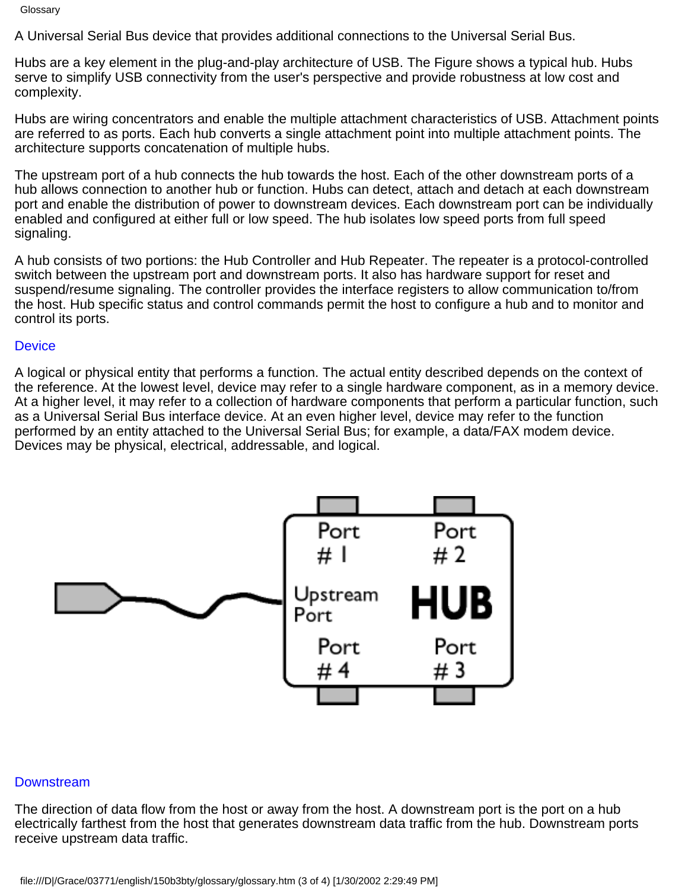A Universal Serial Bus device that provides additional connections to the Universal Serial Bus.

Hubs are a key element in the plug-and-play architecture of USB. The Figure shows a typical hub. Hubs serve to simplify USB connectivity from the user's perspective and provide robustness at low cost and complexity.

Hubs are wiring concentrators and enable the multiple attachment characteristics of USB. Attachment points are referred to as ports. Each hub converts a single attachment point into multiple attachment points. The architecture supports concatenation of multiple hubs.

The upstream port of a hub connects the hub towards the host. Each of the other downstream ports of a hub allows connection to another hub or function. Hubs can detect, attach and detach at each downstream port and enable the distribution of power to downstream devices. Each downstream port can be individually enabled and configured at either full or low speed. The hub isolates low speed ports from full speed signaling.

A hub consists of two portions: the Hub Controller and Hub Repeater. The repeater is a protocol-controlled switch between the upstream port and downstream ports. It also has hardware support for reset and suspend/resume signaling. The controller provides the interface registers to allow communication to/from the host. Hub specific status and control commands permit the host to configure a hub and to monitor and control its ports.

## Device

A logical or physical entity that performs a function. The actual entity described depends on the context of the reference. At the lowest level, device may refer to a single hardware component, as in a memory device. At a higher level, it may refer to a collection of hardware components that perform a particular function, such as a Universal Serial Bus interface device. At an even higher level, device may refer to the function performed by an entity attached to the Universal Serial Bus; for example, a data/FAX modem device. Devices may be physical, electrical, addressable, and logical.

## Downstream

The direction of data flow from the host or away from the host. A downstream port is the port on a hub electrically farthest from the host that generates downstream data traffic from the hub. Downstream ports receive upstream data traffic.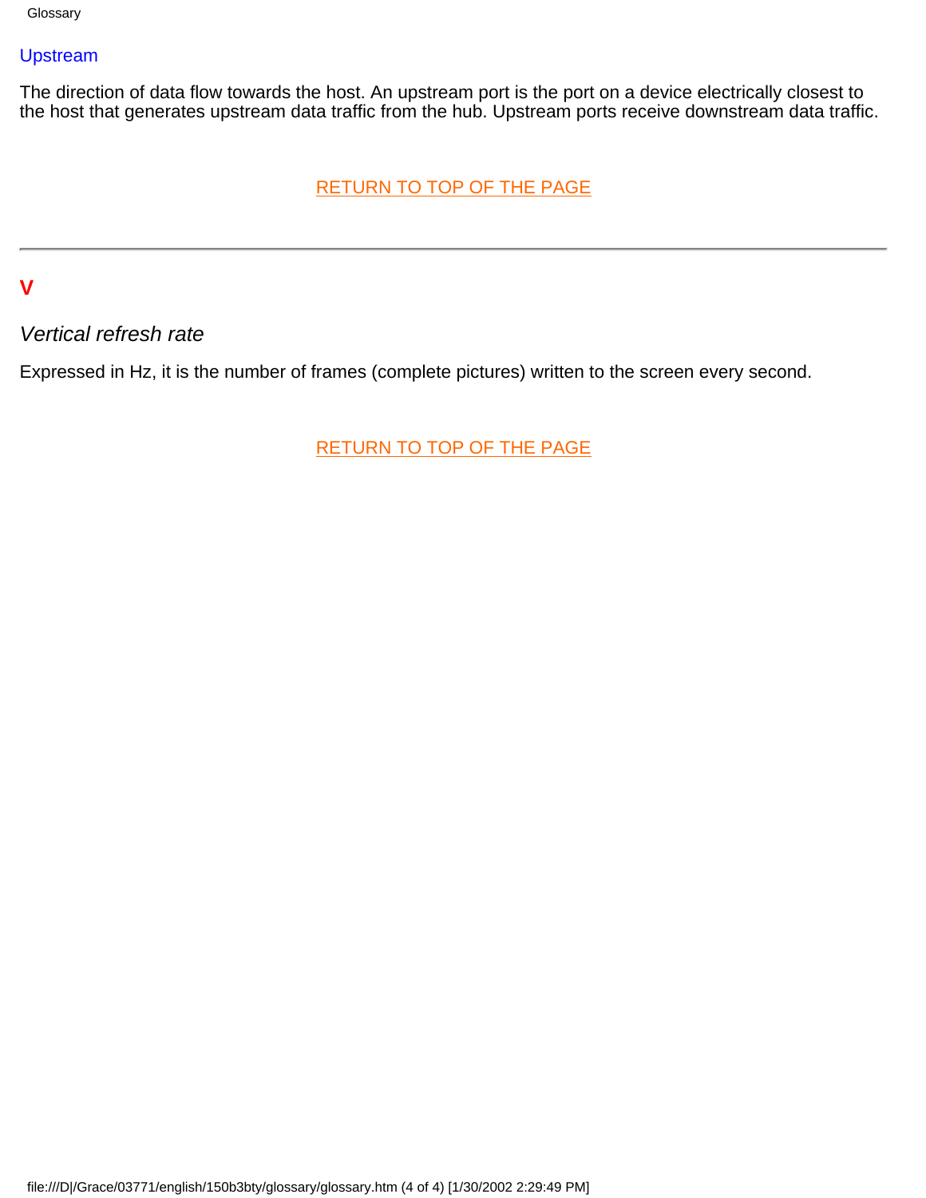### Upstream

The direction of data flow towards the host. An upstream port is the port on a device electrically closest to the host that generates upstream data traffic from the hub. Upstream ports receive downstream data traffic.

RETURN TO TOP OF THE PAGE

---

## V

### *Vertical refresh rate*

Expressed in Hz, it is the number of frames (complete pictures) written to the screen every second.

RETURN TO TOP OF THE PAGE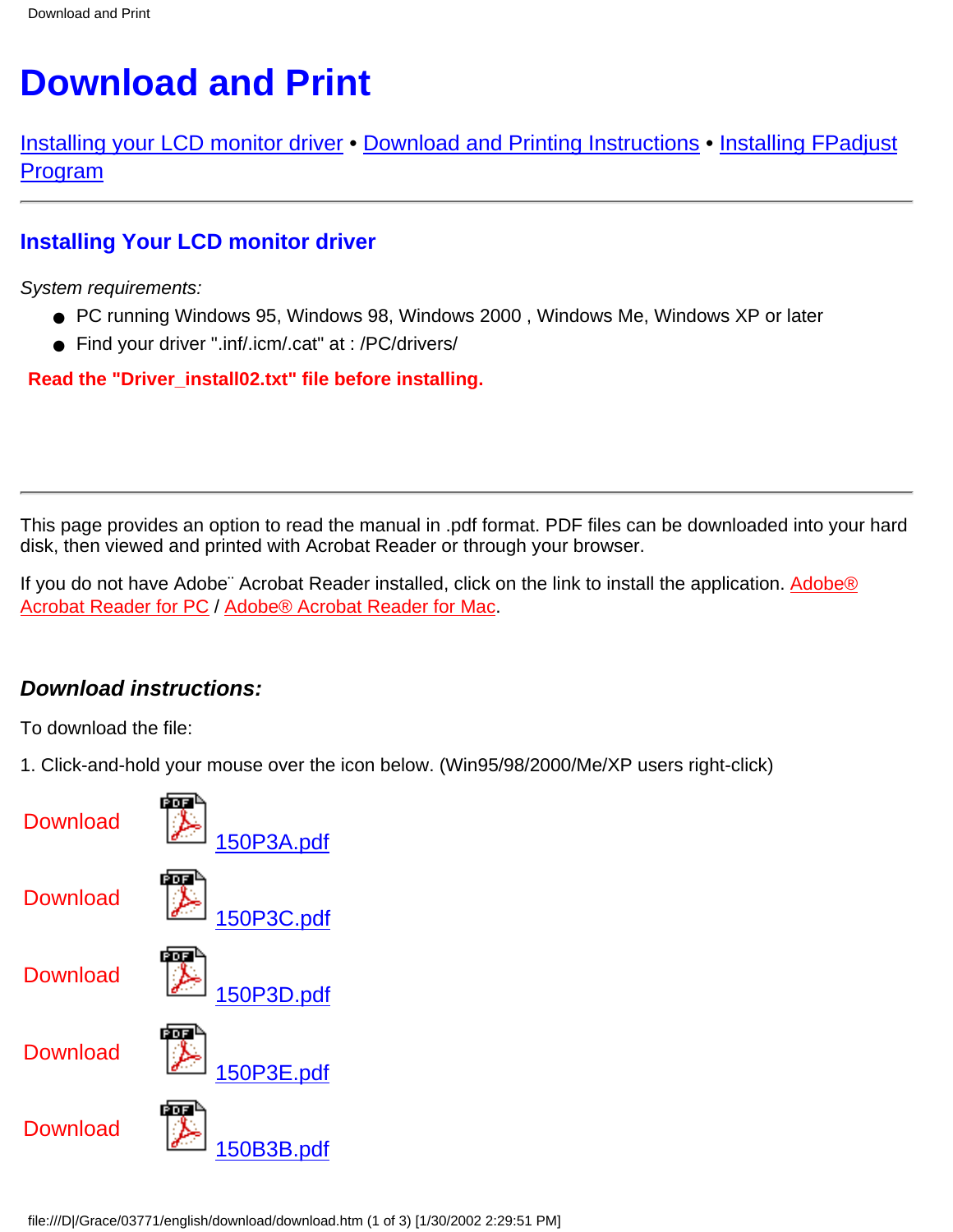# Download and Print

Installing your LCD monitor driver • Download and Printing Instructions • Installing FPadjust Program

---

## Installing Your LCD monitor driver

*System requirements:*

- PC running Windows 95, Windows 98, Windows 2000 , Windows Me, Windows XP or later
- Find your driver ".inf/.icm/.cat" at : /PC/drivers/

**Read the "Driver_install02.txt" file before installing.**

---

This page provides an option to read the manual in .pdf format. PDF files can be downloaded into your hard disk, then viewed and printed with Acrobat Reader or through your browser.

If you do not have Adobe¨ Acrobat Reader installed, click on the link to install the application. Adobe® Acrobat Reader for PC / Adobe® Acrobat Reader for Mac.

### *Download instructions:*

To download the file:

1. Click-and-hold your mouse over the icon below. (Win95/98/2000/Me/XP users right-click)

Download 150P3A.pdf

Download 150P3C.pdf

Download 150P3D.pdf

Download 150P3E.pdf

Download 150B3B.pdf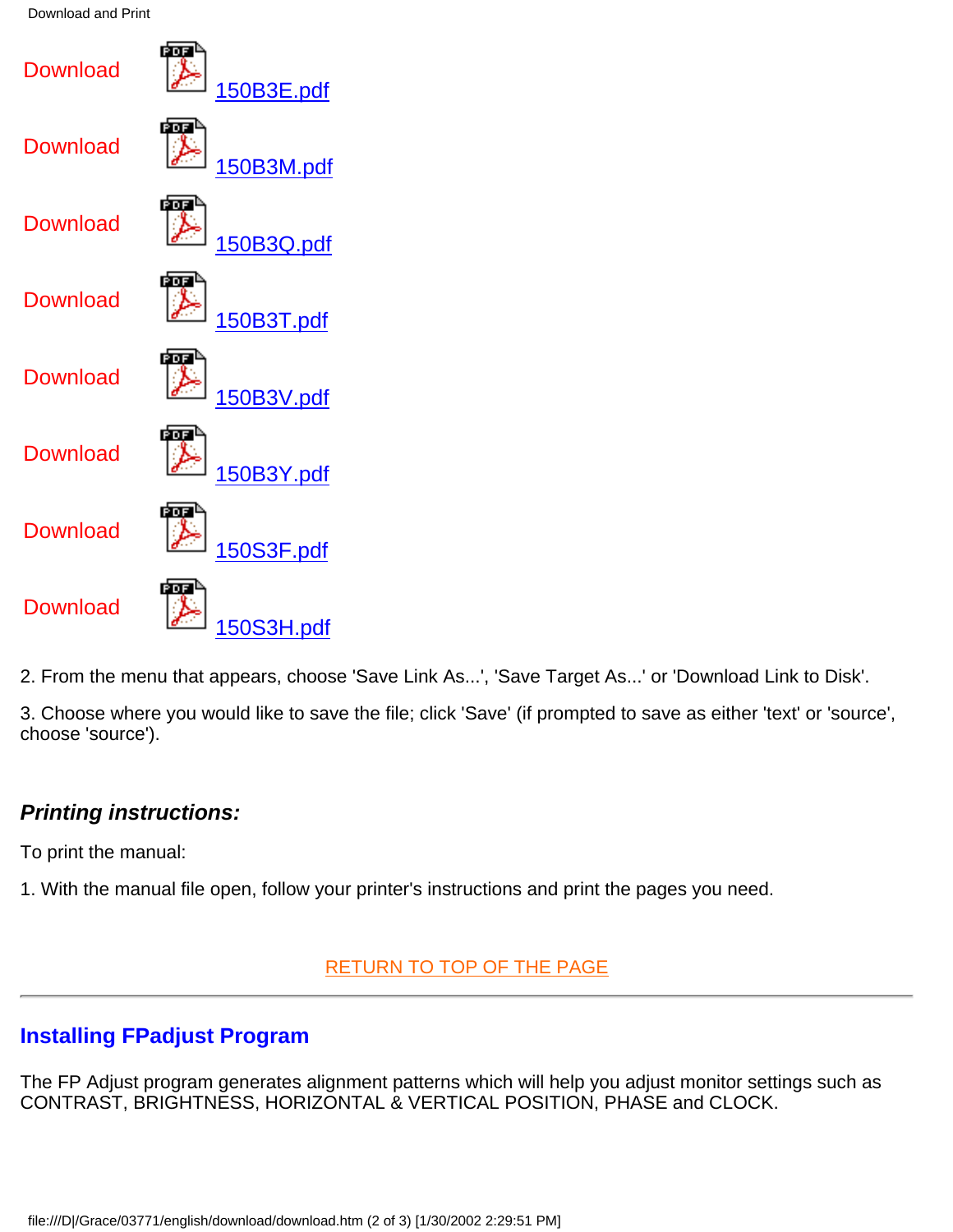Download 150B3E.pdf

Download 150B3M.pdf

Download 150B3Q.pdf

Download 150B3T.pdf

Download 150B3V.pdf

Download 150B3Y.pdf

Download 150S3F.pdf

Download 150S3H.pdf

2. From the menu that appears, choose 'Save Link As...', 'Save Target As...' or 'Download Link to Disk'.

3. Choose where you would like to save the file; click 'Save' (if prompted to save as either 'text' or 'source', choose 'source').

***Printing instructions:***

To print the manual:

1. With the manual file open, follow your printer's instructions and print the pages you need.

RETURN TO TOP OF THE PAGE

---

## Installing FPadjust Program

The FP Adjust program generates alignment patterns which will help you adjust monitor settings such as CONTRAST, BRIGHTNESS, HORIZONTAL & VERTICAL POSITION, PHASE and CLOCK.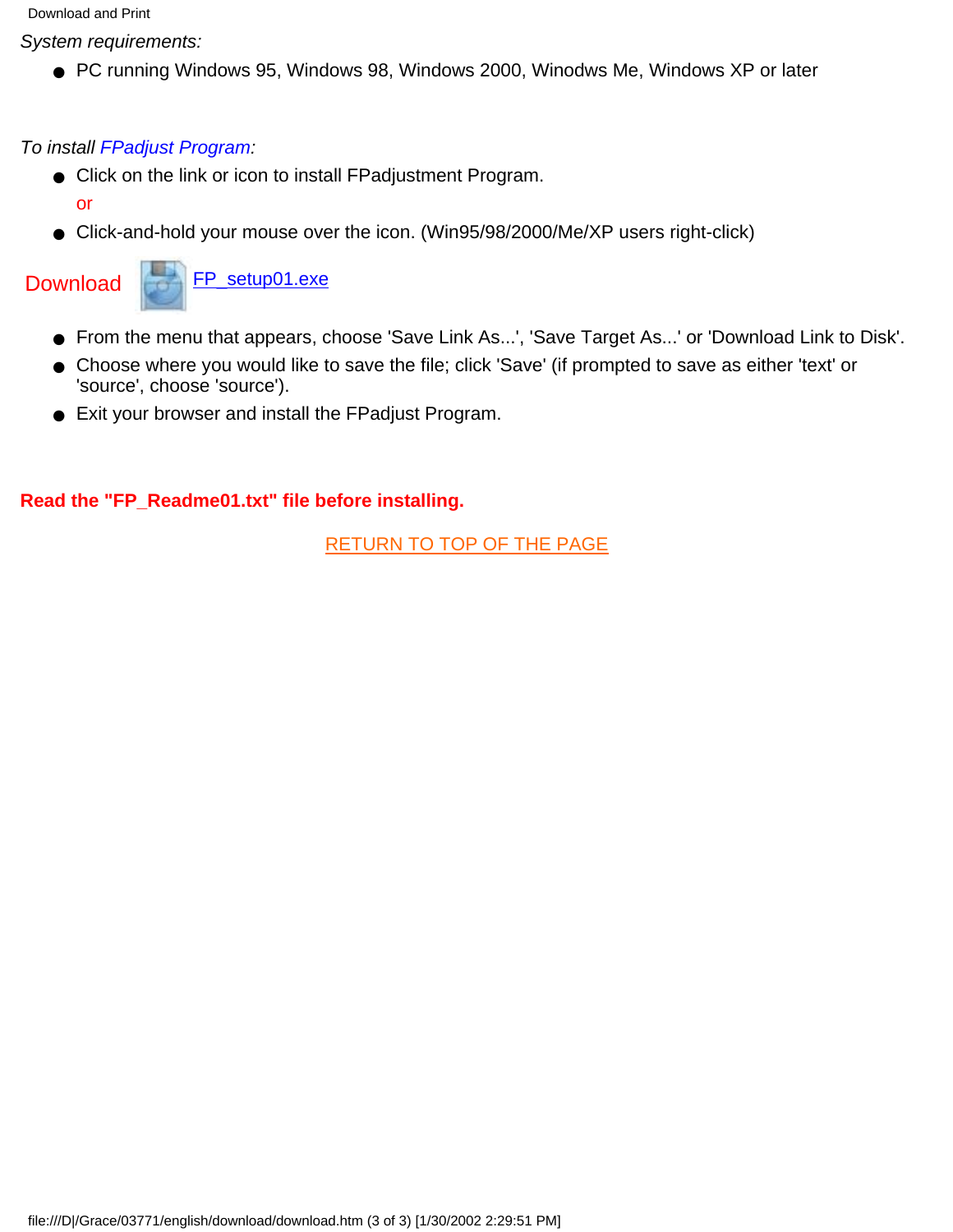*System requirements:*

- PC running Windows 95, Windows 98, Windows 2000, Winodws Me, Windows XP or later

*To install FPadjust Program:*

- Click on the link or icon to install FPadjustment Program.

  or

- Click-and-hold your mouse over the icon. (Win95/98/2000/Me/XP users right-click)

Download FP_setup01.exe

- From the menu that appears, choose 'Save Link As...', 'Save Target As...' or 'Download Link to Disk'.
- Choose where you would like to save the file; click 'Save' (if prompted to save as either 'text' or 'source', choose 'source').
- Exit your browser and install the FPadjust Program.

**Read the "FP_Readme01.txt" file before installing.**

RETURN TO TOP OF THE PAGE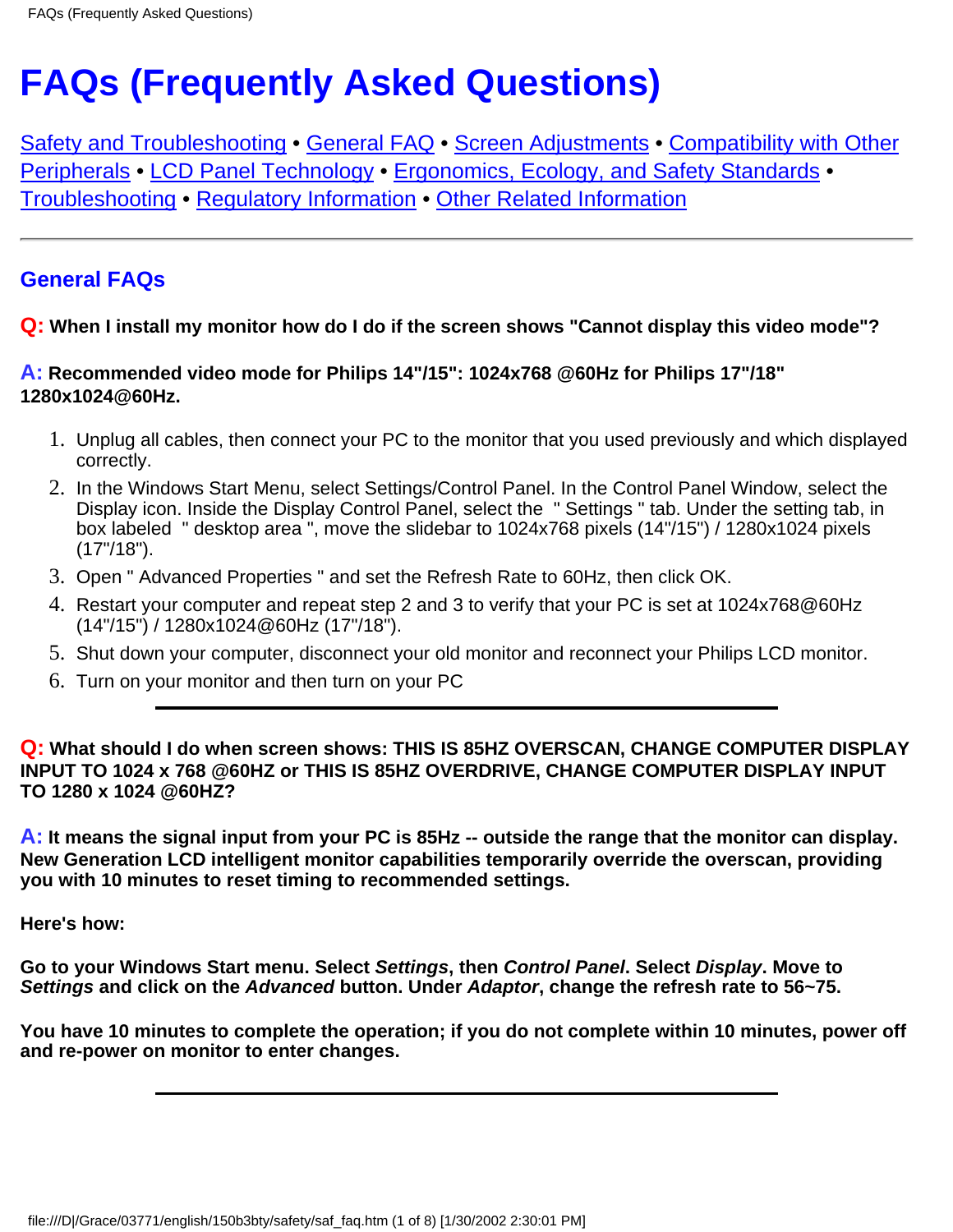# FAQs (Frequently Asked Questions)

Safety and Troubleshooting • General FAQ • Screen Adjustments • Compatibility with Other Peripherals • LCD Panel Technology • Ergonomics, Ecology, and Safety Standards • Troubleshooting • Regulatory Information • Other Related Information

---

## General FAQs

**Q: When I install my monitor how do I do if the screen shows "Cannot display this video mode"?**

**A: Recommended video mode for Philips 14"/15": 1024x768 @60Hz for Philips 17"/18" 1280x1024@60Hz.**

1. Unplug all cables, then connect your PC to the monitor that you used previously and which displayed correctly.
2. In the Windows Start Menu, select Settings/Control Panel. In the Control Panel Window, select the Display icon. Inside the Display Control Panel, select the " Settings " tab. Under the setting tab, in box labeled " desktop area ", move the slidebar to 1024x768 pixels (14"/15") / 1280x1024 pixels (17"/18").
3. Open " Advanced Properties " and set the Refresh Rate to 60Hz, then click OK.
4. Restart your computer and repeat step 2 and 3 to verify that your PC is set at 1024x768@60Hz (14"/15") / 1280x1024@60Hz (17"/18").
5. Shut down your computer, disconnect your old monitor and reconnect your Philips LCD monitor.
6. Turn on your monitor and then turn on your PC

---

**Q: What should I do when screen shows: THIS IS 85HZ OVERSCAN, CHANGE COMPUTER DISPLAY INPUT TO 1024 x 768 @60HZ or THIS IS 85HZ OVERDRIVE, CHANGE COMPUTER DISPLAY INPUT TO 1280 x 1024 @60HZ?**

**A: It means the signal input from your PC is 85Hz -- outside the range that the monitor can display. New Generation LCD intelligent monitor capabilities temporarily override the overscan, providing you with 10 minutes to reset timing to recommended settings.**

**Here's how:**

**Go to your Windows Start menu. Select *Settings*, then *Control Panel*. Select *Display*. Move to *Settings* and click on the *Advanced* button. Under *Adaptor*, change the refresh rate to 56~75.**

**You have 10 minutes to complete the operation; if you do not complete within 10 minutes, power off and re-power on monitor to enter changes.**

---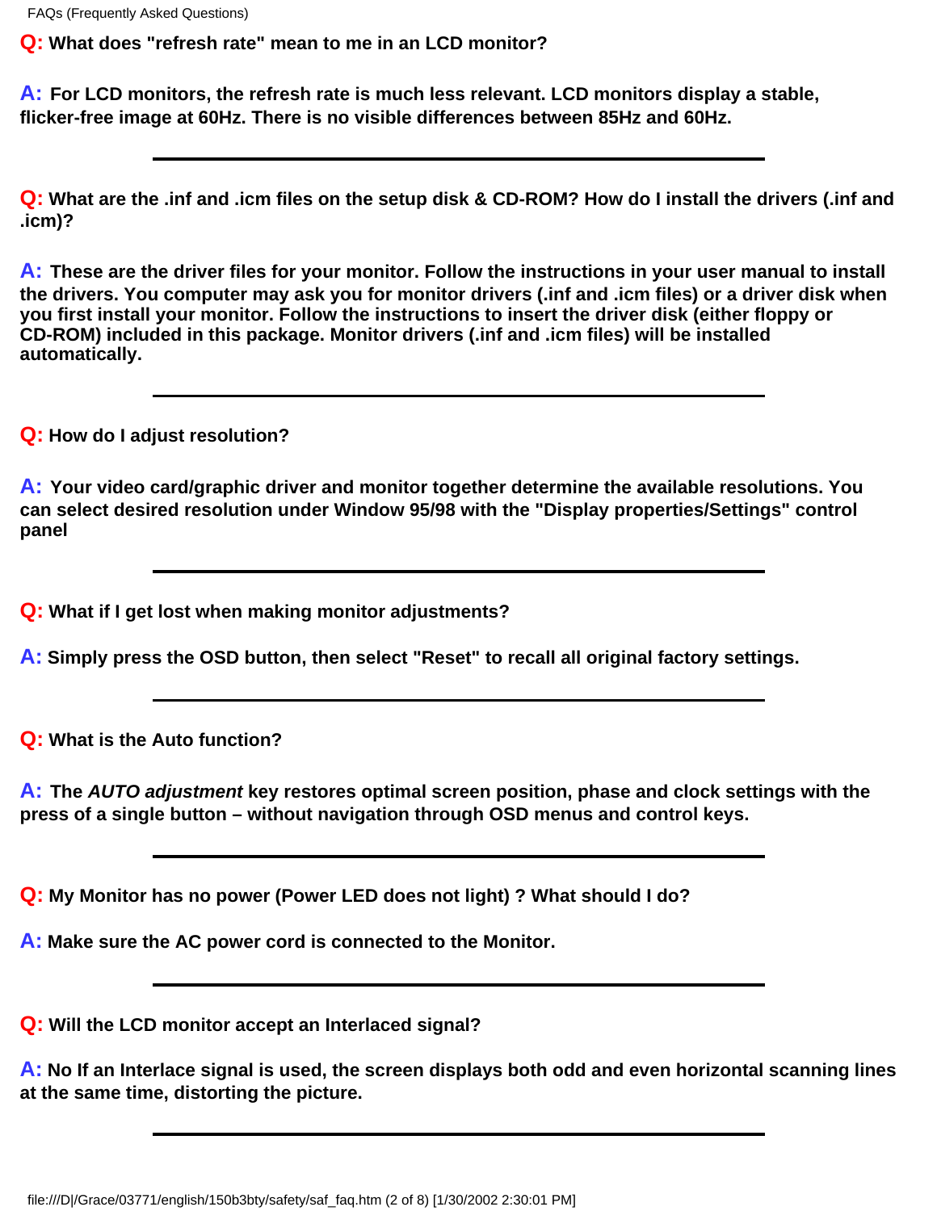**Q:** What does "refresh rate" mean to me in an LCD monitor?

**A:** For LCD monitors, the refresh rate is much less relevant. LCD monitors display a stable, flicker-free image at 60Hz. There is no visible differences between 85Hz and 60Hz.

---

**Q:** What are the .inf and .icm files on the setup disk & CD-ROM? How do I install the drivers (.inf and .icm)?

**A:** These are the driver files for your monitor. Follow the instructions in your user manual to install the drivers. You computer may ask you for monitor drivers (.inf and .icm files) or a driver disk when you first install your monitor. Follow the instructions to insert the driver disk (either floppy or CD-ROM) included in this package. Monitor drivers (.inf and .icm files) will be installed automatically.

---

**Q:** How do I adjust resolution?

**A:** Your video card/graphic driver and monitor together determine the available resolutions. You can select desired resolution under Window 95/98 with the "Display properties/Settings" control panel

---

**Q:** What if I get lost when making monitor adjustments?

**A:** Simply press the OSD button, then select "Reset" to recall all original factory settings.

---

**Q:** What is the Auto function?

**A:** The ***AUTO adjustment*** key restores optimal screen position, phase and clock settings with the press of a single button – without navigation through OSD menus and control keys.

---

**Q:** My Monitor has no power (Power LED does not light) ? What should I do?

**A:** Make sure the AC power cord is connected to the Monitor.

---

**Q:** Will the LCD monitor accept an Interlaced signal?

**A:** No If an Interlace signal is used, the screen displays both odd and even horizontal scanning lines at the same time, distorting the picture.

---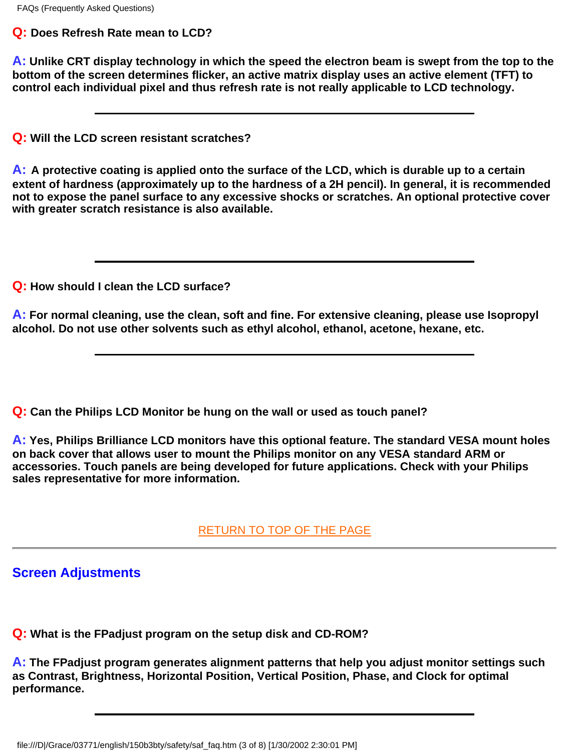**Q: Does Refresh Rate mean to LCD?**

**A: Unlike CRT display technology in which the speed the electron beam is swept from the top to the bottom of the screen determines flicker, an active matrix display uses an active element (TFT) to control each individual pixel and thus refresh rate is not really applicable to LCD technology.**

---

**Q: Will the LCD screen resistant scratches?**

**A: A protective coating is applied onto the surface of the LCD, which is durable up to a certain extent of hardness (approximately up to the hardness of a 2H pencil). In general, it is recommended not to expose the panel surface to any excessive shocks or scratches. An optional protective cover with greater scratch resistance is also available.**

---

**Q: How should I clean the LCD surface?**

**A: For normal cleaning, use the clean, soft and fine. For extensive cleaning, please use Isopropyl alcohol. Do not use other solvents such as ethyl alcohol, ethanol, acetone, hexane, etc.**

---

**Q: Can the Philips LCD Monitor be hung on the wall or used as touch panel?**

**A: Yes, Philips Brilliance LCD monitors have this optional feature. The standard VESA mount holes on back cover that allows user to mount the Philips monitor on any VESA standard ARM or accessories. Touch panels are being developed for future applications. Check with your Philips sales representative for more information.**

RETURN TO TOP OF THE PAGE

---

## Screen Adjustments

**Q: What is the FPadjust program on the setup disk and CD-ROM?**

**A: The FPadjust program generates alignment patterns that help you adjust monitor settings such as Contrast, Brightness, Horizontal Position, Vertical Position, Phase, and Clock for optimal performance.**

---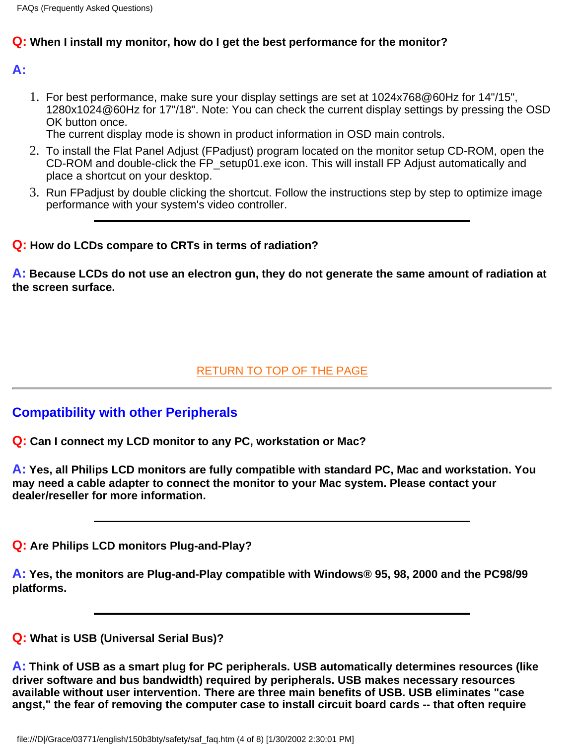**Q: When I install my monitor, how do I get the best performance for the monitor?**

**A:**

1. For best performance, make sure your display settings are set at 1024x768@60Hz for 14"/15", 1280x1024@60Hz for 17"/18". Note: You can check the current display settings by pressing the OSD OK button once.
   The current display mode is shown in product information in OSD main controls.
2. To install the Flat Panel Adjust (FPadjust) program located on the monitor setup CD-ROM, open the CD-ROM and double-click the FP_setup01.exe icon. This will install FP Adjust automatically and place a shortcut on your desktop.
3. Run FPadjust by double clicking the shortcut. Follow the instructions step by step to optimize image performance with your system's video controller.

---

**Q: How do LCDs compare to CRTs in terms of radiation?**

**A: Because LCDs do not use an electron gun, they do not generate the same amount of radiation at the screen surface.**

RETURN TO TOP OF THE PAGE

---

## Compatibility with other Peripherals

**Q: Can I connect my LCD monitor to any PC, workstation or Mac?**

**A: Yes, all Philips LCD monitors are fully compatible with standard PC, Mac and workstation. You may need a cable adapter to connect the monitor to your Mac system. Please contact your dealer/reseller for more information.**

---

**Q: Are Philips LCD monitors Plug-and-Play?**

**A: Yes, the monitors are Plug-and-Play compatible with Windows® 95, 98, 2000 and the PC98/99 platforms.**

---

**Q: What is USB (Universal Serial Bus)?**

**A: Think of USB as a smart plug for PC peripherals. USB automatically determines resources (like driver software and bus bandwidth) required by peripherals. USB makes necessary resources available without user intervention. There are three main benefits of USB. USB eliminates "case angst," the fear of removing the computer case to install circuit board cards -- that often require**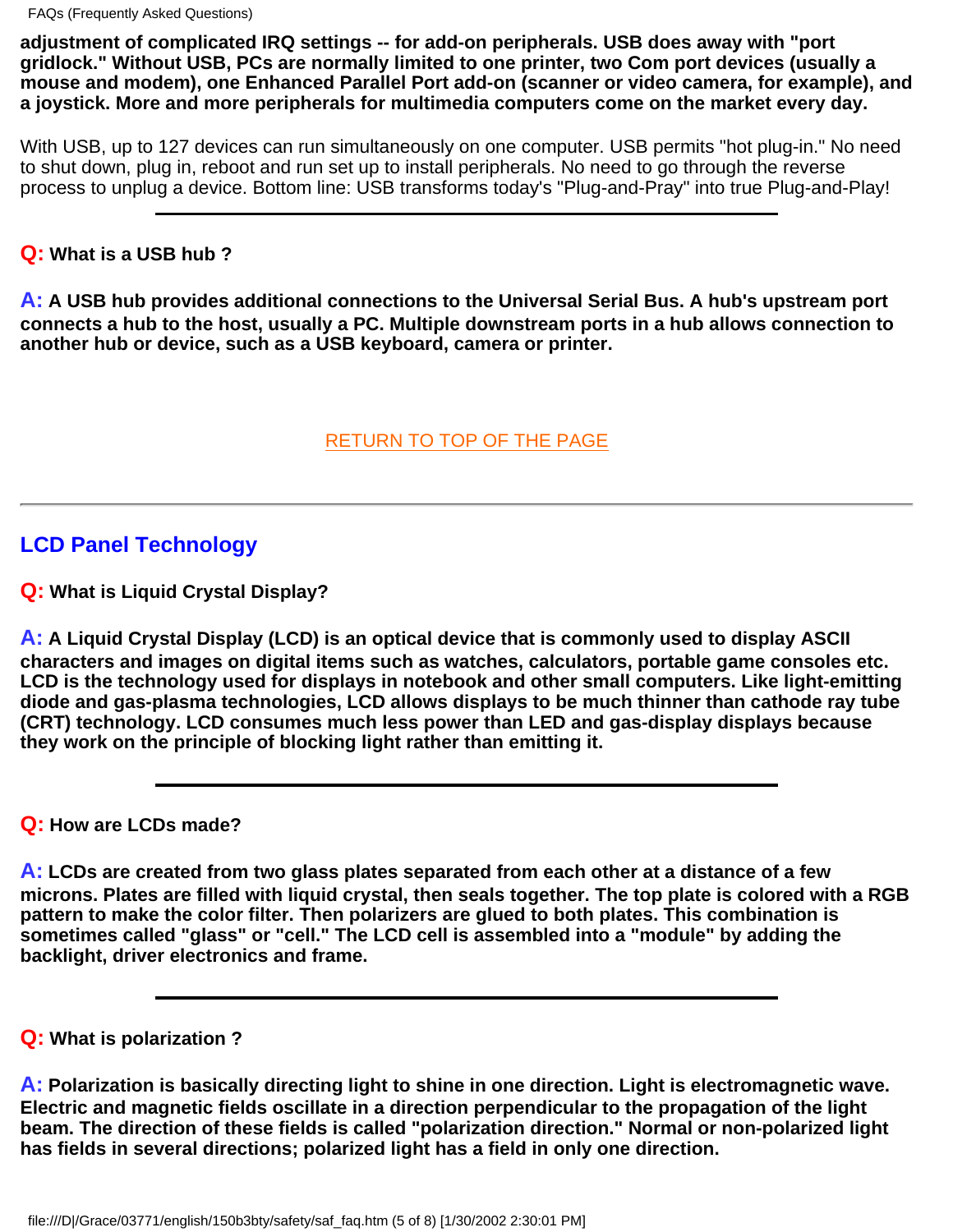**adjustment of complicated IRQ settings -- for add-on peripherals. USB does away with "port gridlock." Without USB, PCs are normally limited to one printer, two Com port devices (usually a mouse and modem), one Enhanced Parallel Port add-on (scanner or video camera, for example), and a joystick. More and more peripherals for multimedia computers come on the market every day.**

With USB, up to 127 devices can run simultaneously on one computer. USB permits "hot plug-in." No need to shut down, plug in, reboot and run set up to install peripherals. No need to go through the reverse process to unplug a device. Bottom line: USB transforms today's "Plug-and-Pray" into true Plug-and-Play!

---

**Q: What is a USB hub ?**

**A: A USB hub provides additional connections to the Universal Serial Bus. A hub's upstream port connects a hub to the host, usually a PC. Multiple downstream ports in a hub allows connection to another hub or device, such as a USB keyboard, camera or printer.**

RETURN TO TOP OF THE PAGE

---

## LCD Panel Technology

**Q: What is Liquid Crystal Display?**

**A: A Liquid Crystal Display (LCD) is an optical device that is commonly used to display ASCII characters and images on digital items such as watches, calculators, portable game consoles etc. LCD is the technology used for displays in notebook and other small computers. Like light-emitting diode and gas-plasma technologies, LCD allows displays to be much thinner than cathode ray tube (CRT) technology. LCD consumes much less power than LED and gas-display displays because they work on the principle of blocking light rather than emitting it.**

---

**Q: How are LCDs made?**

**A: LCDs are created from two glass plates separated from each other at a distance of a few microns. Plates are filled with liquid crystal, then seals together. The top plate is colored with a RGB pattern to make the color filter. Then polarizers are glued to both plates. This combination is sometimes called "glass" or "cell." The LCD cell is assembled into a "module" by adding the backlight, driver electronics and frame.**

---

**Q: What is polarization ?**

**A: Polarization is basically directing light to shine in one direction. Light is electromagnetic wave. Electric and magnetic fields oscillate in a direction perpendicular to the propagation of the light beam. The direction of these fields is called "polarization direction." Normal or non-polarized light has fields in several directions; polarized light has a field in only one direction.**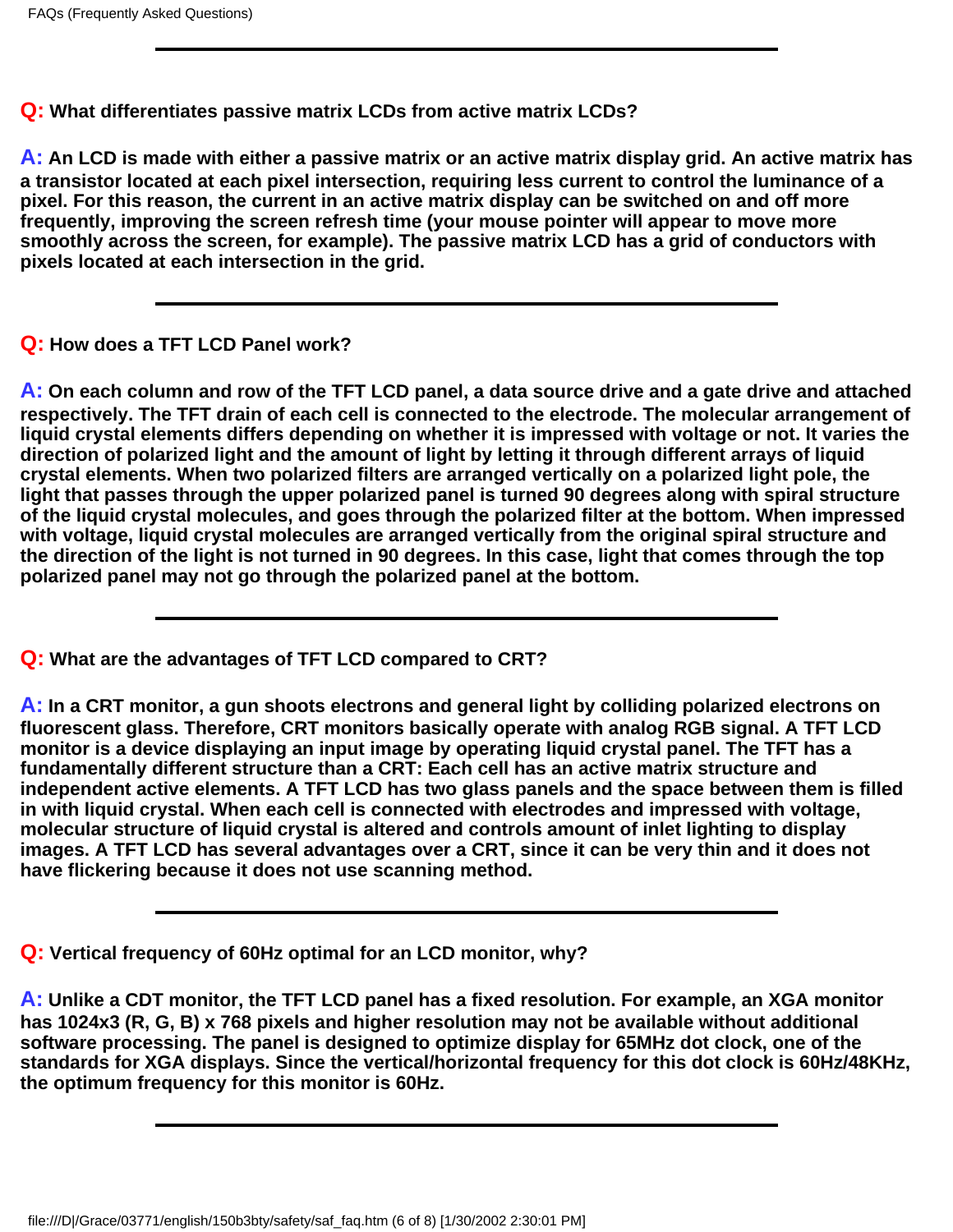**Q:** What differentiates passive matrix LCDs from active matrix LCDs?

**A:** An LCD is made with either a passive matrix or an active matrix display grid. An active matrix has a transistor located at each pixel intersection, requiring less current to control the luminance of a pixel. For this reason, the current in an active matrix display can be switched on and off more frequently, improving the screen refresh time (your mouse pointer will appear to move more smoothly across the screen, for example). The passive matrix LCD has a grid of conductors with pixels located at each intersection in the grid.

---

**Q:** How does a TFT LCD Panel work?

**A:** On each column and row of the TFT LCD panel, a data source drive and a gate drive and attached respectively. The TFT drain of each cell is connected to the electrode. The molecular arrangement of liquid crystal elements differs depending on whether it is impressed with voltage or not. It varies the direction of polarized light and the amount of light by letting it through different arrays of liquid crystal elements. When two polarized filters are arranged vertically on a polarized light pole, the light that passes through the upper polarized panel is turned 90 degrees along with spiral structure of the liquid crystal molecules, and goes through the polarized filter at the bottom. When impressed with voltage, liquid crystal molecules are arranged vertically from the original spiral structure and the direction of the light is not turned in 90 degrees. In this case, light that comes through the top polarized panel may not go through the polarized panel at the bottom.

---

**Q:** What are the advantages of TFT LCD compared to CRT?

**A:** In a CRT monitor, a gun shoots electrons and general light by colliding polarized electrons on fluorescent glass. Therefore, CRT monitors basically operate with analog RGB signal. A TFT LCD monitor is a device displaying an input image by operating liquid crystal panel. The TFT has a fundamentally different structure than a CRT: Each cell has an active matrix structure and independent active elements. A TFT LCD has two glass panels and the space between them is filled in with liquid crystal. When each cell is connected with electrodes and impressed with voltage, molecular structure of liquid crystal is altered and controls amount of inlet lighting to display images. A TFT LCD has several advantages over a CRT, since it can be very thin and it does not have flickering because it does not use scanning method.

---

**Q:** Vertical frequency of 60Hz optimal for an LCD monitor, why?

**A:** Unlike a CDT monitor, the TFT LCD panel has a fixed resolution. For example, an XGA monitor has 1024x3 (R, G, B) x 768 pixels and higher resolution may not be available without additional software processing. The panel is designed to optimize display for 65MHz dot clock, one of the standards for XGA displays. Since the vertical/horizontal frequency for this dot clock is 60Hz/48KHz, the optimum frequency for this monitor is 60Hz.

---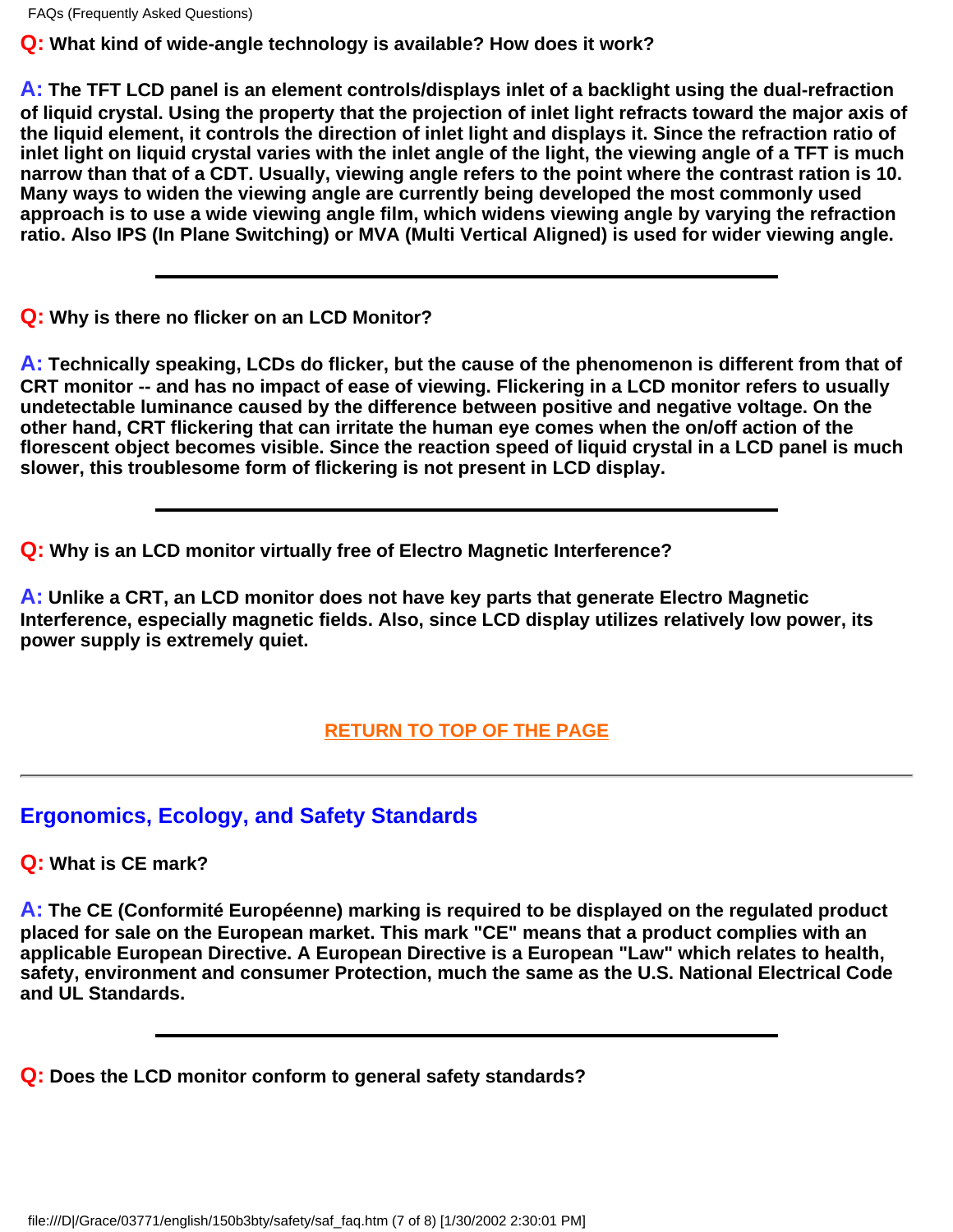**Q:** **What kind of wide-angle technology is available? How does it work?**

**A:** **The TFT LCD panel is an element controls/displays inlet of a backlight using the dual-refraction of liquid crystal. Using the property that the projection of inlet light refracts toward the major axis of the liquid element, it controls the direction of inlet light and displays it. Since the refraction ratio of inlet light on liquid crystal varies with the inlet angle of the light, the viewing angle of a TFT is much narrow than that of a CDT. Usually, viewing angle refers to the point where the contrast ration is 10. Many ways to widen the viewing angle are currently being developed the most commonly used approach is to use a wide viewing angle film, which widens viewing angle by varying the refraction ratio. Also IPS (In Plane Switching) or MVA (Multi Vertical Aligned) is used for wider viewing angle.**

---

**Q:** **Why is there no flicker on an LCD Monitor?**

**A:** **Technically speaking, LCDs do flicker, but the cause of the phenomenon is different from that of CRT monitor -- and has no impact of ease of viewing. Flickering in a LCD monitor refers to usually undetectable luminance caused by the difference between positive and negative voltage. On the other hand, CRT flickering that can irritate the human eye comes when the on/off action of the florescent object becomes visible. Since the reaction speed of liquid crystal in a LCD panel is much slower, this troublesome form of flickering is not present in LCD display.**

---

**Q:** **Why is an LCD monitor virtually free of Electro Magnetic Interference?**

**A:** **Unlike a CRT, an LCD monitor does not have key parts that generate Electro Magnetic Interference, especially magnetic fields. Also, since LCD display utilizes relatively low power, its power supply is extremely quiet.**

RETURN TO TOP OF THE PAGE

---

## Ergonomics, Ecology, and Safety Standards

**Q:** **What is CE mark?**

**A:** **The CE (Conformité Européenne) marking is required to be displayed on the regulated product placed for sale on the European market. This mark "CE" means that a product complies with an applicable European Directive. A European Directive is a European "Law" which relates to health, safety, environment and consumer Protection, much the same as the U.S. National Electrical Code and UL Standards.**

---

**Q:** **Does the LCD monitor conform to general safety standards?**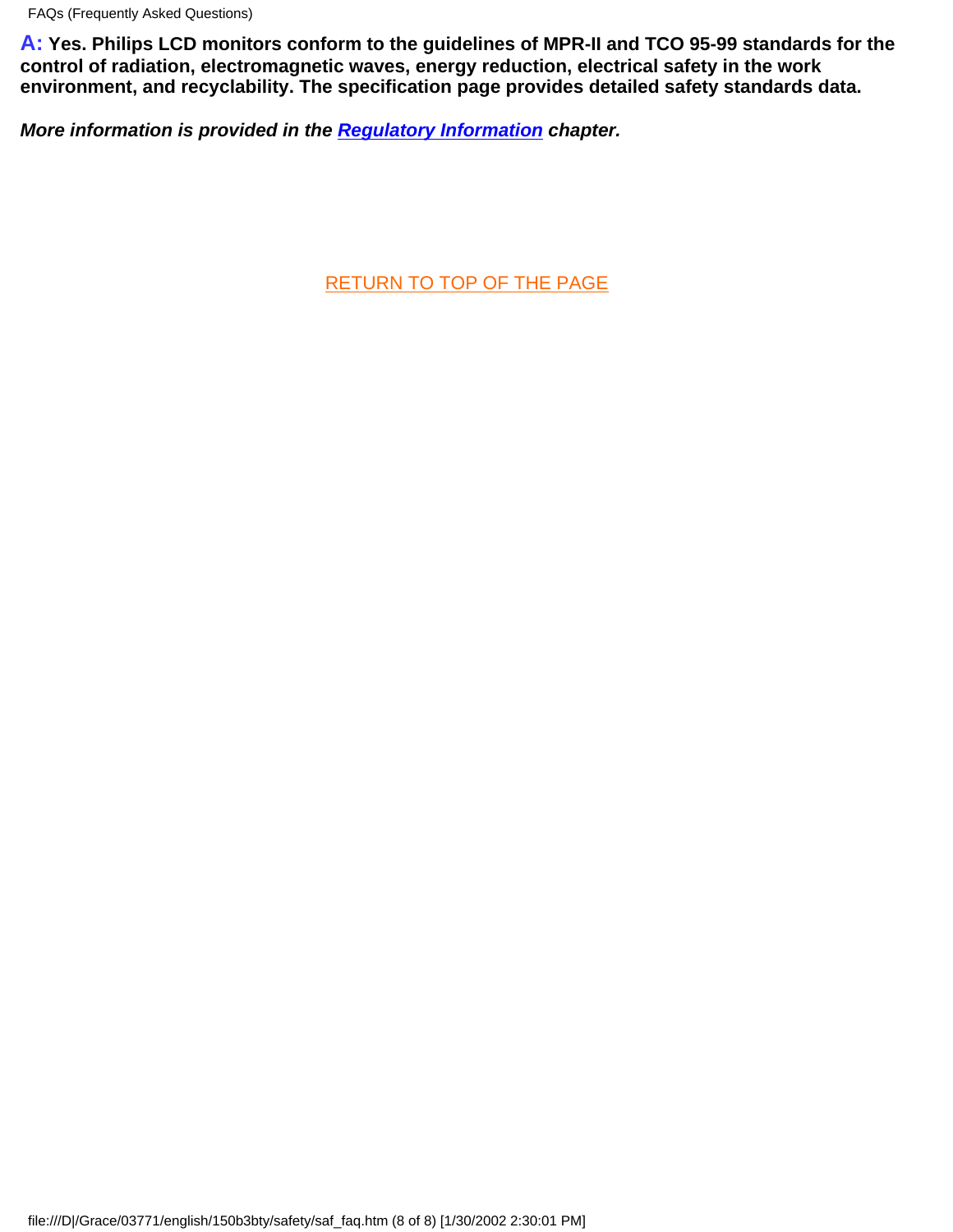**A: Yes. Philips LCD monitors conform to the guidelines of MPR-II and TCO 95-99 standards for the control of radiation, electromagnetic waves, energy reduction, electrical safety in the work environment, and recyclability. The specification page provides detailed safety standards data.**

***More information is provided in the Regulatory Information chapter.***

RETURN TO TOP OF THE PAGE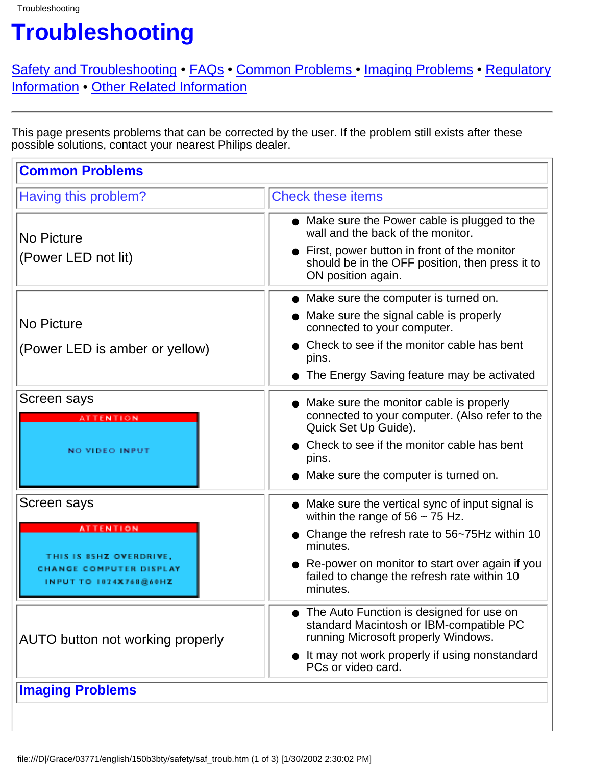# Troubleshooting

Safety and Troubleshooting • FAQs • Common Problems • Imaging Problems • Regulatory Information • Other Related Information

---

This page presents problems that can be corrected by the user. If the problem still exists after these possible solutions, contact your nearest Philips dealer.

## Common Problems

| Having this problem? | Check these items |
|---|---|
| No Picture<br>(Power LED not lit) | • Make sure the Power cable is plugged to the wall and the back of the monitor.<br>• First, power button in front of the monitor should be in the OFF position, then press it to ON position again. |
| No Picture<br>(Power LED is amber or yellow) | • Make sure the computer is turned on.<br>• Make sure the signal cable is properly connected to your computer.<br>• Check to see if the monitor cable has bent pins.<br>• The Energy Saving feature may be activated |
| Screen says<br>ATTENTION<br>NO VIDEO INPUT | • Make sure the monitor cable is properly connected to your computer. (Also refer to the Quick Set Up Guide).<br>• Check to see if the monitor cable has bent pins.<br>• Make sure the computer is turned on. |
| Screen says<br>ATTENTION<br>THIS IS 85HZ OVERDRIVE, CHANGE COMPUTER DISPLAY INPUT TO 1024X768@60HZ | • Make sure the vertical sync of input signal is within the range of 56 ~ 75 Hz.<br>• Change the refresh rate to 56~75Hz within 10 minutes.<br>• Re-power on monitor to start over again if you failed to change the refresh rate within 10 minutes. |
| AUTO button not working properly | • The Auto Function is designed for use on standard Macintosh or IBM-compatible PC running Microsoft properly Windows.<br>• It may not work properly if using nonstandard PCs or video card. |

## Imaging Problems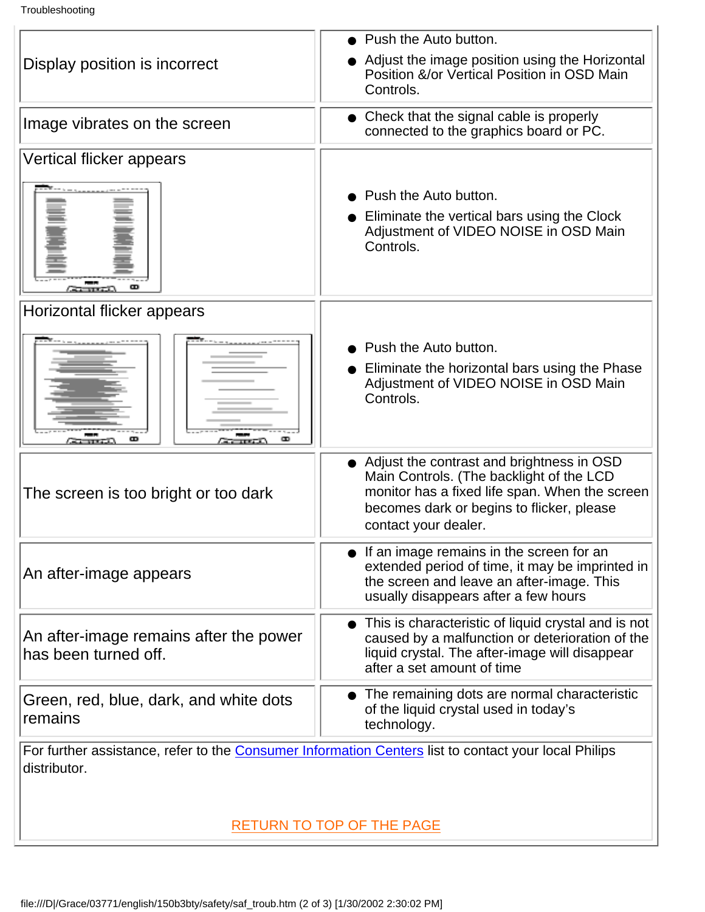| | |
|---|---|
| Display position is incorrect | ● Push the Auto button.<br>● Adjust the image position using the Horizontal Position &/or Vertical Position in OSD Main Controls. |
| Image vibrates on the screen | ● Check that the signal cable is properly connected to the graphics board or PC. |
| Vertical flicker appears | ● Push the Auto button.<br>● Eliminate the vertical bars using the Clock Adjustment of VIDEO NOISE in OSD Main Controls. |
| Horizontal flicker appears | ● Push the Auto button.<br>● Eliminate the horizontal bars using the Phase Adjustment of VIDEO NOISE in OSD Main Controls. |
| The screen is too bright or too dark | ● Adjust the contrast and brightness in OSD Main Controls. (The backlight of the LCD monitor has a fixed life span. When the screen becomes dark or begins to flicker, please contact your dealer. |
| An after-image appears | ● If an image remains in the screen for an extended period of time, it may be imprinted in the screen and leave an after-image. This usually disappears after a few hours |
| An after-image remains after the power has been turned off. | ● This is characteristic of liquid crystal and is not caused by a malfunction or deterioration of the liquid crystal. The after-image will disappear after a set amount of time |
| Green, red, blue, dark, and white dots remains | ● The remaining dots are normal characteristic of the liquid crystal used in today's technology. |

For further assistance, refer to the Consumer Information Centers list to contact your local Philips distributor.

RETURN TO TOP OF THE PAGE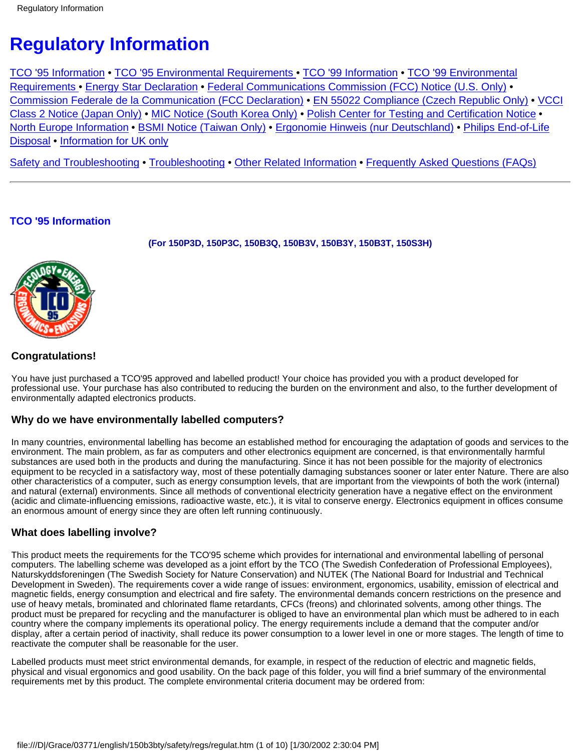# Regulatory Information

TCO '95 Information • TCO '95 Environmental Requirements • TCO '99 Information • TCO '99 Environmental Requirements • Energy Star Declaration • Federal Communications Commission (FCC) Notice (U.S. Only) • Commission Federale de la Communication (FCC Declaration) • EN 55022 Compliance (Czech Republic Only) • VCCI Class 2 Notice (Japan Only) • MIC Notice (South Korea Only) • Polish Center for Testing and Certification Notice • North Europe Information • BSMI Notice (Taiwan Only) • Ergonomie Hinweis (nur Deutschland) • Philips End-of-Life Disposal • Information for UK only

Safety and Troubleshooting • Troubleshooting • Other Related Information • Frequently Asked Questions (FAQs)

---

### TCO '95 Information

**(For 150P3D, 150P3C, 150B3Q, 150B3V, 150B3Y, 150B3T, 150S3H)**

#### Congratulations!

You have just purchased a TCO'95 approved and labelled product! Your choice has provided you with a product developed for professional use. Your purchase has also contributed to reducing the burden on the environment and also, to the further development of environmentally adapted electronics products.

#### Why do we have environmentally labelled computers?

In many countries, environmental labelling has become an established method for encouraging the adaptation of goods and services to the environment. The main problem, as far as computers and other electronics equipment are concerned, is that environmentally harmful substances are used both in the products and during the manufacturing. Since it has not been possible for the majority of electronics equipment to be recycled in a satisfactory way, most of these potentially damaging substances sooner or later enter Nature. There are also other characteristics of a computer, such as energy consumption levels, that are important from the viewpoints of both the work (internal) and natural (external) environments. Since all methods of conventional electricity generation have a negative effect on the environment (acidic and climate-influencing emissions, radioactive waste, etc.), it is vital to conserve energy. Electronics equipment in offices consume an enormous amount of energy since they are often left running continuously.

#### What does labelling involve?

This product meets the requirements for the TCO'95 scheme which provides for international and environmental labelling of personal computers. The labelling scheme was developed as a joint effort by the TCO (The Swedish Confederation of Professional Employees), Naturskyddsforeningen (The Swedish Society for Nature Conservation) and NUTEK (The National Board for Industrial and Technical Development in Sweden). The requirements cover a wide range of issues: environment, ergonomics, usability, emission of electrical and magnetic fields, energy consumption and electrical and fire safety. The environmental demands concern restrictions on the presence and use of heavy metals, brominated and chlorinated flame retardants, CFCs (freons) and chlorinated solvents, among other things. The product must be prepared for recycling and the manufacturer is obliged to have an environmental plan which must be adhered to in each country where the company implements its operational policy. The energy requirements include a demand that the computer and/or display, after a certain period of inactivity, shall reduce its power consumption to a lower level in one or more stages. The length of time to reactivate the computer shall be reasonable for the user.

Labelled products must meet strict environmental demands, for example, in respect of the reduction of electric and magnetic fields, physical and visual ergonomics and good usability. On the back page of this folder, you will find a brief summary of the environmental requirements met by this product. The complete environmental criteria document may be ordered from: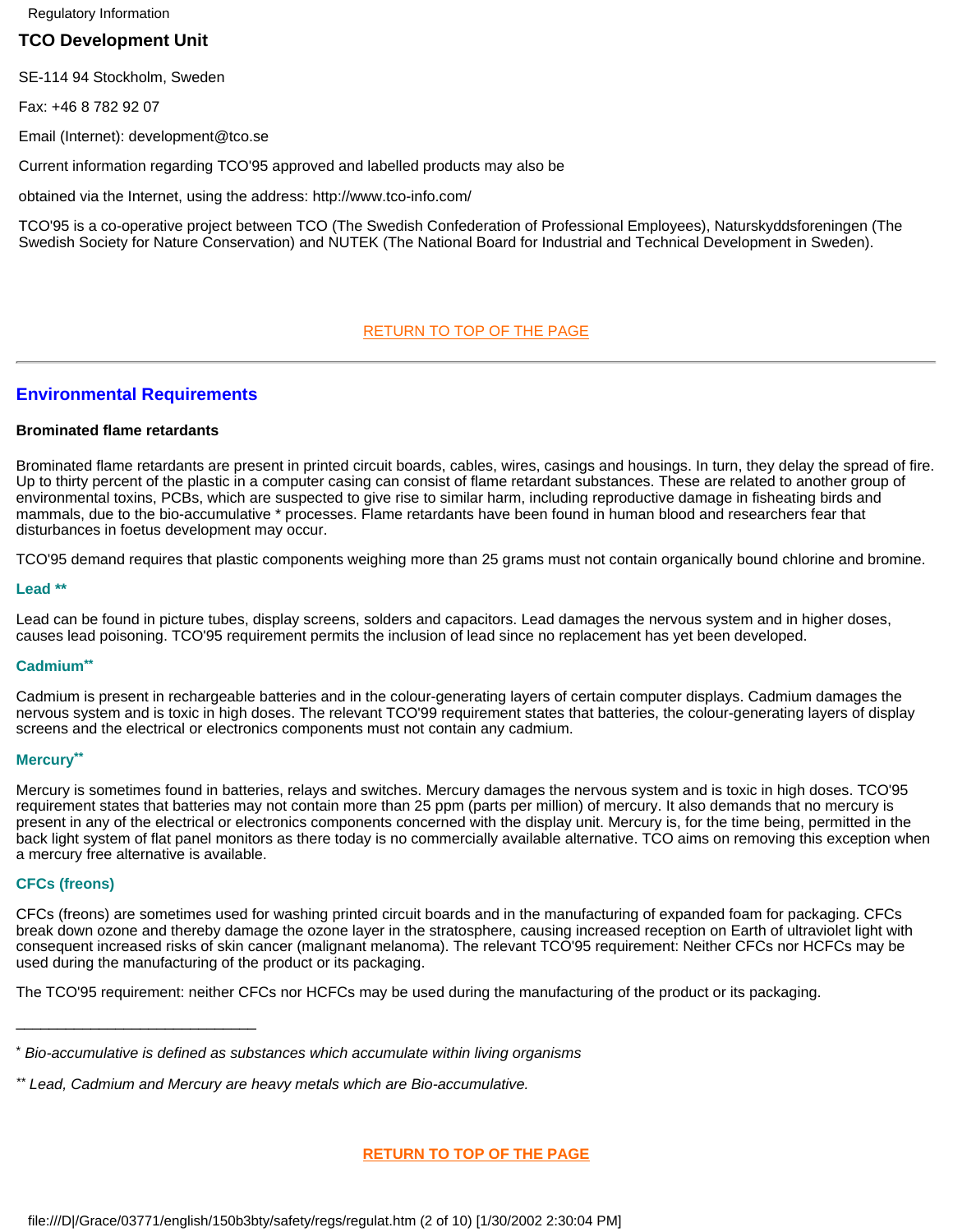### TCO Development Unit

SE-114 94 Stockholm, Sweden

Fax: +46 8 782 92 07

Email (Internet): development@tco.se

Current information regarding TCO'95 approved and labelled products may also be

obtained via the Internet, using the address: http://www.tco-info.com/

TCO'95 is a co-operative project between TCO (The Swedish Confederation of Professional Employees), Naturskyddsforeningen (The Swedish Society for Nature Conservation) and NUTEK (The National Board for Industrial and Technical Development in Sweden).

RETURN TO TOP OF THE PAGE

---

## Environmental Requirements

**Brominated flame retardants**

Brominated flame retardants are present in printed circuit boards, cables, wires, casings and housings. In turn, they delay the spread of fire. Up to thirty percent of the plastic in a computer casing can consist of flame retardant substances. These are related to another group of environmental toxins, PCBs, which are suspected to give rise to similar harm, including reproductive damage in fisheating birds and mammals, due to the bio-accumulative * processes. Flame retardants have been found in human blood and researchers fear that disturbances in foetus development may occur.

TCO'95 demand requires that plastic components weighing more than 25 grams must not contain organically bound chlorine and bromine.

**Lead ****

Lead can be found in picture tubes, display screens, solders and capacitors. Lead damages the nervous system and in higher doses, causes lead poisoning. TCO'95 requirement permits the inclusion of lead since no replacement has yet been developed.

**Cadmium****

Cadmium is present in rechargeable batteries and in the colour-generating layers of certain computer displays. Cadmium damages the nervous system and is toxic in high doses. The relevant TCO'99 requirement states that batteries, the colour-generating layers of display screens and the electrical or electronics components must not contain any cadmium.

**Mercury****

Mercury is sometimes found in batteries, relays and switches. Mercury damages the nervous system and is toxic in high doses. TCO'95 requirement states that batteries may not contain more than 25 ppm (parts per million) of mercury. It also demands that no mercury is present in any of the electrical or electronics components concerned with the display unit. Mercury is, for the time being, permitted in the back light system of flat panel monitors as there today is no commercially available alternative. TCO aims on removing this exception when a mercury free alternative is available.

**CFCs (freons)**

CFCs (freons) are sometimes used for washing printed circuit boards and in the manufacturing of expanded foam for packaging. CFCs break down ozone and thereby damage the ozone layer in the stratosphere, causing increased reception on Earth of ultraviolet light with consequent increased risks of skin cancer (malignant melanoma). The relevant TCO'95 requirement: Neither CFCs nor HCFCs may be used during the manufacturing of the product or its packaging.

The TCO'95 requirement: neither CFCs nor HCFCs may be used during the manufacturing of the product or its packaging.

______________________________

* *Bio-accumulative is defined as substances which accumulate within living organisms*

** *Lead, Cadmium and Mercury are heavy metals which are Bio-accumulative.*

**RETURN TO TOP OF THE PAGE**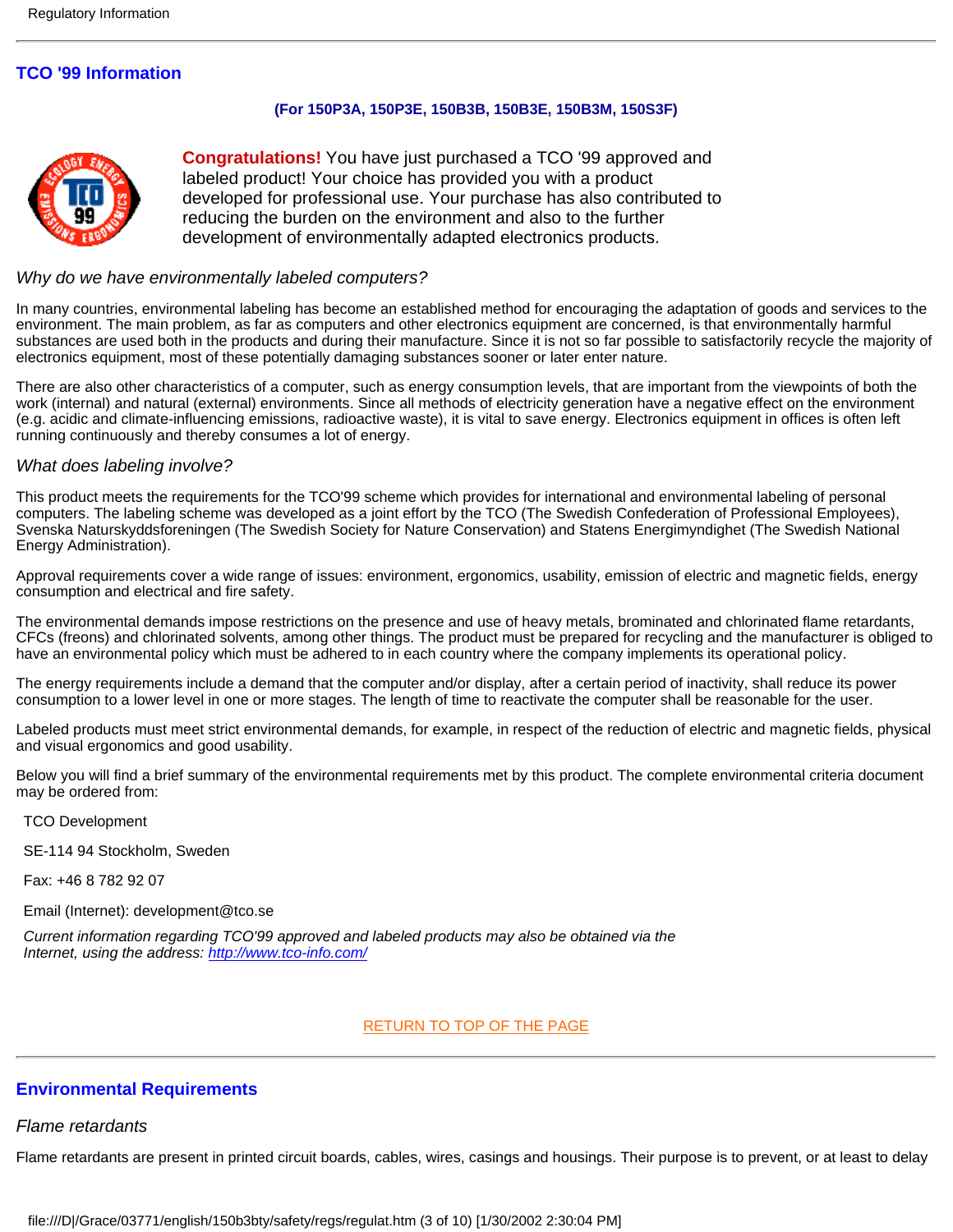## TCO '99 Information

**(For 150P3A, 150P3E, 150B3B, 150B3E, 150B3M, 150S3F)**

**Congratulations!** You have just purchased a TCO '99 approved and labeled product! Your choice has provided you with a product developed for professional use. Your purchase has also contributed to reducing the burden on the environment and also to the further development of environmentally adapted electronics products.

*Why do we have environmentally labeled computers?*

In many countries, environmental labeling has become an established method for encouraging the adaptation of goods and services to the environment. The main problem, as far as computers and other electronics equipment are concerned, is that environmentally harmful substances are used both in the products and during their manufacture. Since it is not so far possible to satisfactorily recycle the majority of electronics equipment, most of these potentially damaging substances sooner or later enter nature.

There are also other characteristics of a computer, such as energy consumption levels, that are important from the viewpoints of both the work (internal) and natural (external) environments. Since all methods of electricity generation have a negative effect on the environment (e.g. acidic and climate-influencing emissions, radioactive waste), it is vital to save energy. Electronics equipment in offices is often left running continuously and thereby consumes a lot of energy.

*What does labeling involve?*

This product meets the requirements for the TCO'99 scheme which provides for international and environmental labeling of personal computers. The labeling scheme was developed as a joint effort by the TCO (The Swedish Confederation of Professional Employees), Svenska Naturskyddsforeningen (The Swedish Society for Nature Conservation) and Statens Energimyndighet (The Swedish National Energy Administration).

Approval requirements cover a wide range of issues: environment, ergonomics, usability, emission of electric and magnetic fields, energy consumption and electrical and fire safety.

The environmental demands impose restrictions on the presence and use of heavy metals, brominated and chlorinated flame retardants, CFCs (freons) and chlorinated solvents, among other things. The product must be prepared for recycling and the manufacturer is obliged to have an environmental policy which must be adhered to in each country where the company implements its operational policy.

The energy requirements include a demand that the computer and/or display, after a certain period of inactivity, shall reduce its power consumption to a lower level in one or more stages. The length of time to reactivate the computer shall be reasonable for the user.

Labeled products must meet strict environmental demands, for example, in respect of the reduction of electric and magnetic fields, physical and visual ergonomics and good usability.

Below you will find a brief summary of the environmental requirements met by this product. The complete environmental criteria document may be ordered from:

TCO Development

SE-114 94 Stockholm, Sweden

Fax: +46 8 782 92 07

Email (Internet): development@tco.se

*Current information regarding TCO'99 approved and labeled products may also be obtained via the Internet, using the address: http://www.tco-info.com/*

RETURN TO TOP OF THE PAGE

## Environmental Requirements

*Flame retardants*

Flame retardants are present in printed circuit boards, cables, wires, casings and housings. Their purpose is to prevent, or at least to delay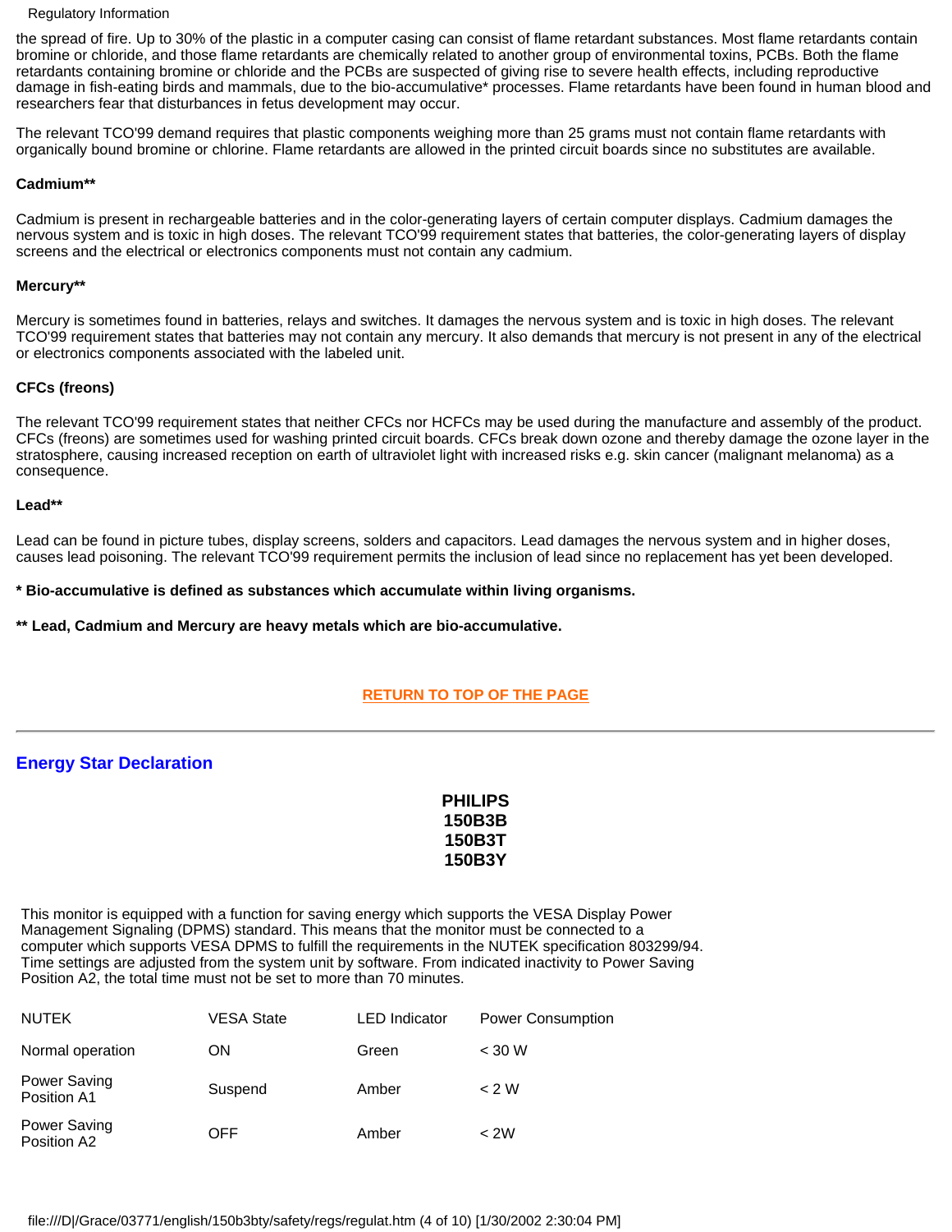the spread of fire. Up to 30% of the plastic in a computer casing can consist of flame retardant substances. Most flame retardants contain bromine or chloride, and those flame retardants are chemically related to another group of environmental toxins, PCBs. Both the flame retardants containing bromine or chloride and the PCBs are suspected of giving rise to severe health effects, including reproductive damage in fish-eating birds and mammals, due to the bio-accumulative* processes. Flame retardants have been found in human blood and researchers fear that disturbances in fetus development may occur.

The relevant TCO'99 demand requires that plastic components weighing more than 25 grams must not contain flame retardants with organically bound bromine or chlorine. Flame retardants are allowed in the printed circuit boards since no substitutes are available.

**Cadmium****

Cadmium is present in rechargeable batteries and in the color-generating layers of certain computer displays. Cadmium damages the nervous system and is toxic in high doses. The relevant TCO'99 requirement states that batteries, the color-generating layers of display screens and the electrical or electronics components must not contain any cadmium.

**Mercury****

Mercury is sometimes found in batteries, relays and switches. It damages the nervous system and is toxic in high doses. The relevant TCO'99 requirement states that batteries may not contain any mercury. It also demands that mercury is not present in any of the electrical or electronics components associated with the labeled unit.

**CFCs (freons)**

The relevant TCO'99 requirement states that neither CFCs nor HCFCs may be used during the manufacture and assembly of the product. CFCs (freons) are sometimes used for washing printed circuit boards. CFCs break down ozone and thereby damage the ozone layer in the stratosphere, causing increased reception on earth of ultraviolet light with increased risks e.g. skin cancer (malignant melanoma) as a consequence.

**Lead****

Lead can be found in picture tubes, display screens, solders and capacitors. Lead damages the nervous system and in higher doses, causes lead poisoning. The relevant TCO'99 requirement permits the inclusion of lead since no replacement has yet been developed.

**\* Bio-accumulative is defined as substances which accumulate within living organisms.**

**\*\* Lead, Cadmium and Mercury are heavy metals which are bio-accumulative.**

RETURN TO TOP OF THE PAGE

---

## Energy Star Declaration

**PHILIPS**
**150B3B**
**150B3T**
**150B3Y**

This monitor is equipped with a function for saving energy which supports the VESA Display Power Management Signaling (DPMS) standard. This means that the monitor must be connected to a computer which supports VESA DPMS to fulfill the requirements in the NUTEK specification 803299/94. Time settings are adjusted from the system unit by software. From indicated inactivity to Power Saving Position A2, the total time must not be set to more than 70 minutes.

| NUTEK | VESA State | LED Indicator | Power Consumption |
|---|---|---|---|
| Normal operation | ON | Green | < 30 W |
| Power Saving Position A1 | Suspend | Amber | < 2 W |
| Power Saving Position A2 | OFF | Amber | < 2W |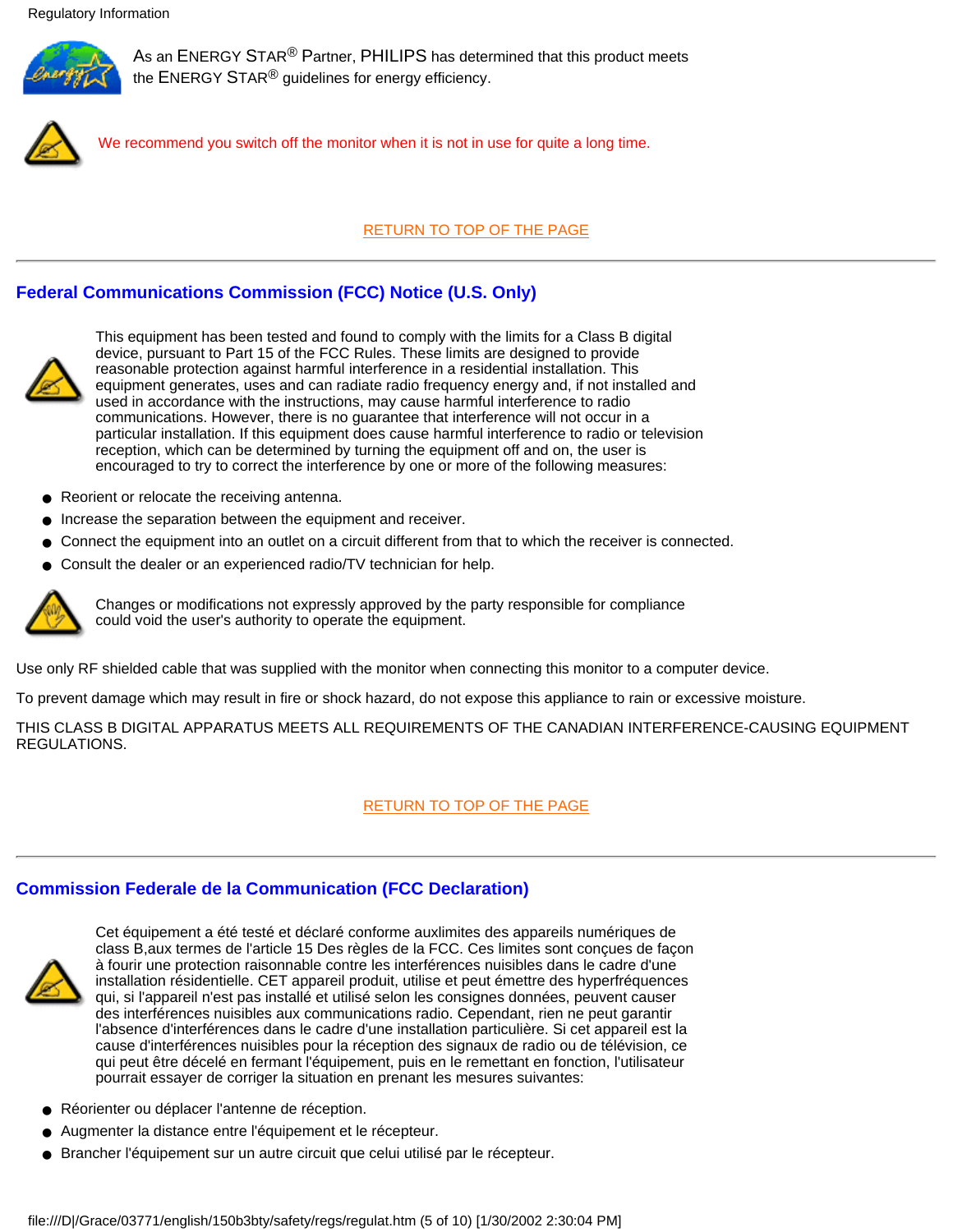Regulatory Information

As an ENERGY STAR® Partner, PHILIPS has determined that this product meets the ENERGY STAR® guidelines for energy efficiency.

We recommend you switch off the monitor when it is not in use for quite a long time.

RETURN TO TOP OF THE PAGE

---

## Federal Communications Commission (FCC) Notice (U.S. Only)

This equipment has been tested and found to comply with the limits for a Class B digital device, pursuant to Part 15 of the FCC Rules. These limits are designed to provide reasonable protection against harmful interference in a residential installation. This equipment generates, uses and can radiate radio frequency energy and, if not installed and used in accordance with the instructions, may cause harmful interference to radio communications. However, there is no guarantee that interference will not occur in a particular installation. If this equipment does cause harmful interference to radio or television reception, which can be determined by turning the equipment off and on, the user is encouraged to try to correct the interference by one or more of the following measures:

- Reorient or relocate the receiving antenna.
- Increase the separation between the equipment and receiver.
- Connect the equipment into an outlet on a circuit different from that to which the receiver is connected.
- Consult the dealer or an experienced radio/TV technician for help.

Changes or modifications not expressly approved by the party responsible for compliance could void the user's authority to operate the equipment.

Use only RF shielded cable that was supplied with the monitor when connecting this monitor to a computer device.

To prevent damage which may result in fire or shock hazard, do not expose this appliance to rain or excessive moisture.

THIS CLASS B DIGITAL APPARATUS MEETS ALL REQUIREMENTS OF THE CANADIAN INTERFERENCE-CAUSING EQUIPMENT REGULATIONS.

RETURN TO TOP OF THE PAGE

---

## Commission Federale de la Communication (FCC Declaration)

Cet équipement a été testé et déclaré conforme auxlimites des appareils numériques de class B,aux termes de l'article 15 Des règles de la FCC. Ces limites sont conçues de façon à fourir une protection raisonnable contre les interférences nuisibles dans le cadre d'une installation résidentielle. CET appareil produit, utilise et peut émettre des hyperfréquences qui, si l'appareil n'est pas installé et utilisé selon les consignes données, peuvent causer des interférences nuisibles aux communications radio. Cependant, rien ne peut garantir l'absence d'interférences dans le cadre d'une installation particulière. Si cet appareil est la cause d'interférences nuisibles pour la réception des signaux de radio ou de télévision, ce qui peut être décelé en fermant l'équipement, puis en le remettant en fonction, l'utilisateur pourrait essayer de corriger la situation en prenant les mesures suivantes:

- Réorienter ou déplacer l'antenne de réception.
- Augmenter la distance entre l'équipement et le récepteur.
- Brancher l'équipement sur un autre circuit que celui utilisé par le récepteur.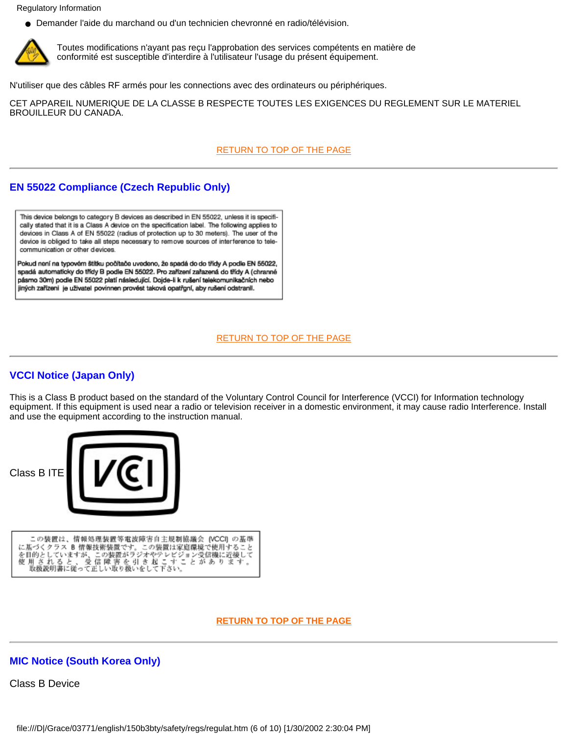- Demander l'aide du marchand ou d'un technicien chevronné en radio/télévision.

Toutes modifications n'ayant pas reçu l'approbation des services compétents en matière de conformité est susceptible d'interdire à l'utilisateur l'usage du présent équipement.

N'utiliser que des câbles RF armés pour les connections avec des ordinateurs ou périphériques.

CET APPAREIL NUMERIQUE DE LA CLASSE B RESPECTE TOUTES LES EXIGENCES DU REGLEMENT SUR LE MATERIEL BROUILLEUR DU CANADA.

RETURN TO TOP OF THE PAGE

---

## EN 55022 Compliance (Czech Republic Only)

This device belongs to category B devices as described in EN 55022, unless it is specifically stated that it is a Class A device on the specification label. The following applies to devices in Class A of EN 55022 (radius of protection up to 30 meters). The user of the device is obliged to take all steps necessary to remove sources of interference to telecommunication or other devices.

Pokud není na typovém štítku počítače uvedeno, že spadá do do třídy A podle EN 55022, spadá automaticky do třídy B podle EN 55022. Pro zařízení zařazená do třídy A (chranné pásmo 30m) podle EN 55022 platí následující. Dojde-li k rušení telekomunikačních nebo jiných zařízení je uživatel povinnen provést taková opatřgní, aby rušení odstranil.

RETURN TO TOP OF THE PAGE

---

## VCCI Notice (Japan Only)

This is a Class B product based on the standard of the Voluntary Control Council for Interference (VCCI) for Information technology equipment. If this equipment is used near a radio or television receiver in a domestic environment, it may cause radio Interference. Install and use the equipment according to the instruction manual.

Class B ITE

この装置は、情報処理装置等電波障害自主規制協議会 (VCCI) の基準に基づくクラス B 情報技術装置です。この装置は家庭環境で使用することを目的としていますが、この装置がラジオやテレビジョン受信機に近接して使用されると、受信障害を引き起こすことがあります。取扱説明書に従って正しい取り扱いをして下さい。

**RETURN TO TOP OF THE PAGE**

---

## MIC Notice (South Korea Only)

Class B Device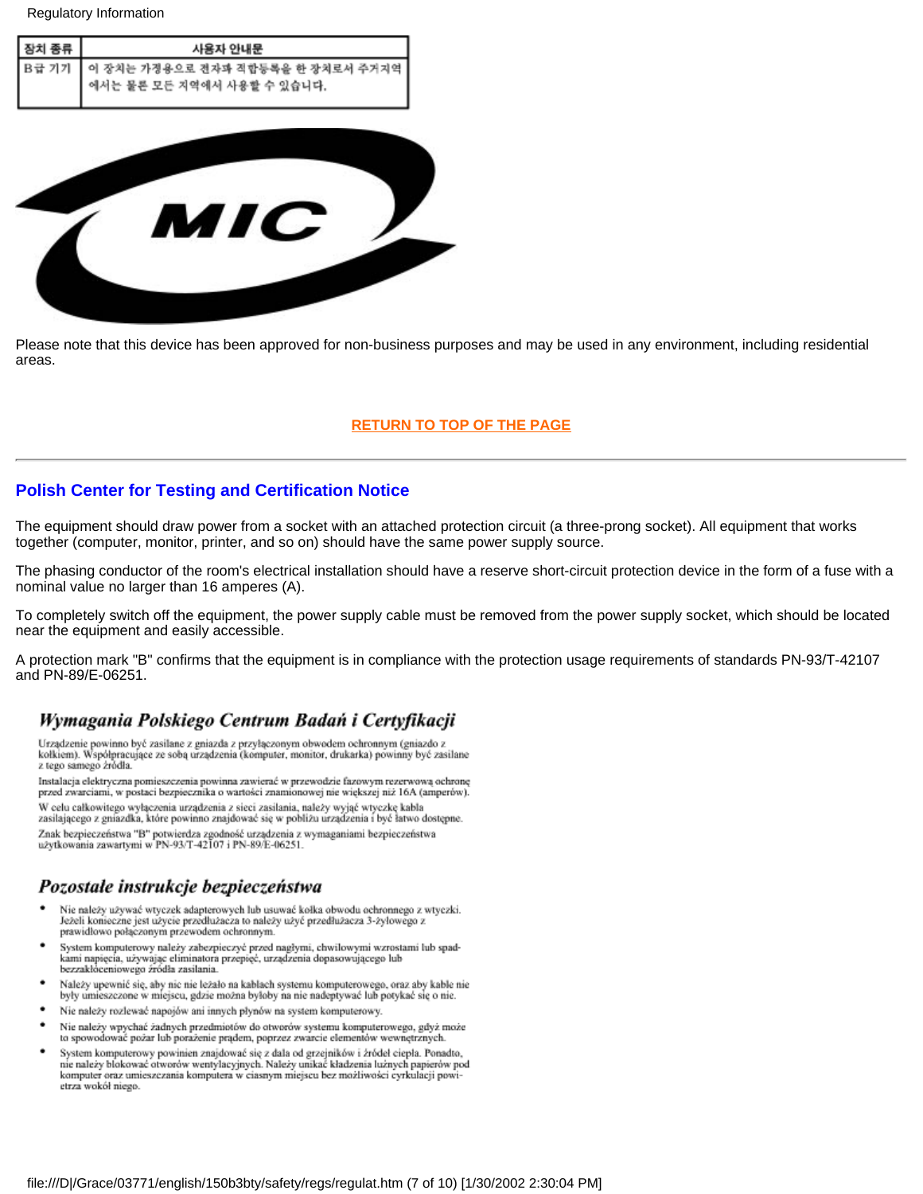| 장치 종류 | 사용자 안내문 |
| --- | --- |
| B급 기기 | 이 장치는 가정용으로 전자파 적합등록을 한 장치로서 주거지역에서는 물론 모든 지역에서 사용할 수 있습니다. |

MIC

Please note that this device has been approved for non-business purposes and may be used in any environment, including residential areas.

RETURN TO TOP OF THE PAGE

---

## Polish Center for Testing and Certification Notice

The equipment should draw power from a socket with an attached protection circuit (a three-prong socket). All equipment that works together (computer, monitor, printer, and so on) should have the same power supply source.

The phasing conductor of the room's electrical installation should have a reserve short-circuit protection device in the form of a fuse with a nominal value no larger than 16 amperes (A).

To completely switch off the equipment, the power supply cable must be removed from the power supply socket, which should be located near the equipment and easily accessible.

A protection mark "B" confirms that the equipment is in compliance with the protection usage requirements of standards PN-93/T-42107 and PN-89/E-06251.

### *Wymagania Polskiego Centrum Badań i Certyfikacji*

Urządzenie powinno być zasilane z gniazda z przyłączonym obwodem ochronnym (gniazdo z kołkiem). Współpracujące ze sobą urządzenia (komputer, monitor, drukarka) powinny być zasilane z tego samego źródła.

Instalacja elektryczna pomieszczenia powinna zawierać w przewodzie fazowym rezerwową ochronę przed zwarciami, w postaci bezpiecznika o wartości znamionowej nie większej niż 16A (amperów).

W celu całkowitego wyłączenia urządzenia z sieci zasilania, należy wyjąć wtyczkę kabla zasilającego z gniazdka, które powinno znajdować się w pobliżu urządzenia i być łatwo dostępne.

Znak bezpieczeństwa "B" potwierdza zgodność urządzenia z wymaganiami bezpieczeństwa użytkowania zawartymi w PN-93/T-42107 i PN-89/E-06251.

### *Pozostałe instrukcje bezpieczeństwa*

- Nie należy używać wtyczek adapterowych lub usuwać kołka obwodu ochronnego z wtyczki. Jeżeli konieczne jest użycie przedłużacza to należy użyć przedłużacza 3-żyłowego z prawidłowo połączonym przewodem ochronnym.
- System komputerowy należy zabezpieczyć przed nagłymi, chwilowymi wzrostami lub spadkami napięcia, używając eliminatora przepięć, urządzenia dopasowującego lub bezzakłóceniowego źródła zasilania.
- Należy upewnić się, aby nic nie leżało na kablach systemu komputerowego, oraz aby kable nie były umieszczone w miejscu, gdzie można byłoby na nie nadeptywać lub potykać się o nie.
- Nie należy rozlewać napojów ani innych płynów na system komputerowy.
- Nie należy wpychać żadnych przedmiotów do otworów systemu komputerowego, gdyż może to spowodować pożar lub porażenie prądem, poprzez zwarcie elementów wewnętrznych.
- System komputerowy powinien znajdować się z dala od grzejników i źródeł ciepła. Ponadto, nie należy blokować otworów wentylacyjnych. Należy unikać kładzenia luźnych papierów pod komputer oraz umieszczania komputera w ciasnym miejscu bez możliwości cyrkulacji powietrza wokół niego.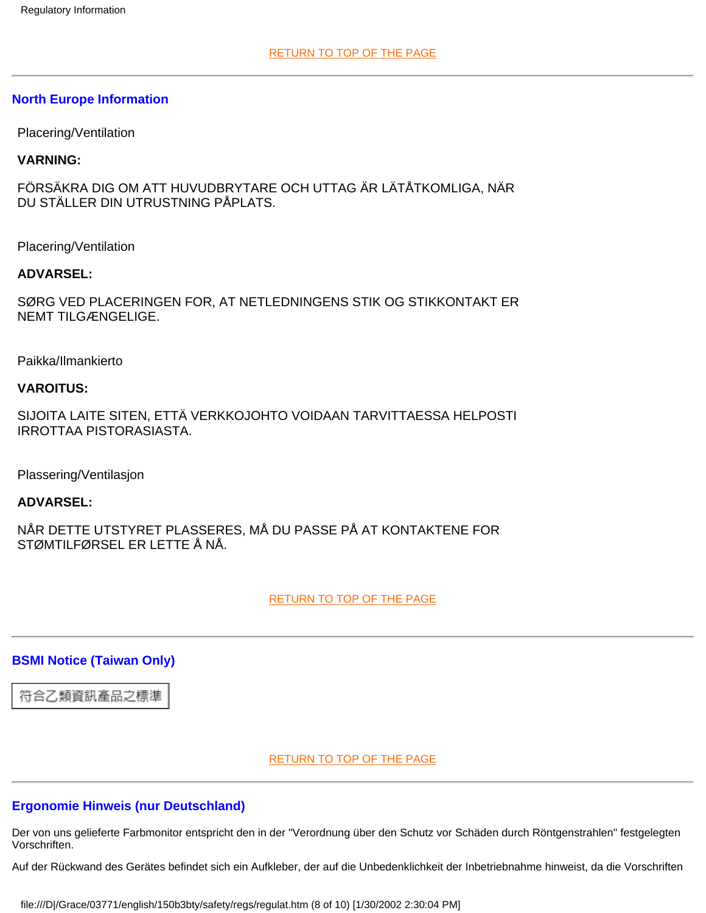RETURN TO TOP OF THE PAGE

---

## North Europe Information

Placering/Ventilation

**VARNING:**

FÖRSÄKRA DIG OM ATT HUVUDBRYTARE OCH UTTAG ÄR LÄTÅTKOMLIGA, NÄR DU STÄLLER DIN UTRUSTNING PÅPLATS.

Placering/Ventilation

**ADVARSEL:**

SØRG VED PLACERINGEN FOR, AT NETLEDNINGENS STIK OG STIKKONTAKT ER NEMT TILGÆNGELIGE.

Paikka/Ilmankierto

**VAROITUS:**

SIJOITA LAITE SITEN, ETTÄ VERKKOJOHTO VOIDAAN TARVITTAESSA HELPOSTI IRROTTAA PISTORASIASTA.

Plassering/Ventilasjon

**ADVARSEL:**

NÅR DETTE UTSTYRET PLASSERES, MÅ DU PASSE PÅ AT KONTAKTENE FOR STØMTILFØRSEL ER LETTE Å NÅ.

RETURN TO TOP OF THE PAGE

---

## BSMI Notice (Taiwan Only)

符合乙類資訊產品之標準

RETURN TO TOP OF THE PAGE

---

## Ergonomie Hinweis (nur Deutschland)

Der von uns gelieferte Farbmonitor entspricht den in der "Verordnung über den Schutz vor Schäden durch Röntgenstrahlen" festgelegten Vorschriften.

Auf der Rückwand des Gerätes befindet sich ein Aufkleber, der auf die Unbedenklichkeit der Inbetriebnahme hinweist, da die Vorschriften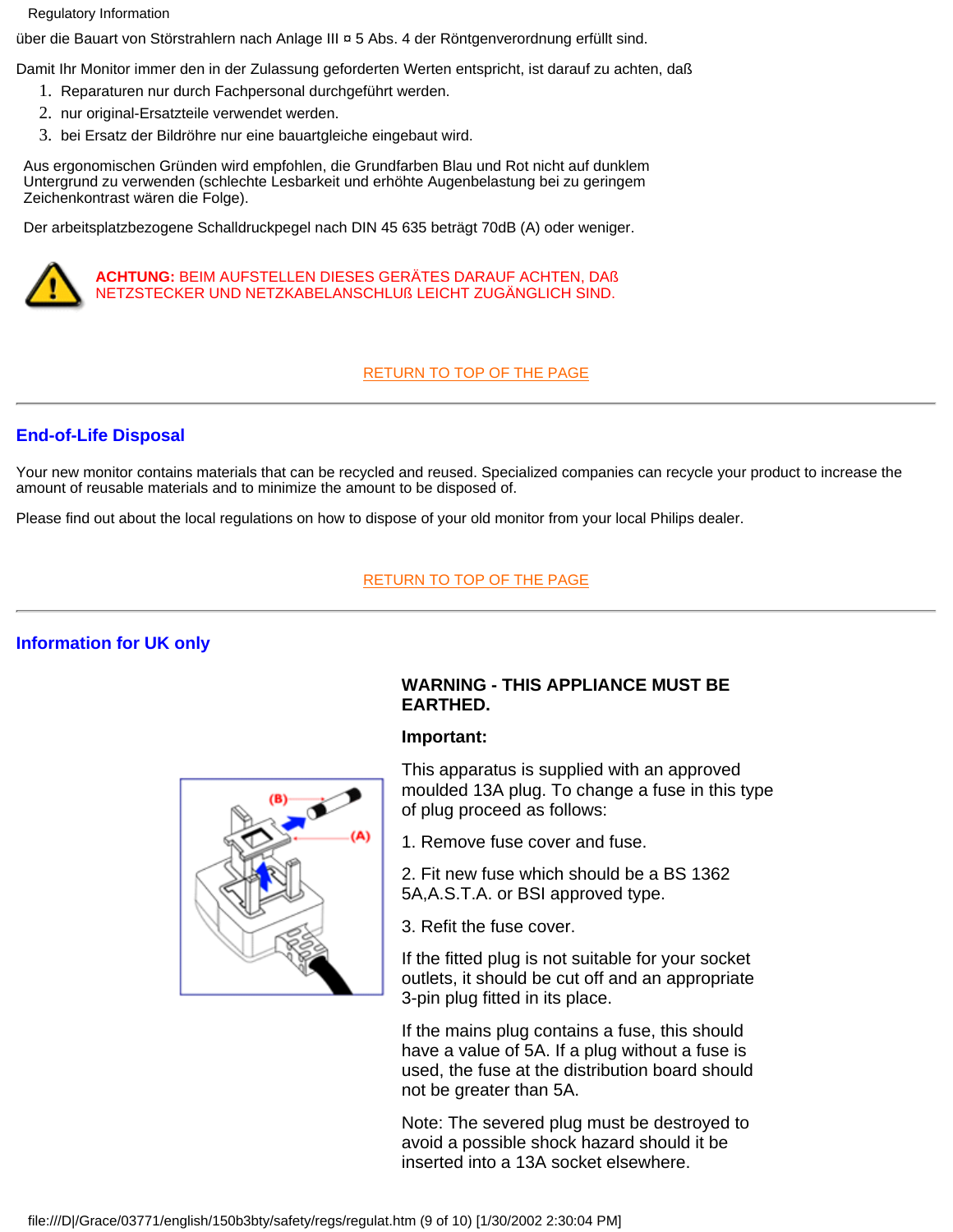über die Bauart von Störstrahlern nach Anlage III ¤ 5 Abs. 4 der Röntgenverordnung erfüllt sind.

Damit Ihr Monitor immer den in der Zulassung geforderten Werten entspricht, ist darauf zu achten, daß

1. Reparaturen nur durch Fachpersonal durchgeführt werden.
2. nur original-Ersatzteile verwendet werden.
3. bei Ersatz der Bildröhre nur eine bauartgleiche eingebaut wird.

Aus ergonomischen Gründen wird empfohlen, die Grundfarben Blau und Rot nicht auf dunklem Untergrund zu verwenden (schlechte Lesbarkeit und erhöhte Augenbelastung bei zu geringem Zeichenkontrast wären die Folge).

Der arbeitsplatzbezogene Schalldruckpegel nach DIN 45 635 beträgt 70dB (A) oder weniger.

**ACHTUNG:** BEIM AUFSTELLEN DIESES GERÄTES DARAUF ACHTEN, DAß NETZSTECKER UND NETZKABELANSCHLUß LEICHT ZUGÄNGLICH SIND.

RETURN TO TOP OF THE PAGE

---

## End-of-Life Disposal

Your new monitor contains materials that can be recycled and reused. Specialized companies can recycle your product to increase the amount of reusable materials and to minimize the amount to be disposed of.

Please find out about the local regulations on how to dispose of your old monitor from your local Philips dealer.

RETURN TO TOP OF THE PAGE

---

## Information for UK only

**WARNING - THIS APPLIANCE MUST BE EARTHED.**

**Important:**

This apparatus is supplied with an approved moulded 13A plug. To change a fuse in this type of plug proceed as follows:

1. Remove fuse cover and fuse.

2. Fit new fuse which should be a BS 1362 5A,A.S.T.A. or BSI approved type.

3. Refit the fuse cover.

If the fitted plug is not suitable for your socket outlets, it should be cut off and an appropriate 3-pin plug fitted in its place.

If the mains plug contains a fuse, this should have a value of 5A. If a plug without a fuse is used, the fuse at the distribution board should not be greater than 5A.

Note: The severed plug must be destroyed to avoid a possible shock hazard should it be inserted into a 13A socket elsewhere.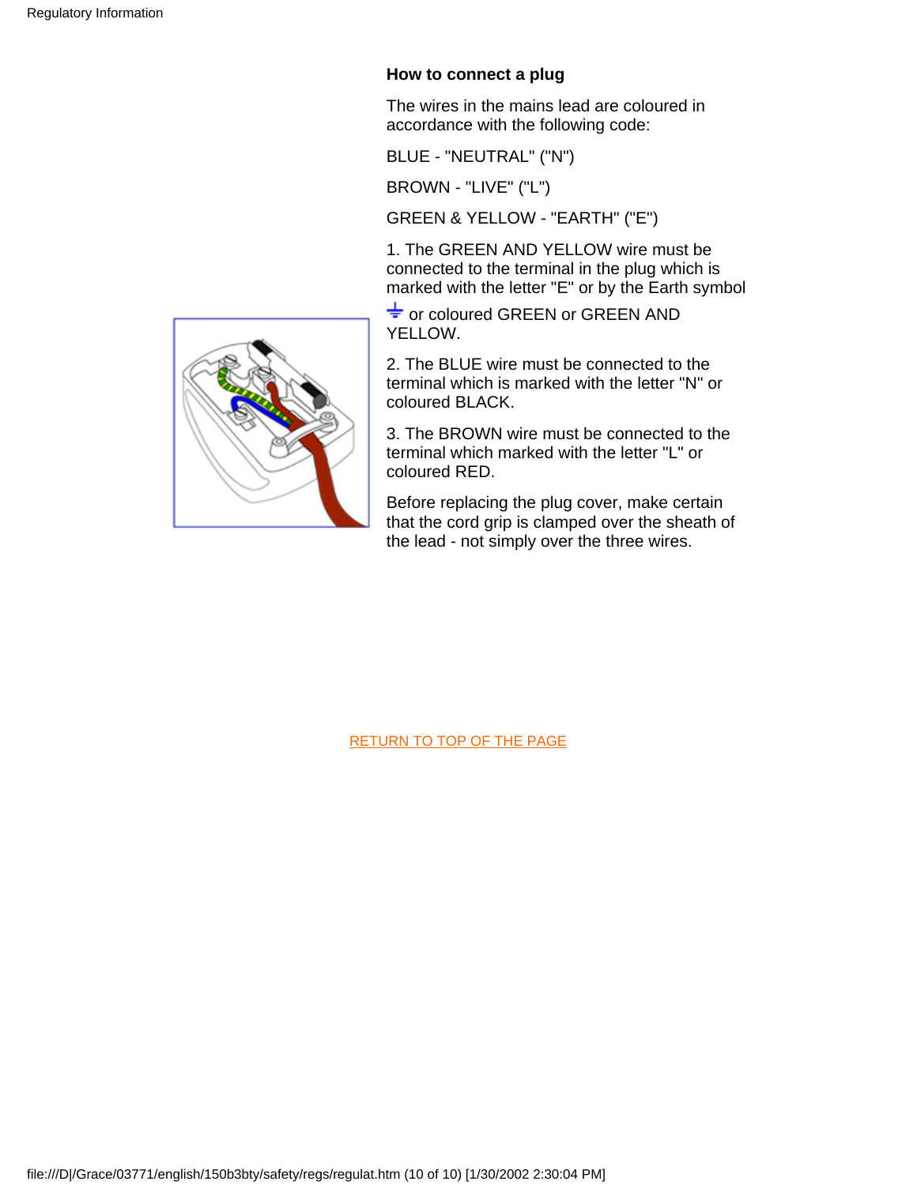### How to connect a plug

The wires in the mains lead are coloured in accordance with the following code:

BLUE - "NEUTRAL" ("N")

BROWN - "LIVE" ("L")

GREEN & YELLOW - "EARTH" ("E")

1. The GREEN AND YELLOW wire must be connected to the terminal in the plug which is marked with the letter "E" or by the Earth symbol ⏚ or coloured GREEN or GREEN AND YELLOW.

2. The BLUE wire must be connected to the terminal which is marked with the letter "N" or coloured BLACK.

3. The BROWN wire must be connected to the terminal which marked with the letter "L" or coloured RED.

Before replacing the plug cover, make certain that the cord grip is clamped over the sheath of the lead - not simply over the three wires.

RETURN TO TOP OF THE PAGE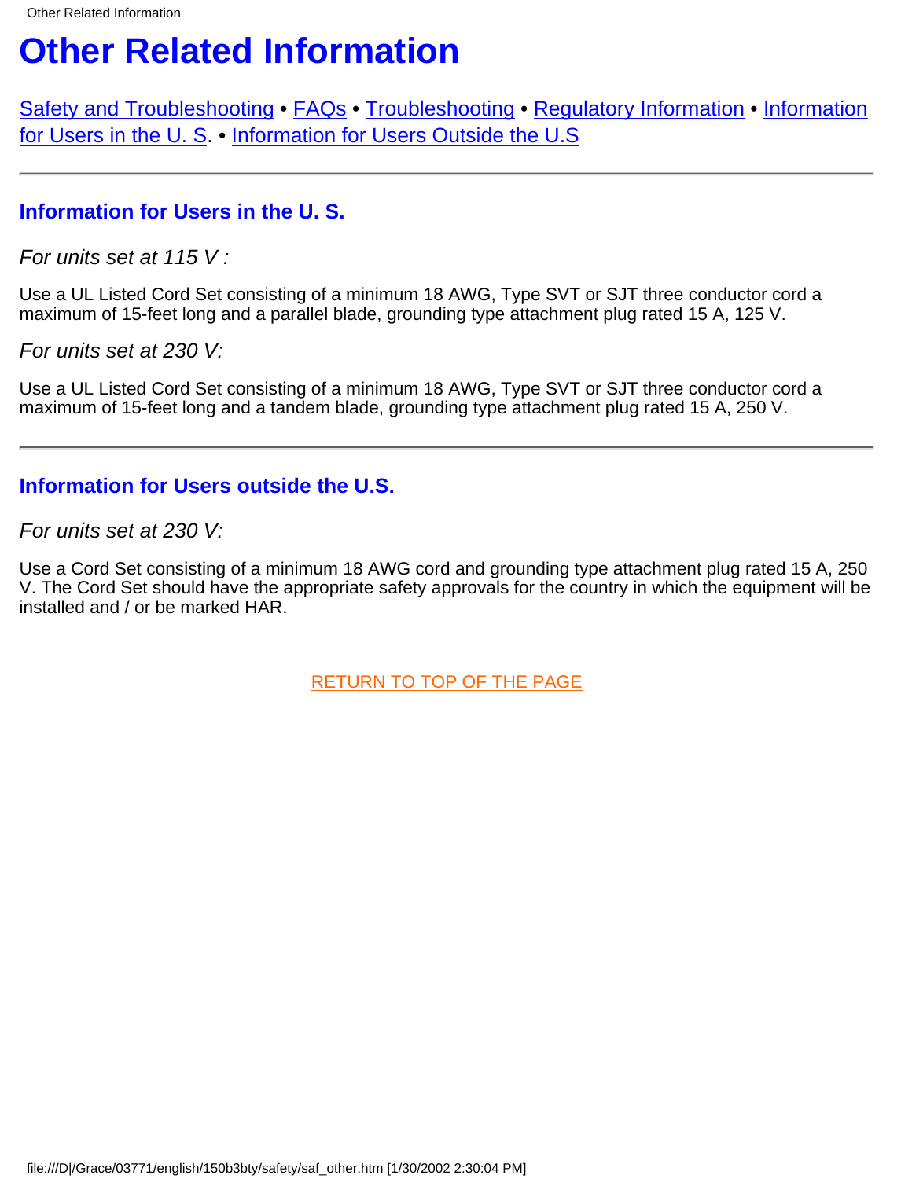# Other Related Information

Safety and Troubleshooting • FAQs • Troubleshooting • Regulatory Information • Information for Users in the U. S. • Information for Users Outside the U.S

---

### Information for Users in the U. S.

*For units set at 115 V :*

Use a UL Listed Cord Set consisting of a minimum 18 AWG, Type SVT or SJT three conductor cord a maximum of 15-feet long and a parallel blade, grounding type attachment plug rated 15 A, 125 V.

*For units set at 230 V:*

Use a UL Listed Cord Set consisting of a minimum 18 AWG, Type SVT or SJT three conductor cord a maximum of 15-feet long and a tandem blade, grounding type attachment plug rated 15 A, 250 V.

---

### Information for Users outside the U.S.

*For units set at 230 V:*

Use a Cord Set consisting of a minimum 18 AWG cord and grounding type attachment plug rated 15 A, 250 V. The Cord Set should have the appropriate safety approvals for the country in which the equipment will be installed and / or be marked HAR.

RETURN TO TOP OF THE PAGE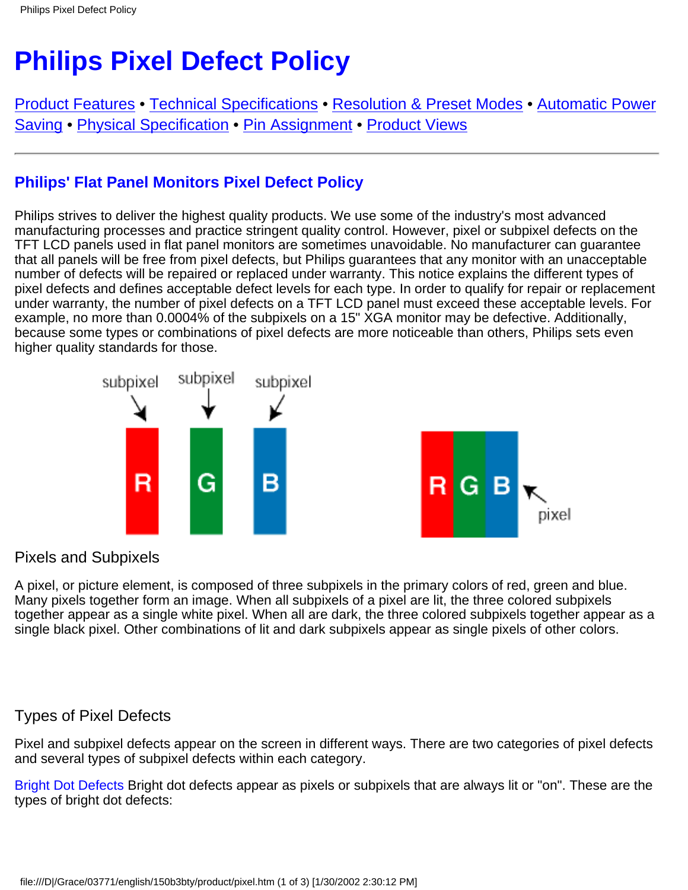# Philips Pixel Defect Policy

Product Features • Technical Specifications • Resolution & Preset Modes • Automatic Power Saving • Physical Specification • Pin Assignment • Product Views

---

## Philips' Flat Panel Monitors Pixel Defect Policy

Philips strives to deliver the highest quality products. We use some of the industry's most advanced manufacturing processes and practice stringent quality control. However, pixel or subpixel defects on the TFT LCD panels used in flat panel monitors are sometimes unavoidable. No manufacturer can guarantee that all panels will be free from pixel defects, but Philips guarantees that any monitor with an unacceptable number of defects will be repaired or replaced under warranty. This notice explains the different types of pixel defects and defines acceptable defect levels for each type. In order to qualify for repair or replacement under warranty, the number of pixel defects on a TFT LCD panel must exceed these acceptable levels. For example, no more than 0.0004% of the subpixels on a 15" XGA monitor may be defective. Additionally, because some types or combinations of pixel defects are more noticeable than others, Philips sets even higher quality standards for those.

subpixel subpixel subpixel

R G B

RGB pixel

### Pixels and Subpixels

A pixel, or picture element, is composed of three subpixels in the primary colors of red, green and blue. Many pixels together form an image. When all subpixels of a pixel are lit, the three colored subpixels together appear as a single white pixel. When all are dark, the three colored subpixels together appear as a single black pixel. Other combinations of lit and dark subpixels appear as single pixels of other colors.

### Types of Pixel Defects

Pixel and subpixel defects appear on the screen in different ways. There are two categories of pixel defects and several types of subpixel defects within each category.

Bright Dot Defects Bright dot defects appear as pixels or subpixels that are always lit or "on". These are the types of bright dot defects: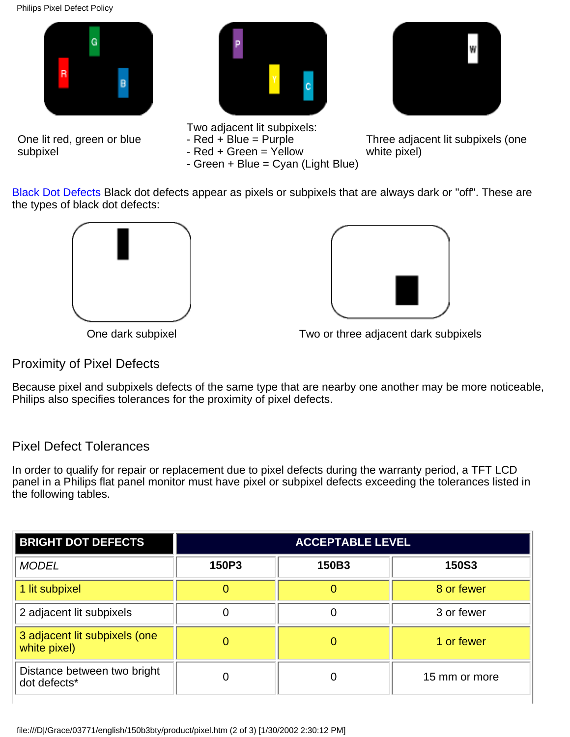One lit red, green or blue subpixel

Two adjacent lit subpixels:
- Red + Blue = Purple
- Red + Green = Yellow
- Green + Blue = Cyan (Light Blue)

Three adjacent lit subpixels (one white pixel)

Black Dot Defects Black dot defects appear as pixels or subpixels that are always dark or "off". These are the types of black dot defects:

One dark subpixel

Two or three adjacent dark subpixels

## Proximity of Pixel Defects

Because pixel and subpixels defects of the same type that are nearby one another may be more noticeable, Philips also specifies tolerances for the proximity of pixel defects.

## Pixel Defect Tolerances

In order to qualify for repair or replacement due to pixel defects during the warranty period, a TFT LCD panel in a Philips flat panel monitor must have pixel or subpixel defects exceeding the tolerances listed in the following tables.

| **BRIGHT DOT DEFECTS** | **ACCEPTABLE LEVEL** | | |
|---|---|---|---|
| *MODEL* | **150P3** | **150B3** | **150S3** |
| 1 lit subpixel | 0 | 0 | 8 or fewer |
| 2 adjacent lit subpixels | 0 | 0 | 3 or fewer |
| 3 adjacent lit subpixels (one white pixel) | 0 | 0 | 1 or fewer |
| Distance between two bright dot defects* | 0 | 0 | 15 mm or more |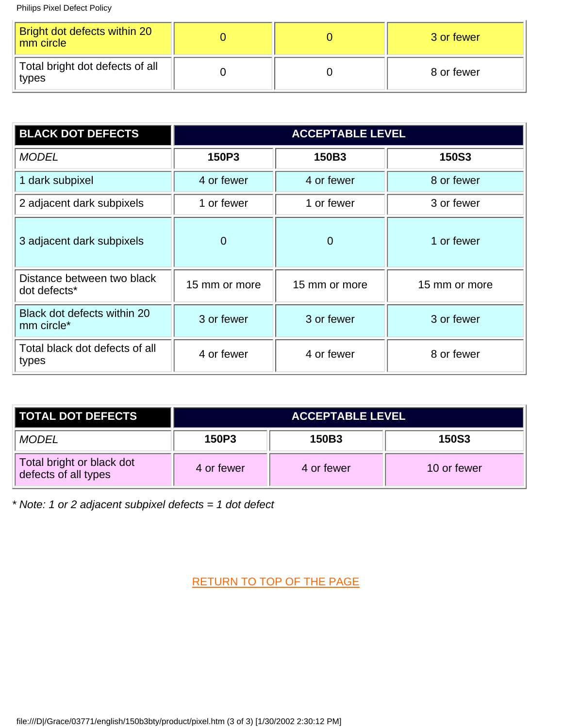| Bright dot defects within 20 mm circle | 0 | 0 | 3 or fewer |
|---|---|---|---|
| Total bright dot defects of all types | 0 | 0 | 8 or fewer |

| BLACK DOT DEFECTS | ACCEPTABLE LEVEL | | |
|---|---|---|---|
| *MODEL* | **150P3** | **150B3** | **150S3** |
| 1 dark subpixel | 4 or fewer | 4 or fewer | 8 or fewer |
| 2 adjacent dark subpixels | 1 or fewer | 1 or fewer | 3 or fewer |
| 3 adjacent dark subpixels | 0 | 0 | 1 or fewer |
| Distance between two black dot defects* | 15 mm or more | 15 mm or more | 15 mm or more |
| Black dot defects within 20 mm circle* | 3 or fewer | 3 or fewer | 3 or fewer |
| Total black dot defects of all types | 4 or fewer | 4 or fewer | 8 or fewer |

| TOTAL DOT DEFECTS | ACCEPTABLE LEVEL | | |
|---|---|---|---|
| *MODEL* | **150P3** | **150B3** | **150S3** |
| Total bright or black dot defects of all types | 4 or fewer | 4 or fewer | 10 or fewer |

*\* Note: 1 or 2 adjacent subpixel defects = 1 dot defect*

RETURN TO TOP OF THE PAGE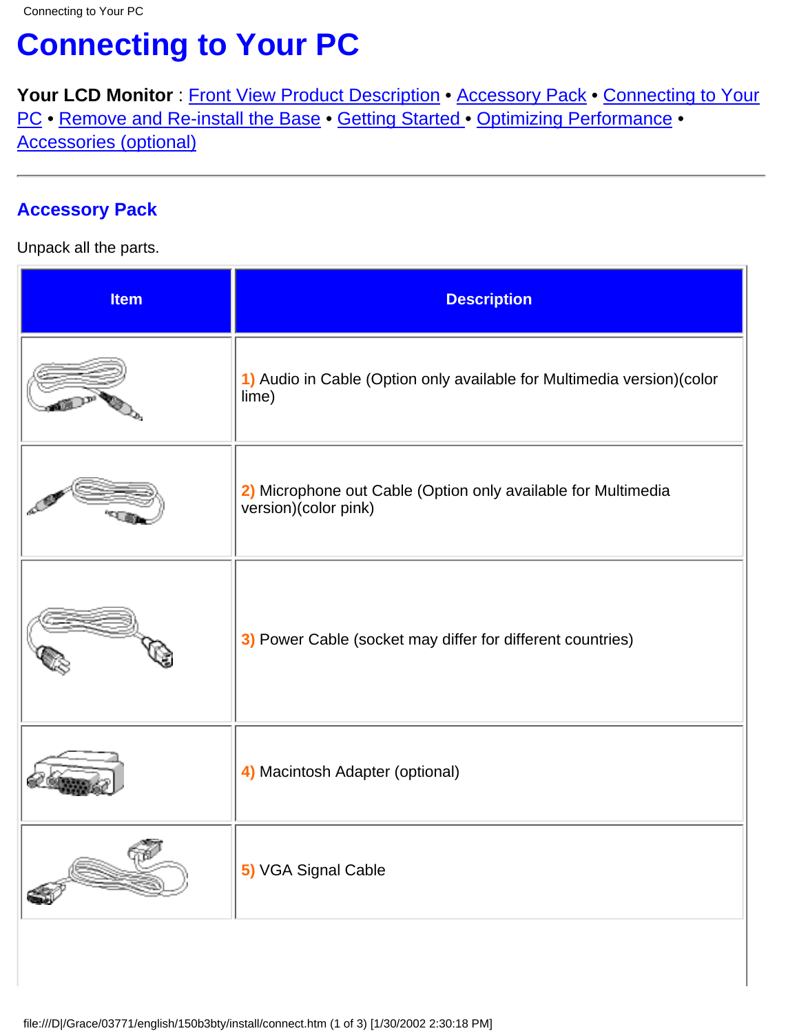# Connecting to Your PC

**Your LCD Monitor** : Front View Product Description • Accessory Pack • Connecting to Your PC • Remove and Re-install the Base • Getting Started • Optimizing Performance • Accessories (optional)

---

## Accessory Pack

Unpack all the parts.

| Item | Description |
|---|---|
| | 1) Audio in Cable (Option only available for Multimedia version)(color lime) |
| | 2) Microphone out Cable (Option only available for Multimedia version)(color pink) |
| | 3) Power Cable (socket may differ for different countries) |
| | 4) Macintosh Adapter (optional) |
| | 5) VGA Signal Cable |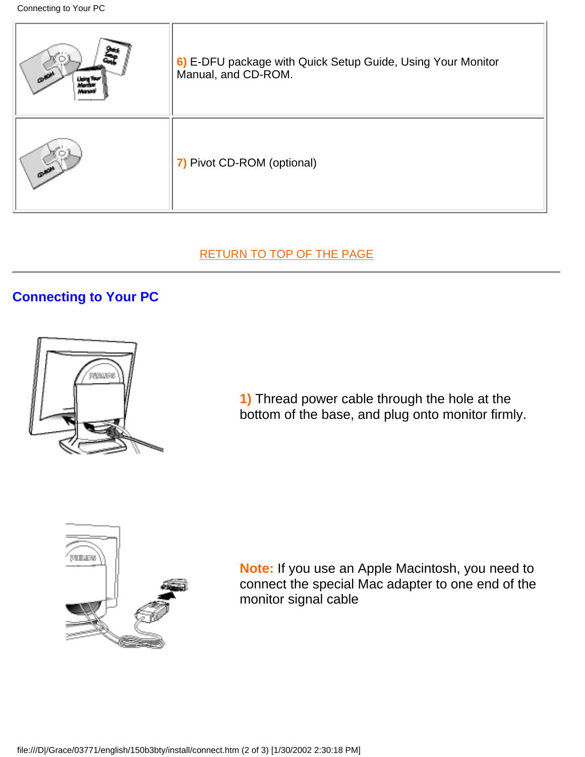|   |   |
|---|---|
|   | **6)** E-DFU package with Quick Setup Guide, Using Your Monitor Manual, and CD-ROM. |
|   | **7)** Pivot CD-ROM (optional) |

RETURN TO TOP OF THE PAGE

## Connecting to Your PC

**1)** Thread power cable through the hole at the bottom of the base, and plug onto monitor firmly.

**Note:** If you use an Apple Macintosh, you need to connect the special Mac adapter to one end of the monitor signal cable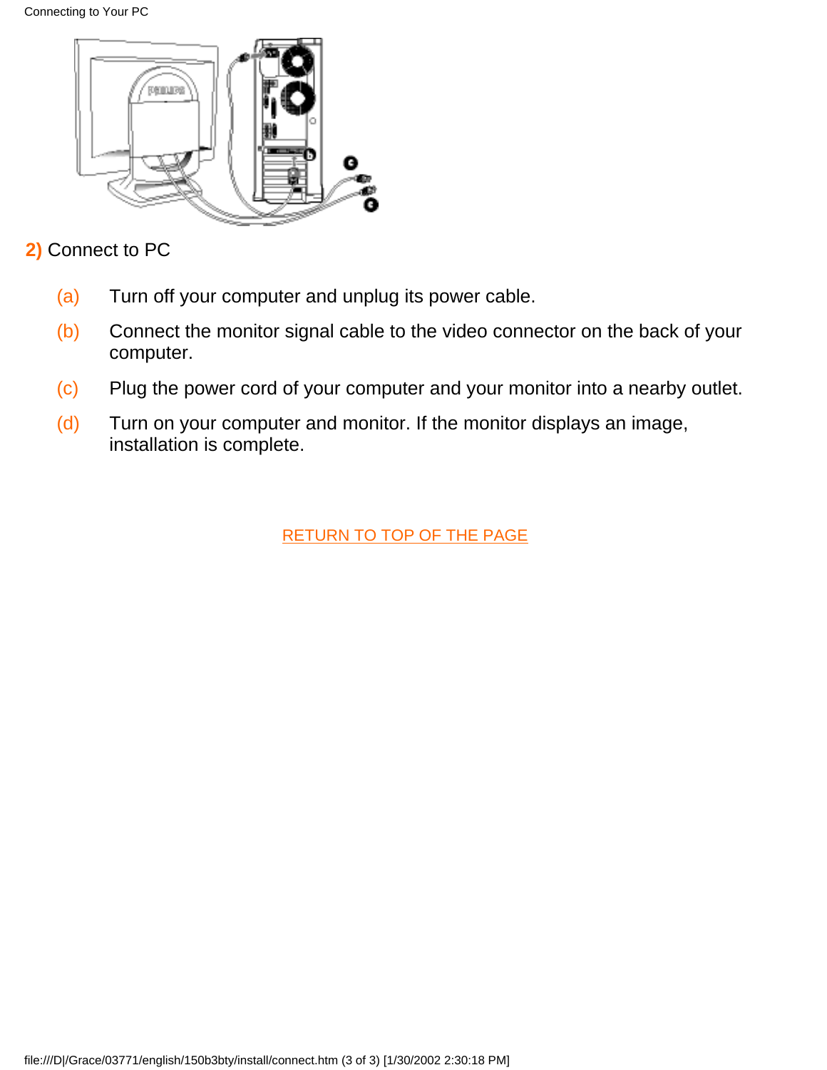**2)** Connect to PC

(a) Turn off your computer and unplug its power cable.

(b) Connect the monitor signal cable to the video connector on the back of your computer.

(c) Plug the power cord of your computer and your monitor into a nearby outlet.

(d) Turn on your computer and monitor. If the monitor displays an image, installation is complete.

RETURN TO TOP OF THE PAGE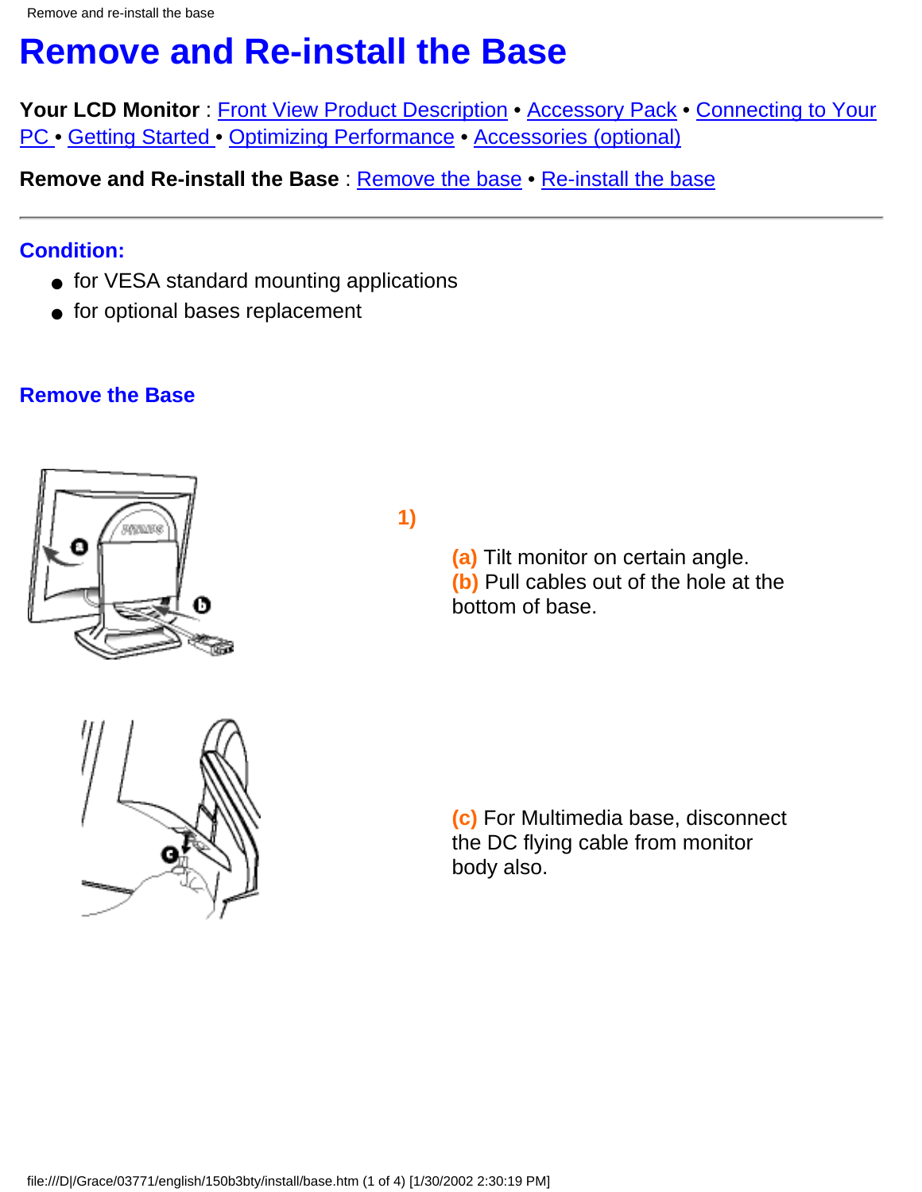# Remove and Re-install the Base

**Your LCD Monitor** : Front View Product Description • Accessory Pack • Connecting to Your PC • Getting Started • Optimizing Performance • Accessories (optional)

**Remove and Re-install the Base** : Remove the base • Re-install the base

---

## Condition:

- for VESA standard mounting applications
- for optional bases replacement

## Remove the Base

**1)**

**(a)** Tilt monitor on certain angle.
**(b)** Pull cables out of the hole at the bottom of base.

**(c)** For Multimedia base, disconnect the DC flying cable from monitor body also.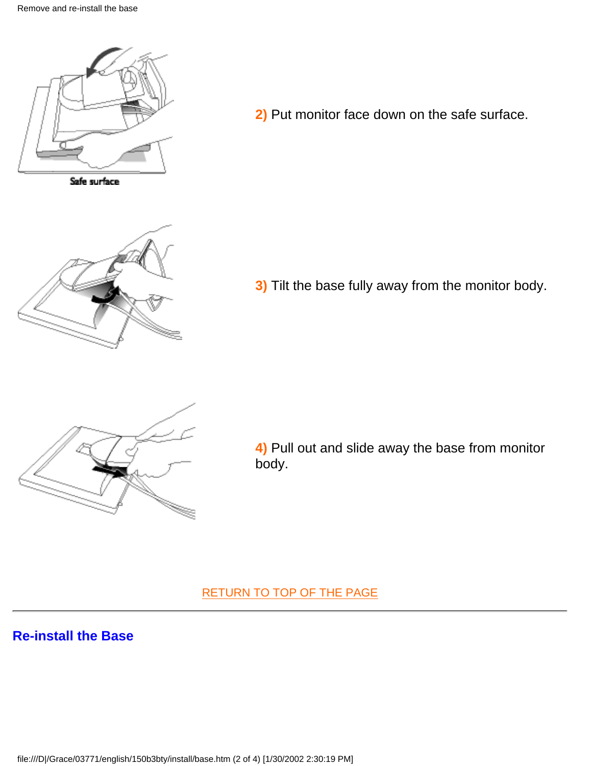**2)** Put monitor face down on the safe surface.

**3)** Tilt the base fully away from the monitor body.

**4)** Pull out and slide away the base from monitor body.

RETURN TO TOP OF THE PAGE

---

## Re-install the Base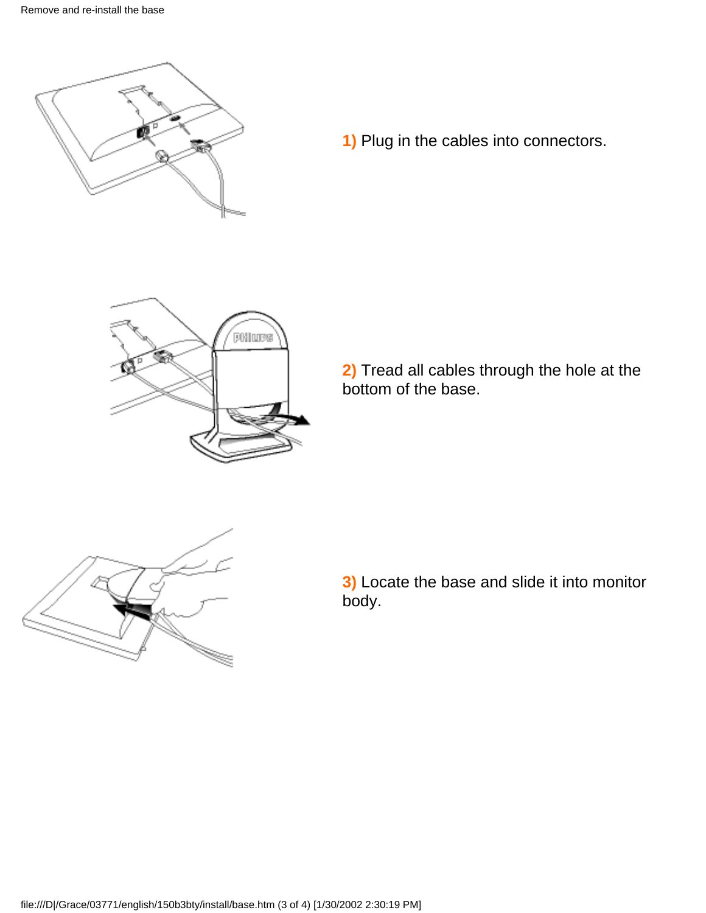**1)** Plug in the cables into connectors.

**2)** Tread all cables through the hole at the bottom of the base.

**3)** Locate the base and slide it into monitor body.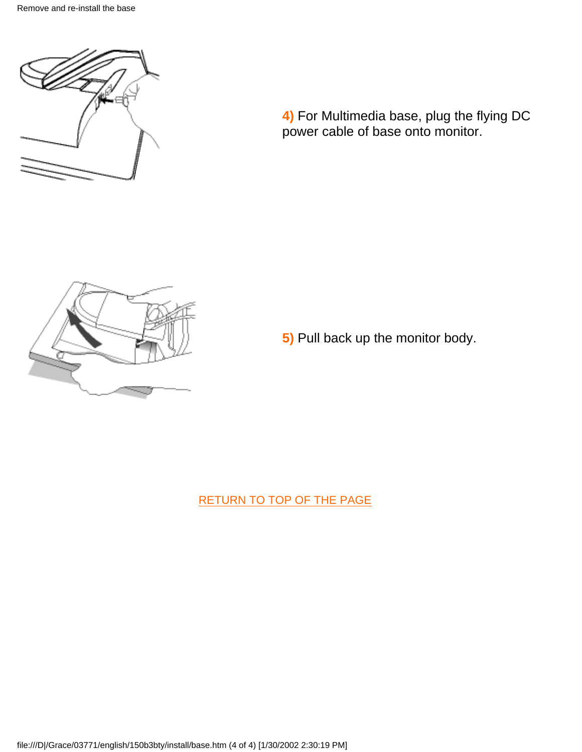**4)** For Multimedia base, plug the flying DC power cable of base onto monitor.

**5)** Pull back up the monitor body.

RETURN TO TOP OF THE PAGE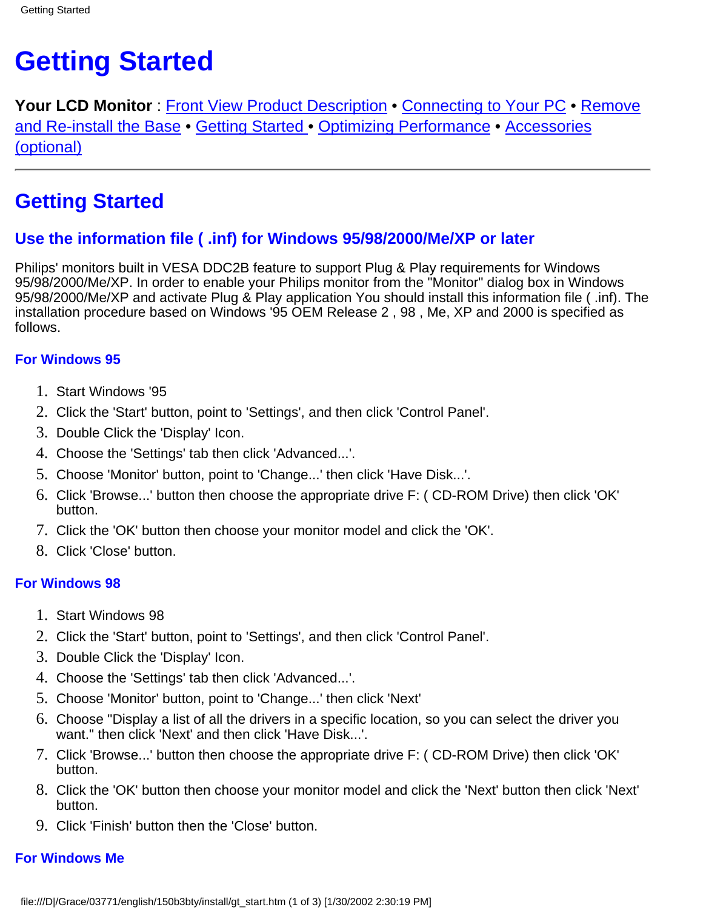# Getting Started

**Your LCD Monitor** : Front View Product Description • Connecting to Your PC • Remove and Re-install the Base • Getting Started • Optimizing Performance • Accessories (optional)

---

## Getting Started

### Use the information file ( .inf) for Windows 95/98/2000/Me/XP or later

Philips' monitors built in VESA DDC2B feature to support Plug & Play requirements for Windows 95/98/2000/Me/XP. In order to enable your Philips monitor from the "Monitor" dialog box in Windows 95/98/2000/Me/XP and activate Plug & Play application You should install this information file ( .inf). The installation procedure based on Windows '95 OEM Release 2 , 98 , Me, XP and 2000 is specified as follows.

#### For Windows 95

1. Start Windows '95
2. Click the 'Start' button, point to 'Settings', and then click 'Control Panel'.
3. Double Click the 'Display' Icon.
4. Choose the 'Settings' tab then click 'Advanced...'.
5. Choose 'Monitor' button, point to 'Change...' then click 'Have Disk...'.
6. Click 'Browse...' button then choose the appropriate drive F: ( CD-ROM Drive) then click 'OK' button.
7. Click the 'OK' button then choose your monitor model and click the 'OK'.
8. Click 'Close' button.

#### For Windows 98

1. Start Windows 98
2. Click the 'Start' button, point to 'Settings', and then click 'Control Panel'.
3. Double Click the 'Display' Icon.
4. Choose the 'Settings' tab then click 'Advanced...'.
5. Choose 'Monitor' button, point to 'Change...' then click 'Next'
6. Choose "Display a list of all the drivers in a specific location, so you can select the driver you want." then click 'Next' and then click 'Have Disk...'.
7. Click 'Browse...' button then choose the appropriate drive F: ( CD-ROM Drive) then click 'OK' button.
8. Click the 'OK' button then choose your monitor model and click the 'Next' button then click 'Next' button.
9. Click 'Finish' button then the 'Close' button.

#### For Windows Me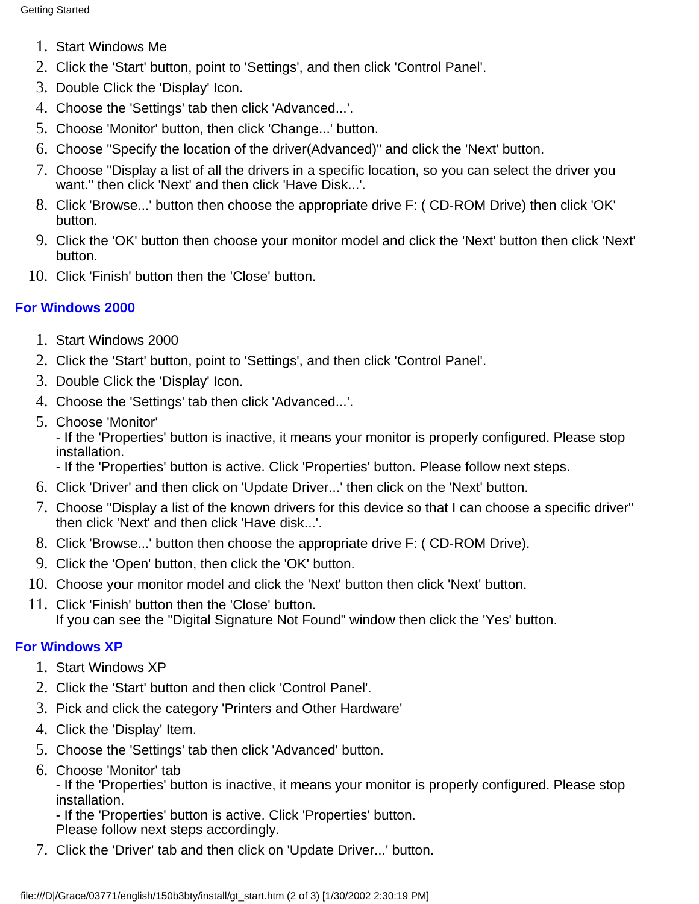1. Start Windows Me
2. Click the 'Start' button, point to 'Settings', and then click 'Control Panel'.
3. Double Click the 'Display' Icon.
4. Choose the 'Settings' tab then click 'Advanced...'.
5. Choose 'Monitor' button, then click 'Change...' button.
6. Choose "Specify the location of the driver(Advanced)" and click the 'Next' button.
7. Choose "Display a list of all the drivers in a specific location, so you can select the driver you want." then click 'Next' and then click 'Have Disk...'.
8. Click 'Browse...' button then choose the appropriate drive F: ( CD-ROM Drive) then click 'OK' button.
9. Click the 'OK' button then choose your monitor model and click the 'Next' button then click 'Next' button.
10. Click 'Finish' button then the 'Close' button.

## For Windows 2000

1. Start Windows 2000
2. Click the 'Start' button, point to 'Settings', and then click 'Control Panel'.
3. Double Click the 'Display' Icon.
4. Choose the 'Settings' tab then click 'Advanced...'.
5. Choose 'Monitor'  
   - If the 'Properties' button is inactive, it means your monitor is properly configured. Please stop installation.  
   - If the 'Properties' button is active. Click 'Properties' button. Please follow next steps.
6. Click 'Driver' and then click on 'Update Driver...' then click on the 'Next' button.
7. Choose "Display a list of the known drivers for this device so that I can choose a specific driver" then click 'Next' and then click 'Have disk...'.
8. Click 'Browse...' button then choose the appropriate drive F: ( CD-ROM Drive).
9. Click the 'Open' button, then click the 'OK' button.
10. Choose your monitor model and click the 'Next' button then click 'Next' button.
11. Click 'Finish' button then the 'Close' button.  
    If you can see the "Digital Signature Not Found" window then click the 'Yes' button.

## For Windows XP

1. Start Windows XP
2. Click the 'Start' button and then click 'Control Panel'.
3. Pick and click the category 'Printers and Other Hardware'
4. Click the 'Display' Item.
5. Choose the 'Settings' tab then click 'Advanced' button.
6. Choose 'Monitor' tab  
   - If the 'Properties' button is inactive, it means your monitor is properly configured. Please stop installation.  
   - If the 'Properties' button is active. Click 'Properties' button.  
   Please follow next steps accordingly.
7. Click the 'Driver' tab and then click on 'Update Driver...' button.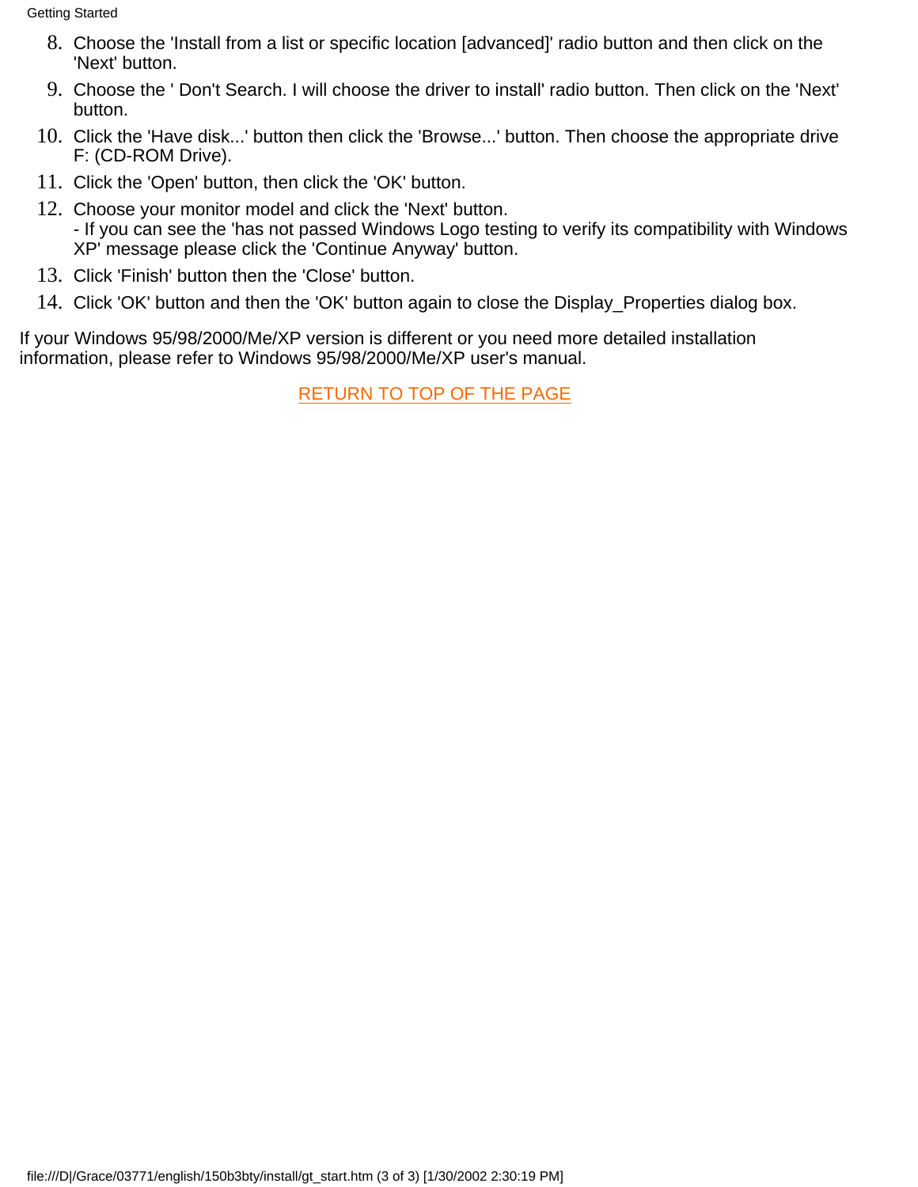8. Choose the 'Install from a list or specific location [advanced]' radio button and then click on the 'Next' button.
9. Choose the ' Don't Search. I will choose the driver to install' radio button. Then click on the 'Next' button.
10. Click the 'Have disk...' button then click the 'Browse...' button. Then choose the appropriate drive F: (CD-ROM Drive).
11. Click the 'Open' button, then click the 'OK' button.
12. Choose your monitor model and click the 'Next' button.  
    - If you can see the 'has not passed Windows Logo testing to verify its compatibility with Windows XP' message please click the 'Continue Anyway' button.
13. Click 'Finish' button then the 'Close' button.
14. Click 'OK' button and then the 'OK' button again to close the Display_Properties dialog box.

If your Windows 95/98/2000/Me/XP version is different or you need more detailed installation information, please refer to Windows 95/98/2000/Me/XP user's manual.

RETURN TO TOP OF THE PAGE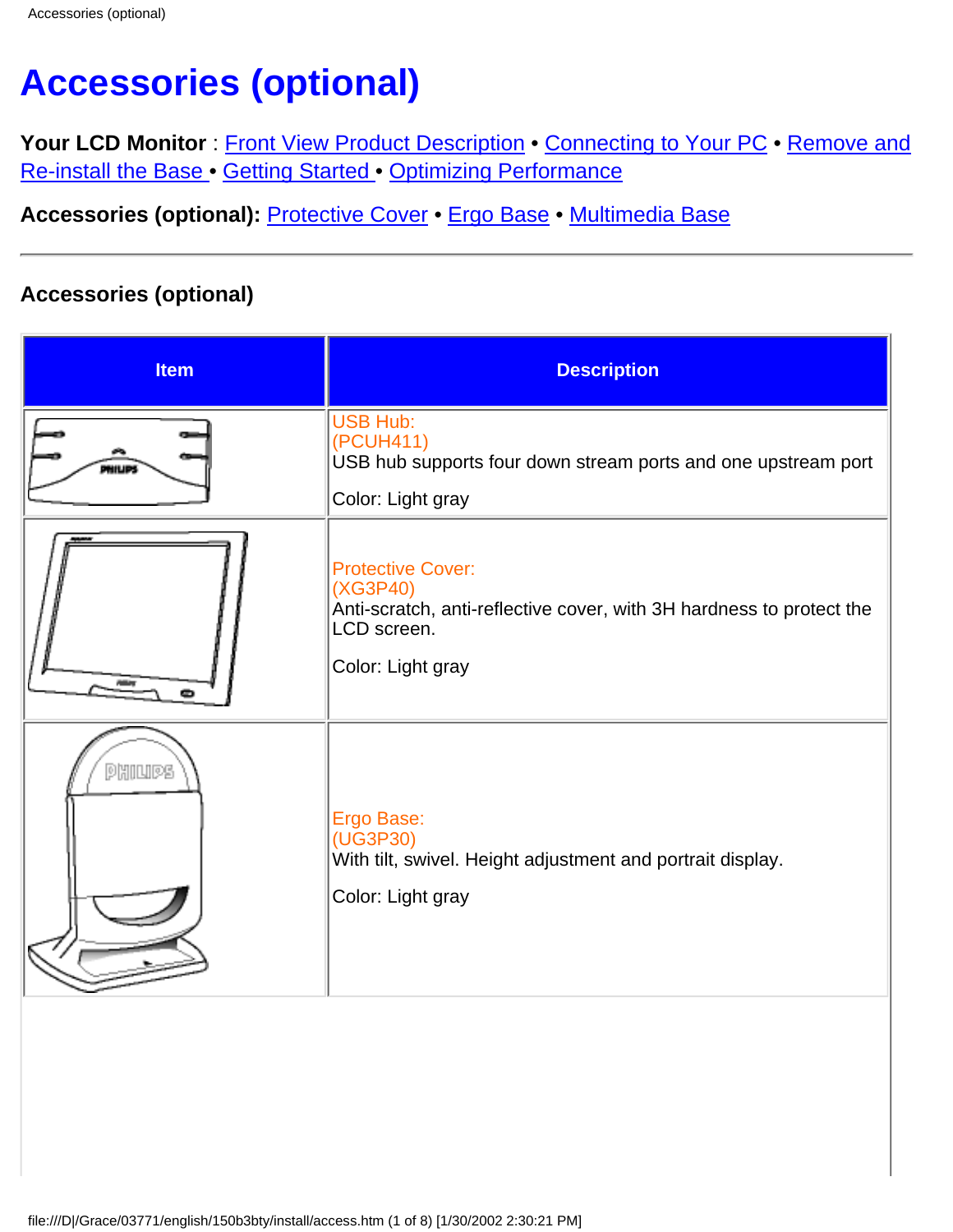# Accessories (optional)

**Your LCD Monitor** : Front View Product Description • Connecting to Your PC • Remove and Re-install the Base • Getting Started • Optimizing Performance

**Accessories (optional):** Protective Cover • Ergo Base • Multimedia Base

---

### Accessories (optional)

| Item | Description |
|---|---|
| | USB Hub:<br>(PCUH411)<br>USB hub supports four down stream ports and one upstream port<br><br>Color: Light gray |
| | Protective Cover:<br>(XG3P40)<br>Anti-scratch, anti-reflective cover, with 3H hardness to protect the LCD screen.<br><br>Color: Light gray |
| | Ergo Base:<br>(UG3P30)<br>With tilt, swivel. Height adjustment and portrait display.<br><br>Color: Light gray |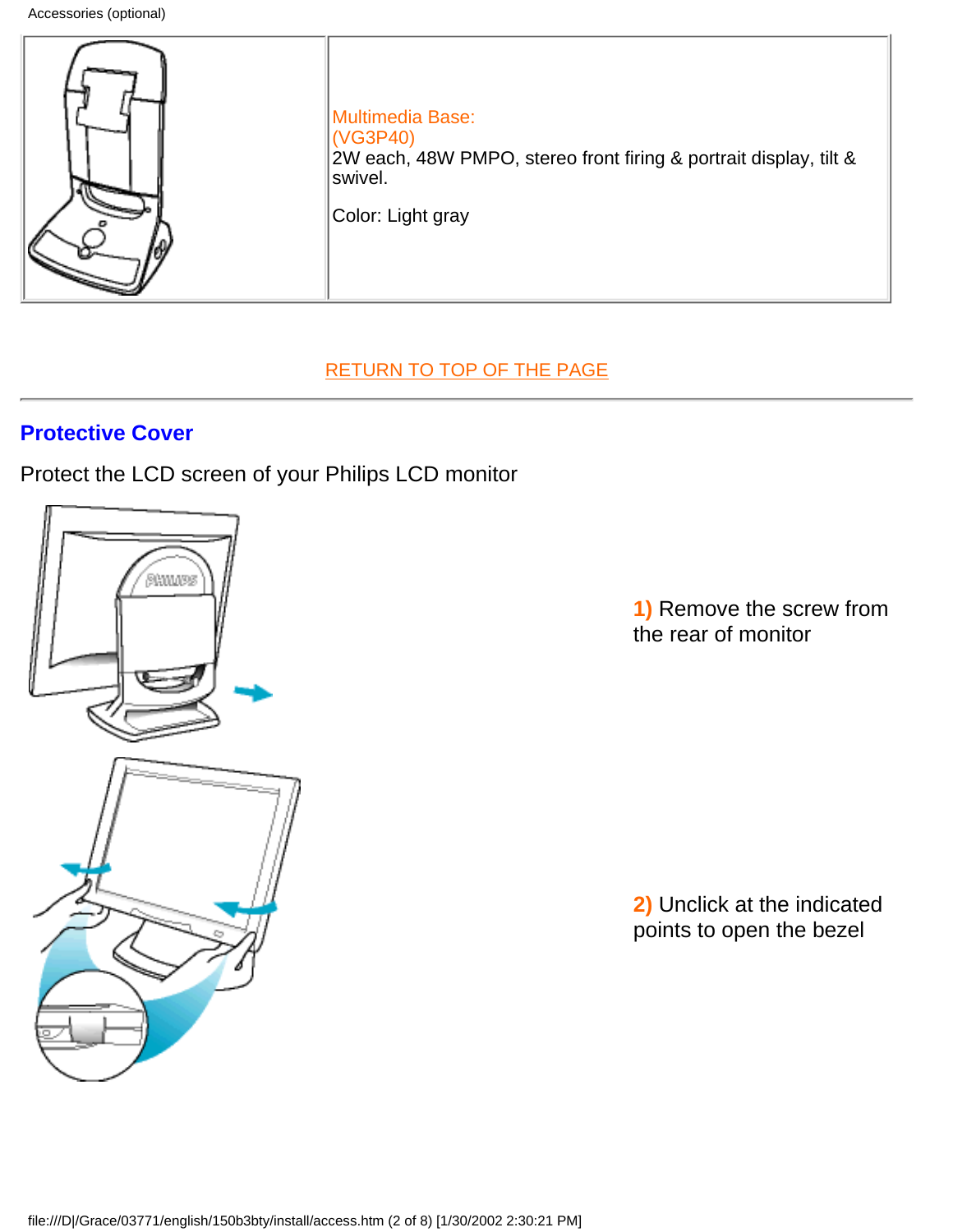| | Multimedia Base:<br>(VG3P40)<br>2W each, 48W PMPO, stereo front firing & portrait display, tilt & swivel.<br><br>Color: Light gray |
|---|---|

RETURN TO TOP OF THE PAGE

## Protective Cover

Protect the LCD screen of your Philips LCD monitor

**1)** Remove the screw from the rear of monitor

**2)** Unclick at the indicated points to open the bezel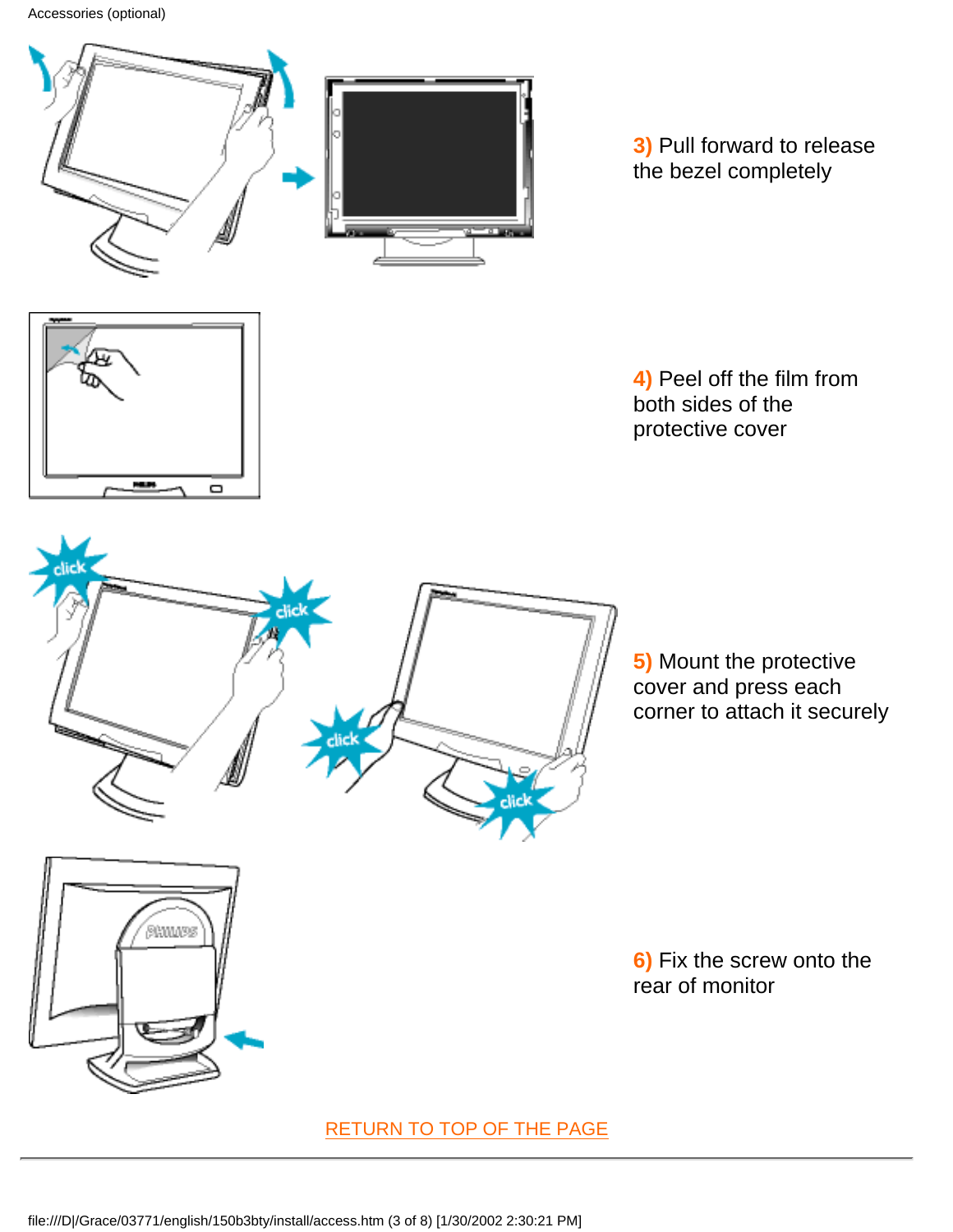**3)** Pull forward to release the bezel completely

**4)** Peel off the film from both sides of the protective cover

**5)** Mount the protective cover and press each corner to attach it securely

**6)** Fix the screw onto the rear of monitor

RETURN TO TOP OF THE PAGE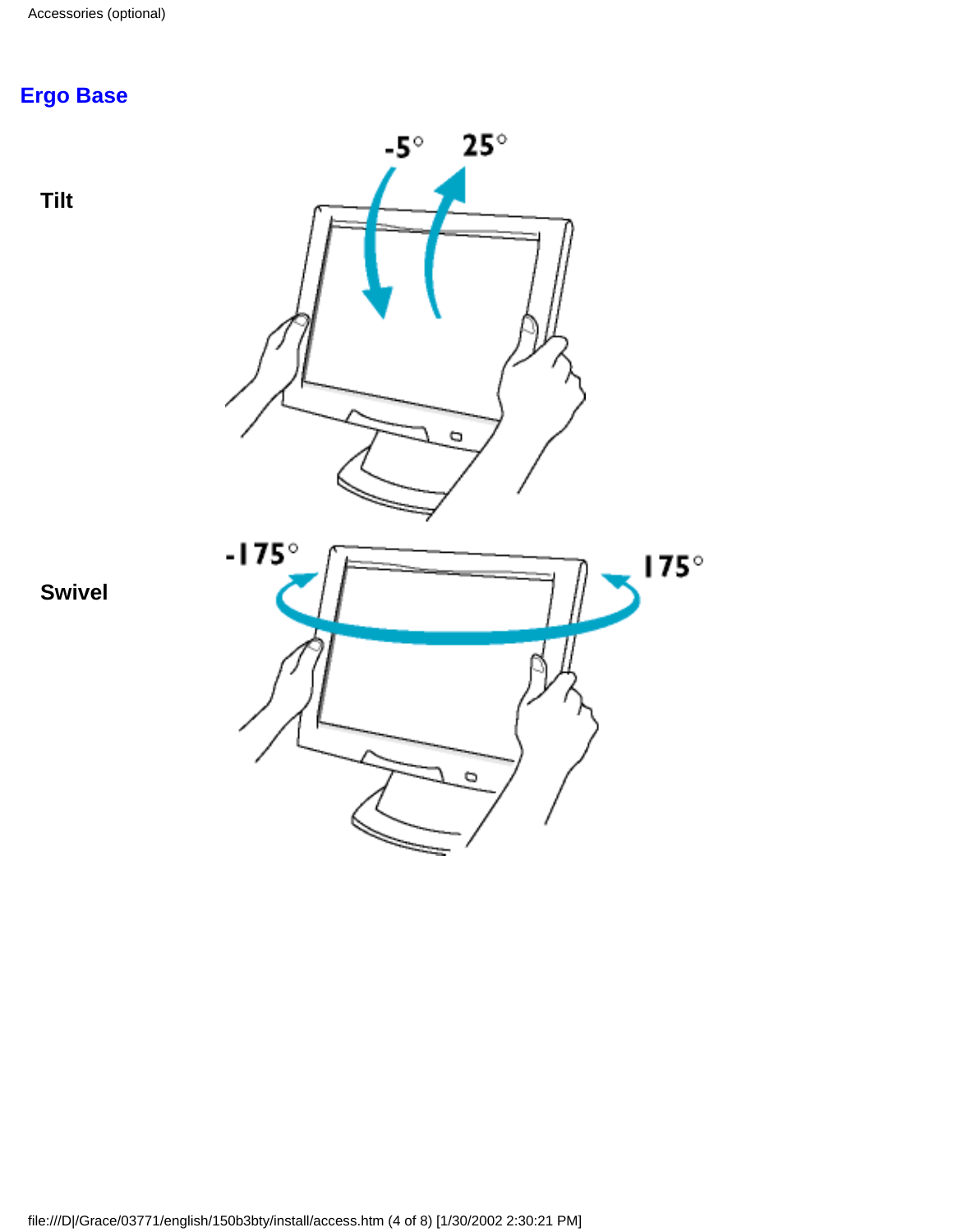## Ergo Base

**Tilt**

-5° 25°

**Swivel**

-175° 175°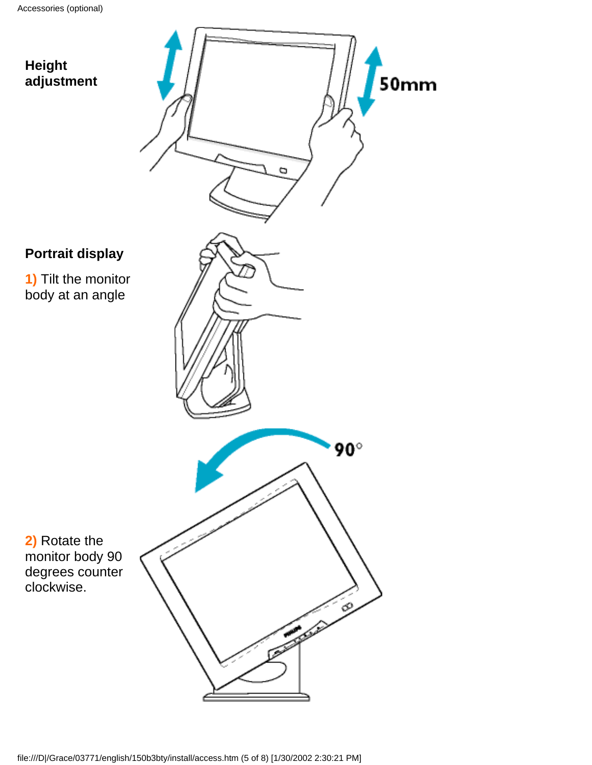**Height adjustment**

**Portrait display**

**1)** Tilt the monitor body at an angle

**2)** Rotate the monitor body 90 degrees counter clockwise.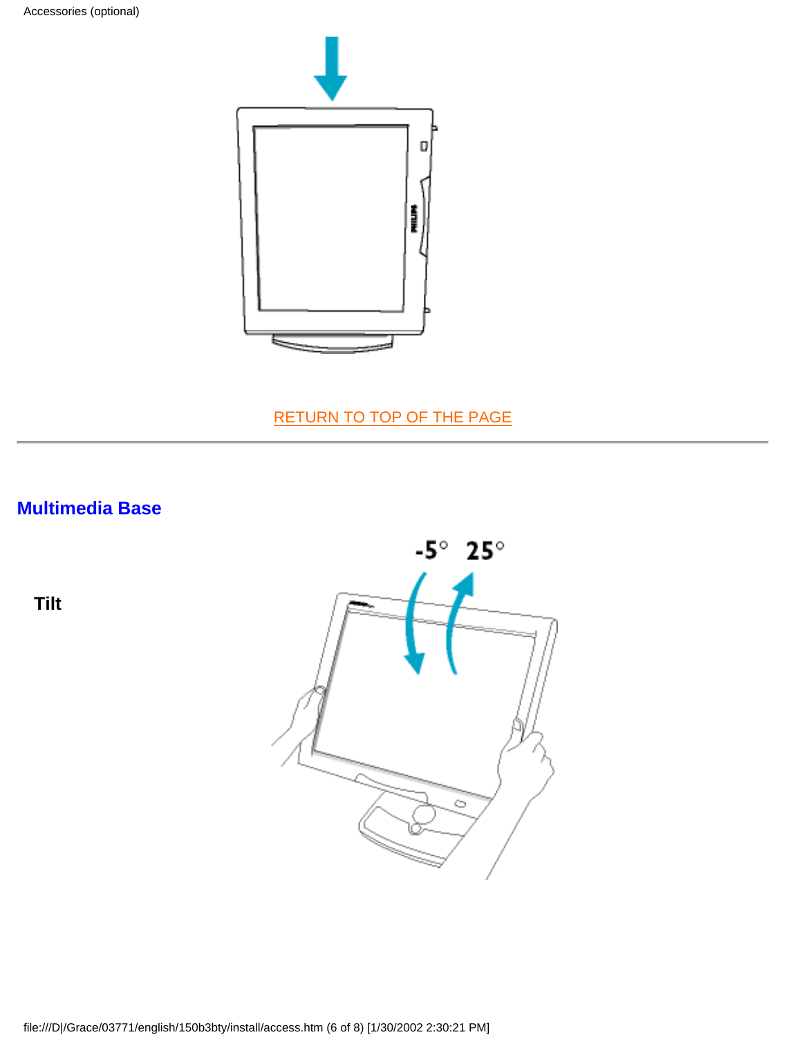RETURN TO TOP OF THE PAGE

---

## Multimedia Base

**Tilt**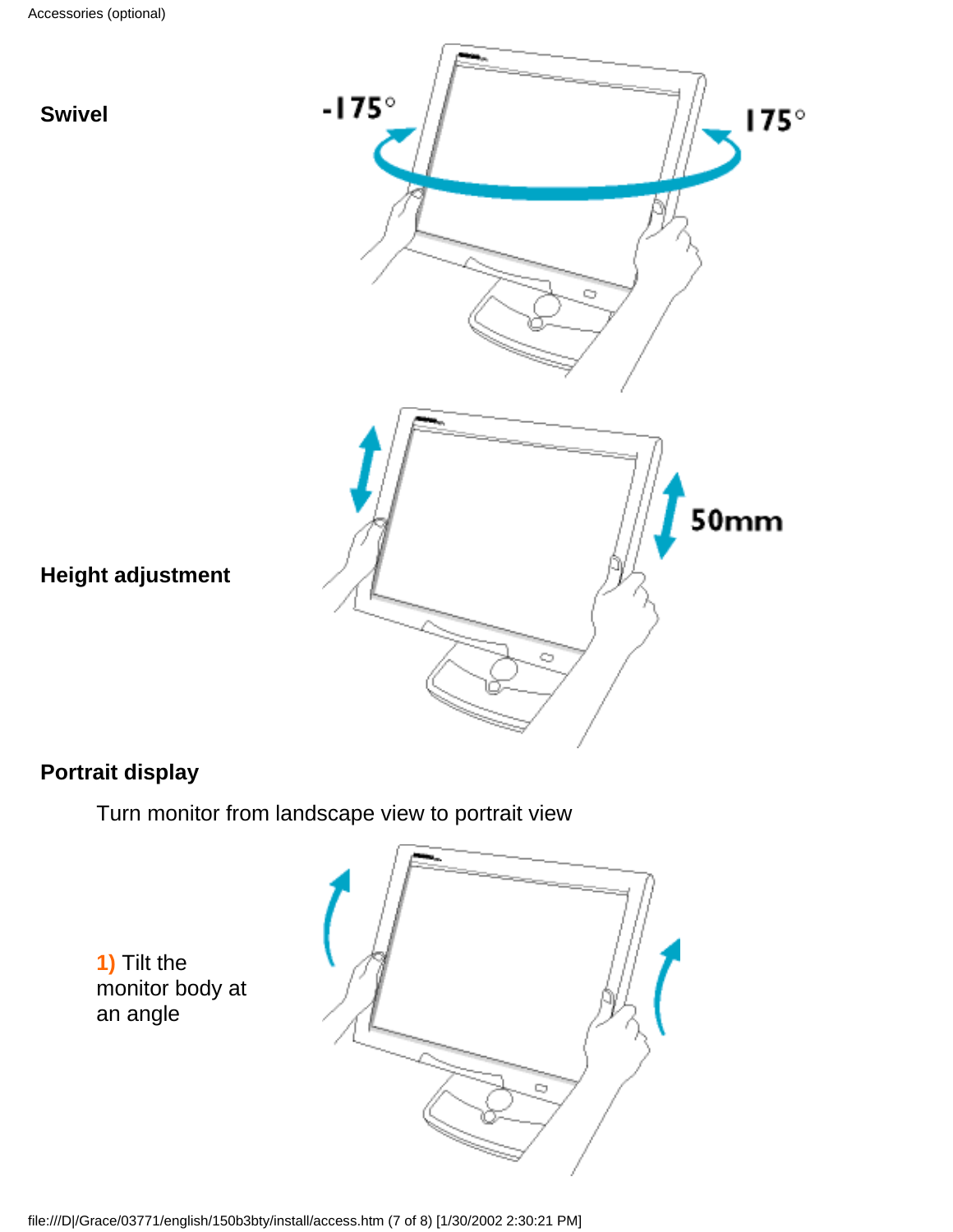**Swivel**

**Height adjustment**

**Portrait display**

Turn monitor from landscape view to portrait view

**1)** Tilt the monitor body at an angle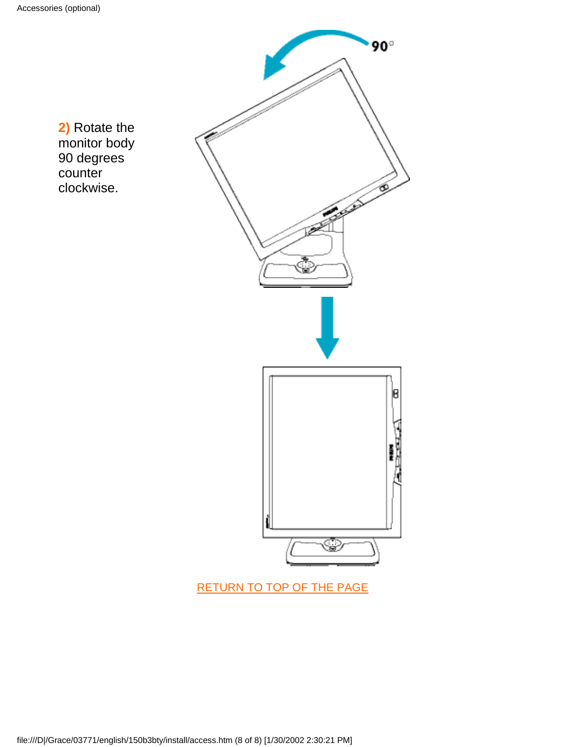**2)** Rotate the monitor body 90 degrees counter clockwise.

RETURN TO TOP OF THE PAGE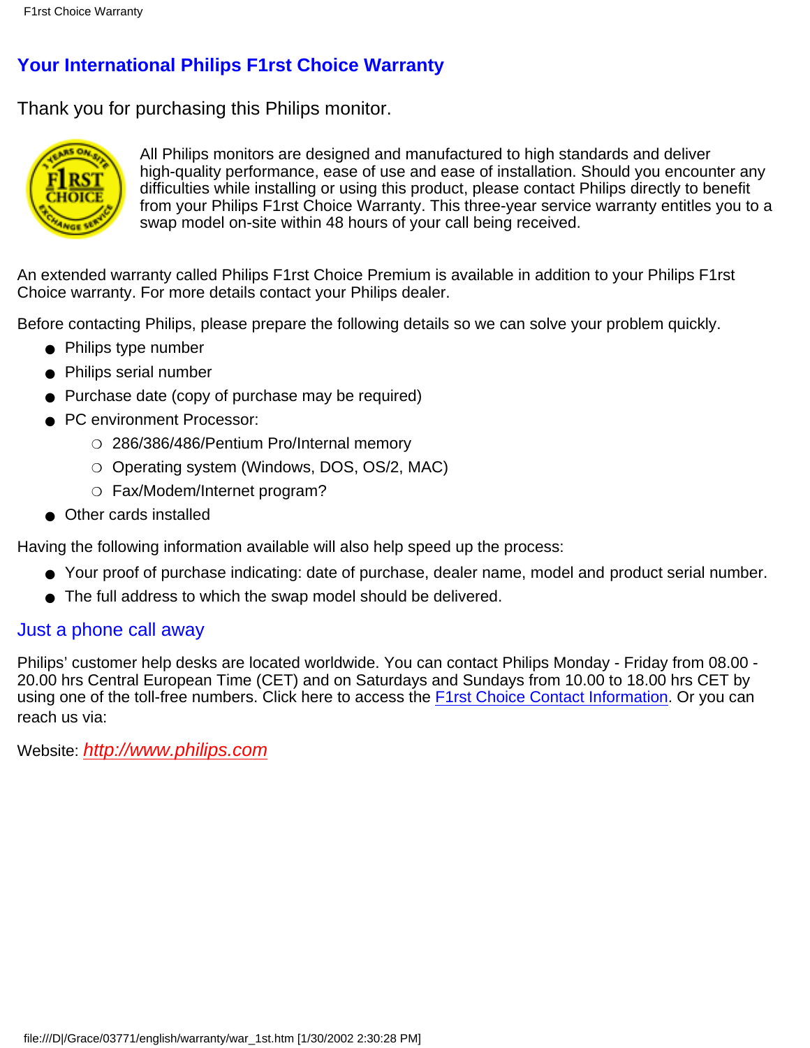# Your International Philips F1rst Choice Warranty

Thank you for purchasing this Philips monitor.

All Philips monitors are designed and manufactured to high standards and deliver high-quality performance, ease of use and ease of installation. Should you encounter any difficulties while installing or using this product, please contact Philips directly to benefit from your Philips F1rst Choice Warranty. This three-year service warranty entitles you to a swap model on-site within 48 hours of your call being received.

An extended warranty called Philips F1rst Choice Premium is available in addition to your Philips F1rst Choice warranty. For more details contact your Philips dealer.

Before contacting Philips, please prepare the following details so we can solve your problem quickly.

- Philips type number
- Philips serial number
- Purchase date (copy of purchase may be required)
- PC environment Processor:
  - 286/386/486/Pentium Pro/Internal memory
  - Operating system (Windows, DOS, OS/2, MAC)
  - Fax/Modem/Internet program?
- Other cards installed

Having the following information available will also help speed up the process:

- Your proof of purchase indicating: date of purchase, dealer name, model and product serial number.
- The full address to which the swap model should be delivered.

## Just a phone call away

Philips' customer help desks are located worldwide. You can contact Philips Monday - Friday from 08.00 - 20.00 hrs Central European Time (CET) and on Saturdays and Sundays from 10.00 to 18.00 hrs CET by using one of the toll-free numbers. Click here to access the F1rst Choice Contact Information. Or you can reach us via:

Website: *http://www.philips.com*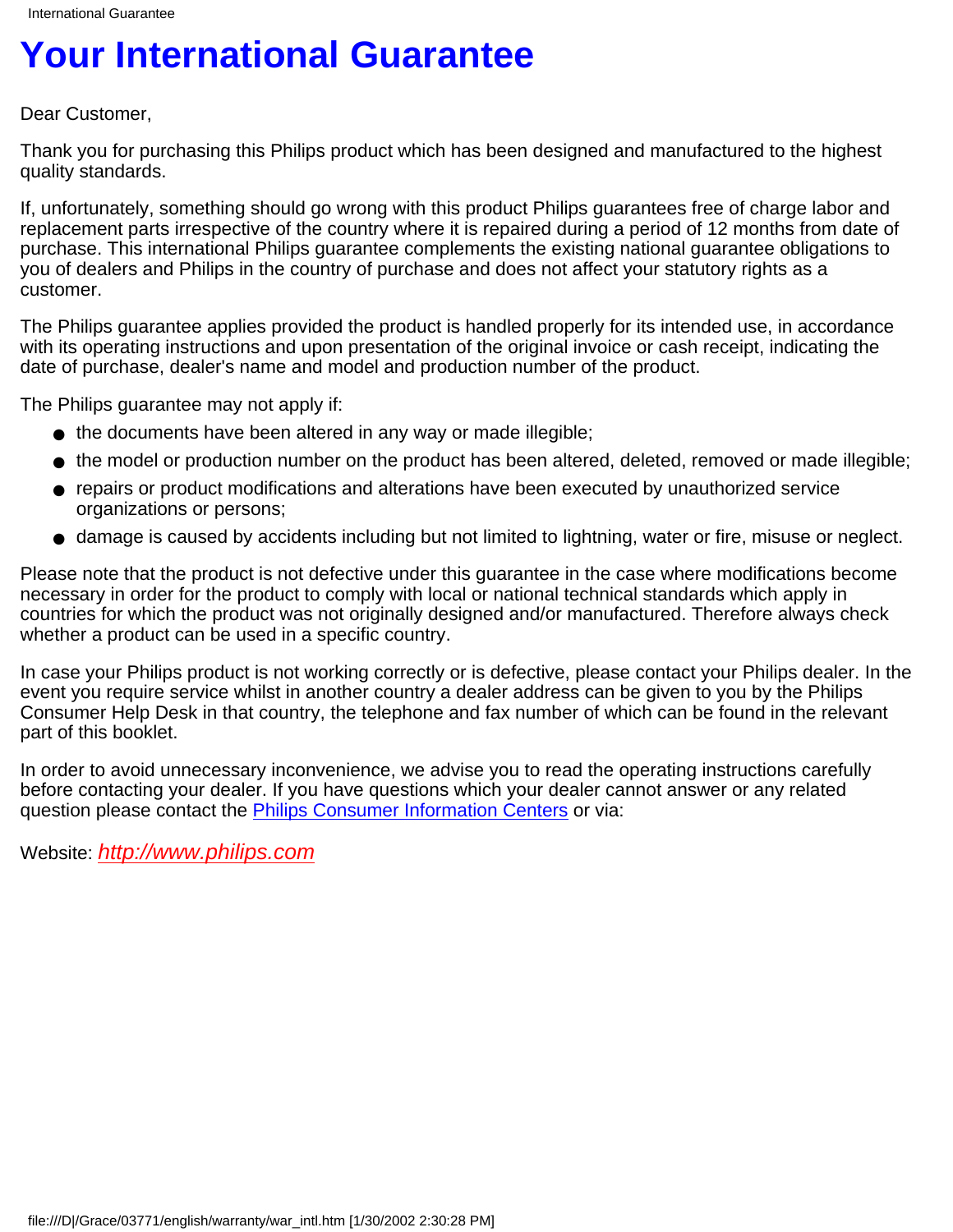# Your International Guarantee

Dear Customer,

Thank you for purchasing this Philips product which has been designed and manufactured to the highest quality standards.

If, unfortunately, something should go wrong with this product Philips guarantees free of charge labor and replacement parts irrespective of the country where it is repaired during a period of 12 months from date of purchase. This international Philips guarantee complements the existing national guarantee obligations to you of dealers and Philips in the country of purchase and does not affect your statutory rights as a customer.

The Philips guarantee applies provided the product is handled properly for its intended use, in accordance with its operating instructions and upon presentation of the original invoice or cash receipt, indicating the date of purchase, dealer's name and model and production number of the product.

The Philips guarantee may not apply if:

- the documents have been altered in any way or made illegible;
- the model or production number on the product has been altered, deleted, removed or made illegible;
- repairs or product modifications and alterations have been executed by unauthorized service organizations or persons;
- damage is caused by accidents including but not limited to lightning, water or fire, misuse or neglect.

Please note that the product is not defective under this guarantee in the case where modifications become necessary in order for the product to comply with local or national technical standards which apply in countries for which the product was not originally designed and/or manufactured. Therefore always check whether a product can be used in a specific country.

In case your Philips product is not working correctly or is defective, please contact your Philips dealer. In the event you require service whilst in another country a dealer address can be given to you by the Philips Consumer Help Desk in that country, the telephone and fax number of which can be found in the relevant part of this booklet.

In order to avoid unnecessary inconvenience, we advise you to read the operating instructions carefully before contacting your dealer. If you have questions which your dealer cannot answer or any related question please contact the Philips Consumer Information Centers or via:

Website: *http://www.philips.com*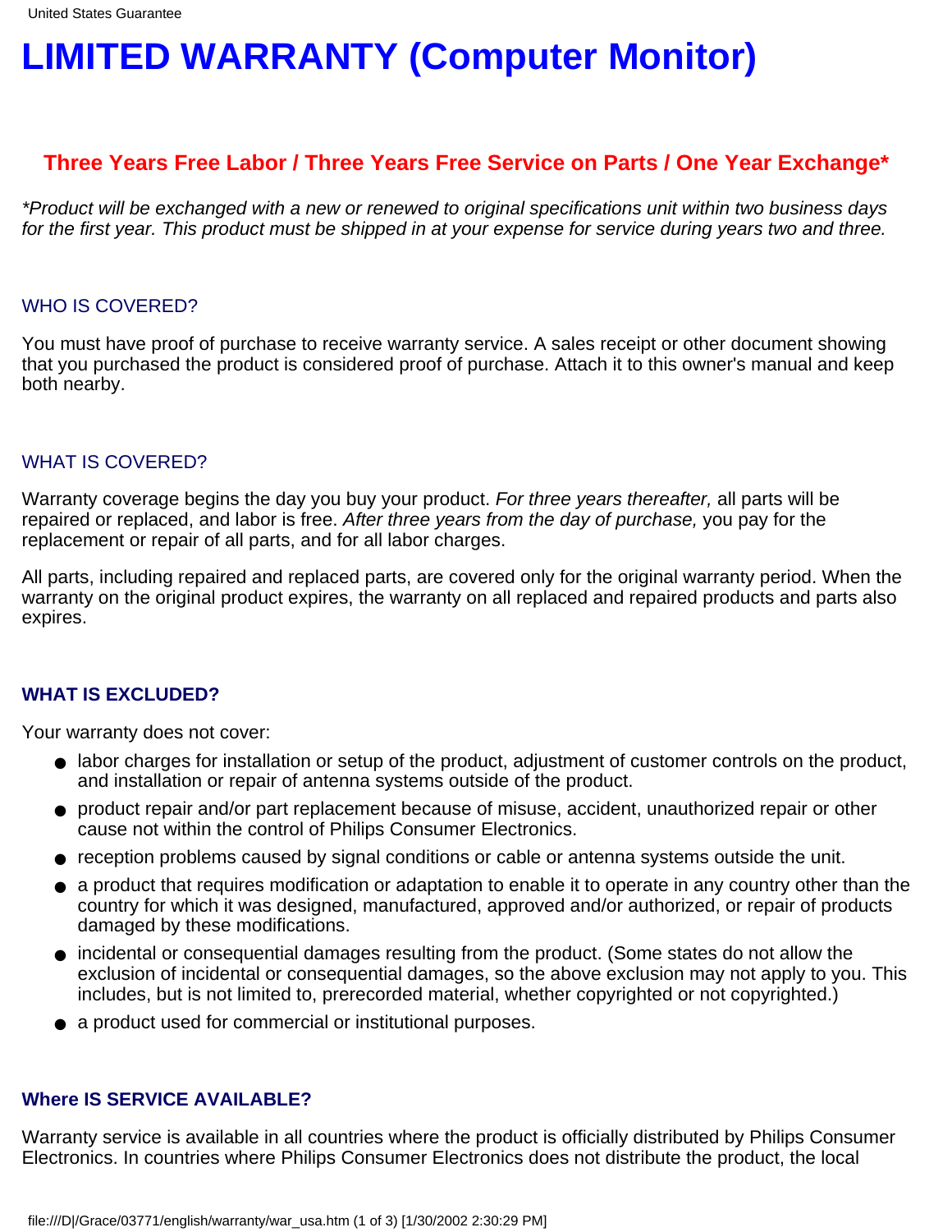# LIMITED WARRANTY (Computer Monitor)

## Three Years Free Labor / Three Years Free Service on Parts / One Year Exchange*

*\*Product will be exchanged with a new or renewed to original specifications unit within two business days for the first year. This product must be shipped in at your expense for service during years two and three.*

### WHO IS COVERED?

You must have proof of purchase to receive warranty service. A sales receipt or other document showing that you purchased the product is considered proof of purchase. Attach it to this owner's manual and keep both nearby.

### WHAT IS COVERED?

Warranty coverage begins the day you buy your product. *For three years thereafter,* all parts will be repaired or replaced, and labor is free. *After three years from the day of purchase,* you pay for the replacement or repair of all parts, and for all labor charges.

All parts, including repaired and replaced parts, are covered only for the original warranty period. When the warranty on the original product expires, the warranty on all replaced and repaired products and parts also expires.

### WHAT IS EXCLUDED?

Your warranty does not cover:

- labor charges for installation or setup of the product, adjustment of customer controls on the product, and installation or repair of antenna systems outside of the product.
- product repair and/or part replacement because of misuse, accident, unauthorized repair or other cause not within the control of Philips Consumer Electronics.
- reception problems caused by signal conditions or cable or antenna systems outside the unit.
- a product that requires modification or adaptation to enable it to operate in any country other than the country for which it was designed, manufactured, approved and/or authorized, or repair of products damaged by these modifications.
- incidental or consequential damages resulting from the product. (Some states do not allow the exclusion of incidental or consequential damages, so the above exclusion may not apply to you. This includes, but is not limited to, prerecorded material, whether copyrighted or not copyrighted.)
- a product used for commercial or institutional purposes.

### Where IS SERVICE AVAILABLE?

Warranty service is available in all countries where the product is officially distributed by Philips Consumer Electronics. In countries where Philips Consumer Electronics does not distribute the product, the local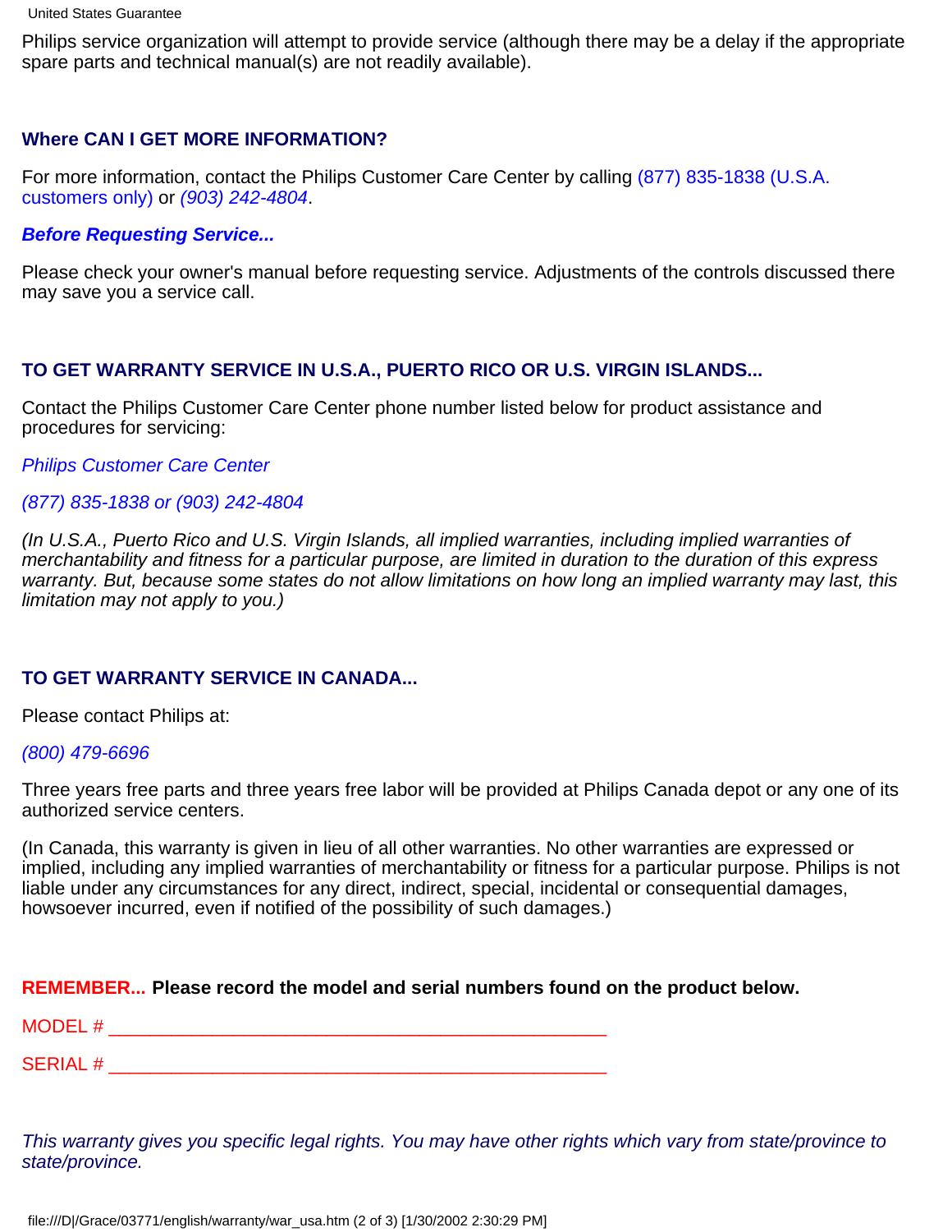Philips service organization will attempt to provide service (although there may be a delay if the appropriate spare parts and technical manual(s) are not readily available).

### Where CAN I GET MORE INFORMATION?

For more information, contact the Philips Customer Care Center by calling (877) 835-1838 (U.S.A. customers only) or *(903) 242-4804*.

***Before Requesting Service...***

Please check your owner's manual before requesting service. Adjustments of the controls discussed there may save you a service call.

### TO GET WARRANTY SERVICE IN U.S.A., PUERTO RICO OR U.S. VIRGIN ISLANDS...

Contact the Philips Customer Care Center phone number listed below for product assistance and procedures for servicing:

*Philips Customer Care Center*

*(877) 835-1838 or (903) 242-4804*

*(In U.S.A., Puerto Rico and U.S. Virgin Islands, all implied warranties, including implied warranties of merchantability and fitness for a particular purpose, are limited in duration to the duration of this express warranty. But, because some states do not allow limitations on how long an implied warranty may last, this limitation may not apply to you.)*

### TO GET WARRANTY SERVICE IN CANADA...

Please contact Philips at:

*(800) 479-6696*

Three years free parts and three years free labor will be provided at Philips Canada depot or any one of its authorized service centers.

(In Canada, this warranty is given in lieu of all other warranties. No other warranties are expressed or implied, including any implied warranties of merchantability or fitness for a particular purpose. Philips is not liable under any circumstances for any direct, indirect, special, incidental or consequential damages, howsoever incurred, even if notified of the possibility of such damages.)

**REMEMBER... Please record the model and serial numbers found on the product below.**

MODEL # ________________________________________________

SERIAL # ________________________________________________

*This warranty gives you specific legal rights. You may have other rights which vary from state/province to state/province.*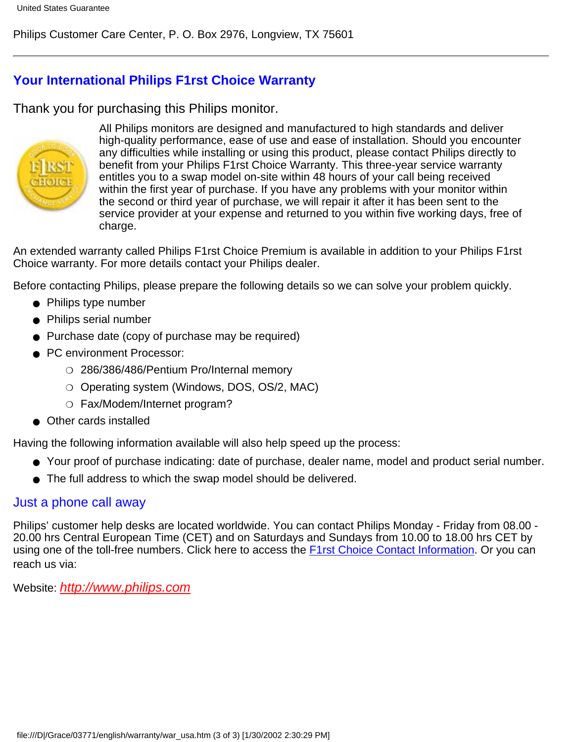Philips Customer Care Center, P. O. Box 2976, Longview, TX 75601

---

## Your International Philips F1rst Choice Warranty

Thank you for purchasing this Philips monitor.

All Philips monitors are designed and manufactured to high standards and deliver high-quality performance, ease of use and ease of installation. Should you encounter any difficulties while installing or using this product, please contact Philips directly to benefit from your Philips F1rst Choice Warranty. This three-year service warranty entitles you to a swap model on-site within 48 hours of your call being received within the first year of purchase. If you have any problems with your monitor within the second or third year of purchase, we will repair it after it has been sent to the service provider at your expense and returned to you within five working days, free of charge.

An extended warranty called Philips F1rst Choice Premium is available in addition to your Philips F1rst Choice warranty. For more details contact your Philips dealer.

Before contacting Philips, please prepare the following details so we can solve your problem quickly.

- Philips type number
- Philips serial number
- Purchase date (copy of purchase may be required)
- PC environment Processor:
    - 286/386/486/Pentium Pro/Internal memory
    - Operating system (Windows, DOS, OS/2, MAC)
    - Fax/Modem/Internet program?
- Other cards installed

Having the following information available will also help speed up the process:

- Your proof of purchase indicating: date of purchase, dealer name, model and product serial number.
- The full address to which the swap model should be delivered.

### Just a phone call away

Philips' customer help desks are located worldwide. You can contact Philips Monday - Friday from 08.00 - 20.00 hrs Central European Time (CET) and on Saturdays and Sundays from 10.00 to 18.00 hrs CET by using one of the toll-free numbers. Click here to access the F1rst Choice Contact Information. Or you can reach us via:

Website: *http://www.philips.com*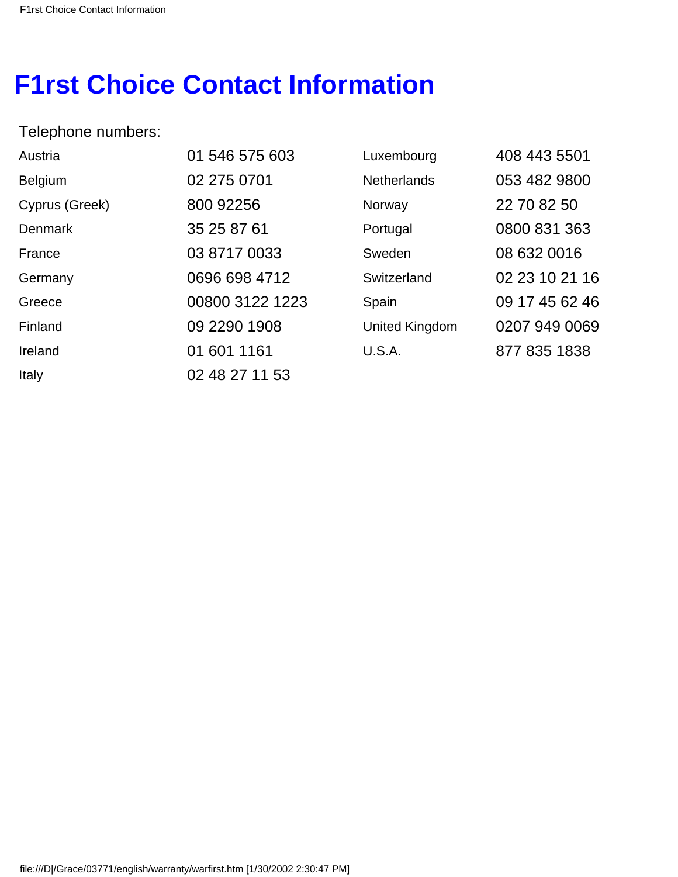# F1rst Choice Contact Information

Telephone numbers:

| | | | |
|---|---|---|---|
| Austria | 01 546 575 603 | Luxembourg | 408 443 5501 |
| Belgium | 02 275 0701 | Netherlands | 053 482 9800 |
| Cyprus (Greek) | 800 92256 | Norway | 22 70 82 50 |
| Denmark | 35 25 87 61 | Portugal | 0800 831 363 |
| France | 03 8717 0033 | Sweden | 08 632 0016 |
| Germany | 0696 698 4712 | Switzerland | 02 23 10 21 16 |
| Greece | 00800 3122 1223 | Spain | 09 17 45 62 46 |
| Finland | 09 2290 1908 | United Kingdom | 0207 949 0069 |
| Ireland | 01 601 1161 | U.S.A. | 877 835 1838 |
| Italy | 02 48 27 11 53 | | |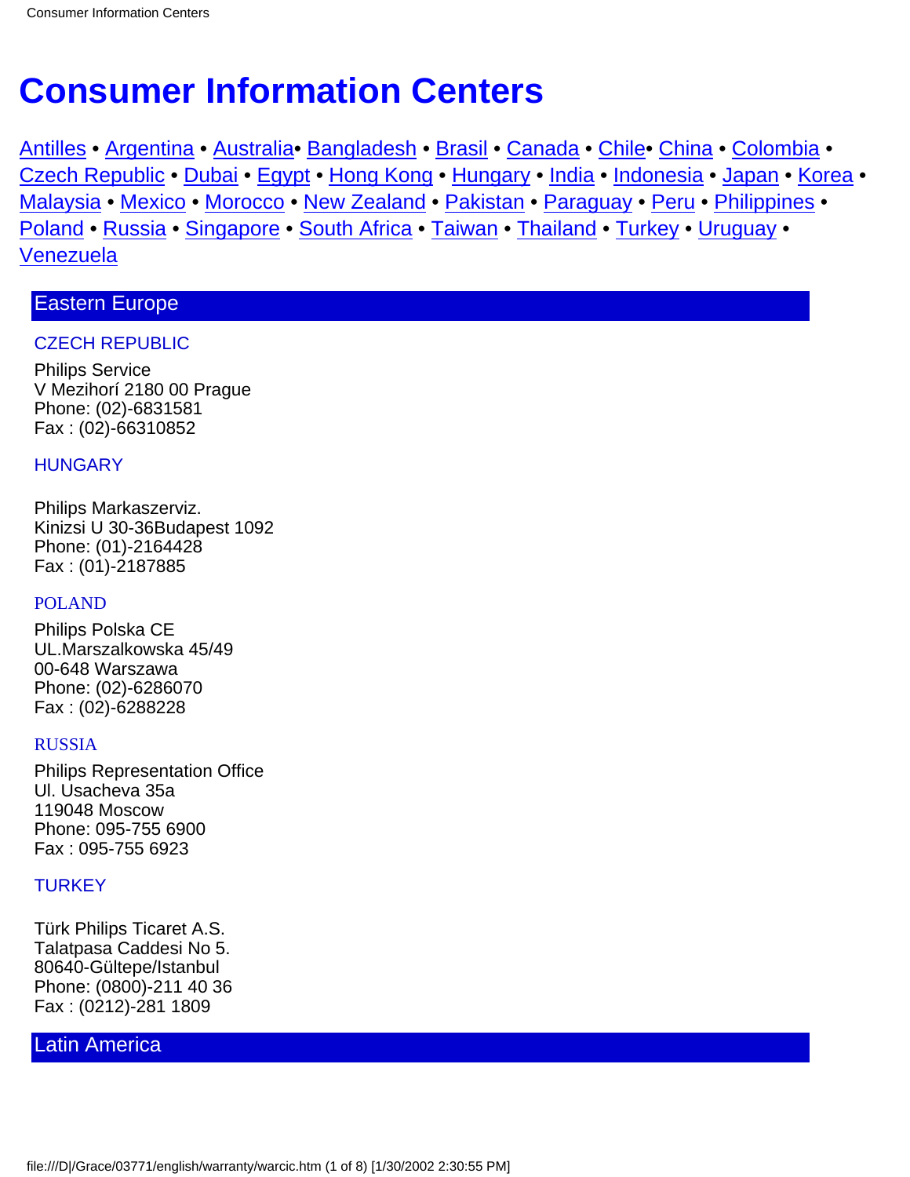# Consumer Information Centers

Antilles • Argentina • Australia• Bangladesh • Brasil • Canada • Chile• China • Colombia • Czech Republic • Dubai • Egypt • Hong Kong • Hungary • India • Indonesia • Japan • Korea • Malaysia • Mexico • Morocco • New Zealand • Pakistan • Paraguay • Peru • Philippines • Poland • Russia • Singapore • South Africa • Taiwan • Thailand • Turkey • Uruguay • Venezuela

## Eastern Europe

### CZECH REPUBLIC

Philips Service
V Mezihorí 2180 00 Prague
Phone: (02)-6831581
Fax : (02)-66310852

### HUNGARY

Philips Markaszerviz.
Kinizsi U 30-36Budapest 1092
Phone: (01)-2164428
Fax : (01)-2187885

### POLAND

Philips Polska CE
UL.Marszalkowska 45/49
00-648 Warszawa
Phone: (02)-6286070
Fax : (02)-6288228

### RUSSIA

Philips Representation Office
Ul. Usacheva 35a
119048 Moscow
Phone: 095-755 6900
Fax : 095-755 6923

### TURKEY

Türk Philips Ticaret A.S.
Talatpasa Caddesi No 5.
80640-Gültepe/Istanbul
Phone: (0800)-211 40 36
Fax : (0212)-281 1809

## Latin America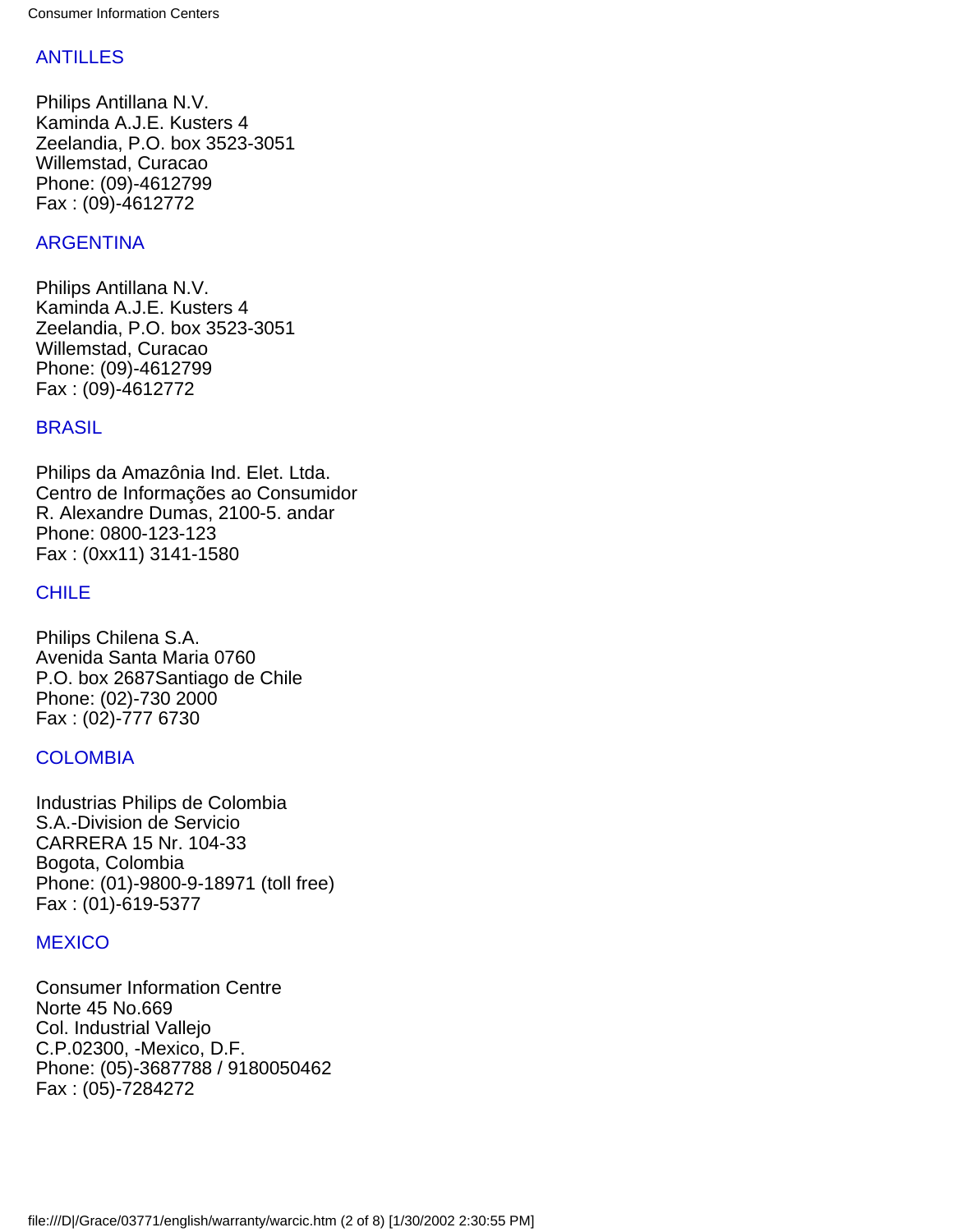## ANTILLES

Philips Antillana N.V.
Kaminda A.J.E. Kusters 4
Zeelandia, P.O. box 3523-3051
Willemstad, Curacao
Phone: (09)-4612799
Fax : (09)-4612772

## ARGENTINA

Philips Antillana N.V.
Kaminda A.J.E. Kusters 4
Zeelandia, P.O. box 3523-3051
Willemstad, Curacao
Phone: (09)-4612799
Fax : (09)-4612772

## BRASIL

Philips da Amazônia Ind. Elet. Ltda.
Centro de Informações ao Consumidor
R. Alexandre Dumas, 2100-5. andar
Phone: 0800-123-123
Fax : (0xx11) 3141-1580

## CHILE

Philips Chilena S.A.
Avenida Santa Maria 0760
P.O. box 2687Santiago de Chile
Phone: (02)-730 2000
Fax : (02)-777 6730

## COLOMBIA

Industrias Philips de Colombia
S.A.-Division de Servicio
CARRERA 15 Nr. 104-33
Bogota, Colombia
Phone: (01)-9800-9-18971 (toll free)
Fax : (01)-619-5377

## MEXICO

Consumer Information Centre
Norte 45 No.669
Col. Industrial Vallejo
C.P.02300, -Mexico, D.F.
Phone: (05)-3687788 / 9180050462
Fax : (05)-7284272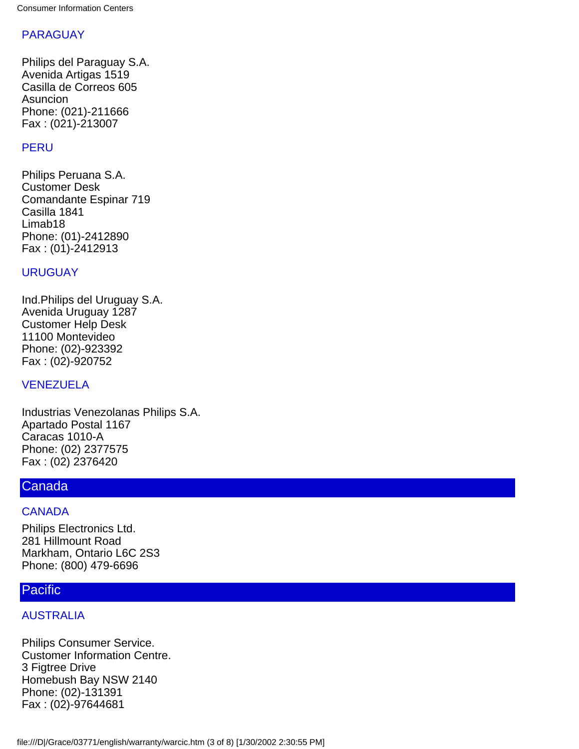### PARAGUAY

Philips del Paraguay S.A.
Avenida Artigas 1519
Casilla de Correos 605
Asuncion
Phone: (021)-211666
Fax : (021)-213007

### PERU

Philips Peruana S.A.
Customer Desk
Comandante Espinar 719
Casilla 1841
Limab18
Phone: (01)-2412890
Fax : (01)-2412913

### URUGUAY

Ind.Philips del Uruguay S.A.
Avenida Uruguay 1287
Customer Help Desk
11100 Montevideo
Phone: (02)-923392
Fax : (02)-920752

### VENEZUELA

Industrias Venezolanas Philips S.A.
Apartado Postal 1167
Caracas 1010-A
Phone: (02) 2377575
Fax : (02) 2376420

## Canada

### CANADA

Philips Electronics Ltd.
281 Hillmount Road
Markham, Ontario L6C 2S3
Phone: (800) 479-6696

## Pacific

### AUSTRALIA

Philips Consumer Service.
Customer Information Centre.
3 Figtree Drive
Homebush Bay NSW 2140
Phone: (02)-131391
Fax : (02)-97644681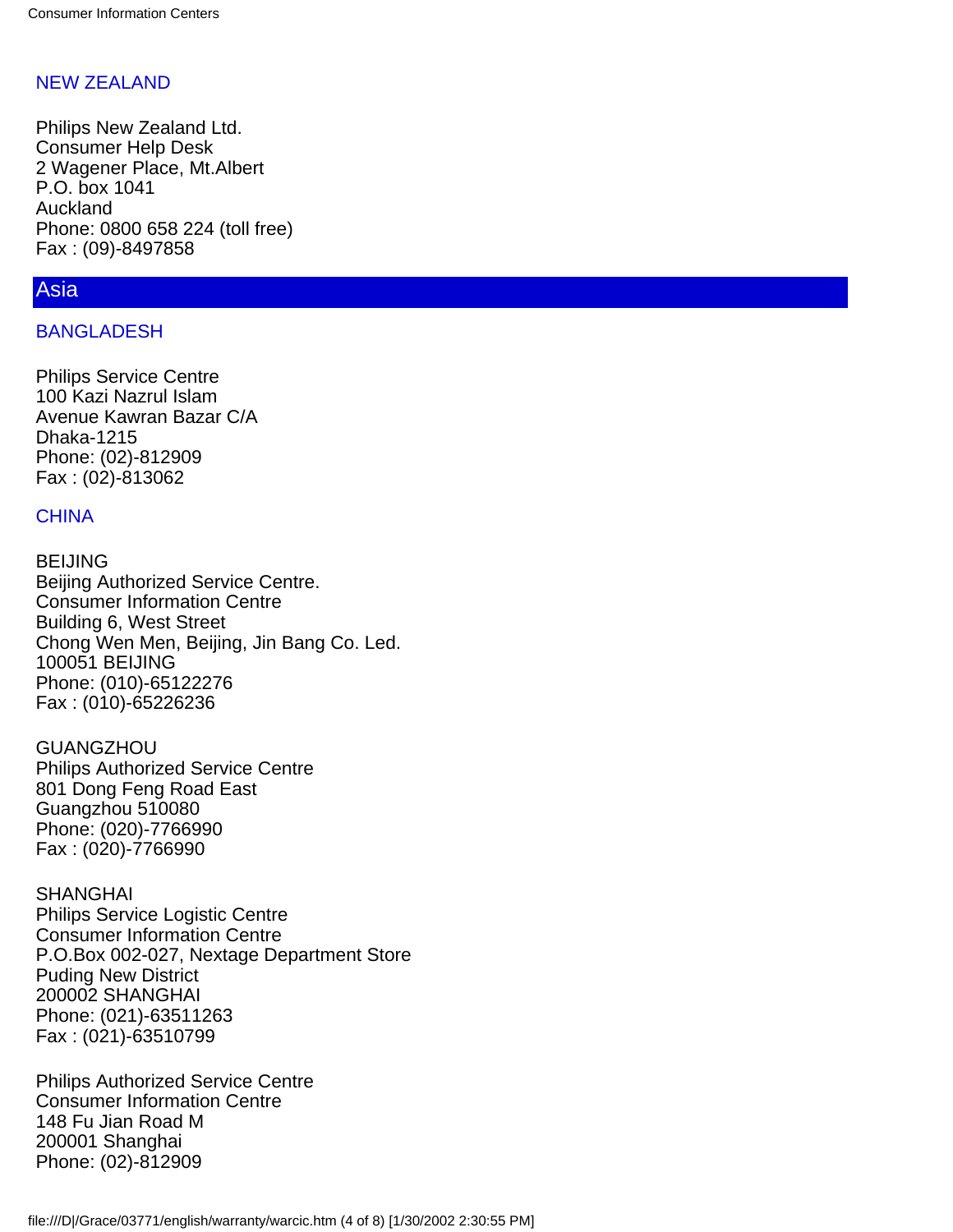### NEW ZEALAND

Philips New Zealand Ltd.
Consumer Help Desk
2 Wagener Place, Mt.Albert
P.O. box 1041
Auckland
Phone: 0800 658 224 (toll free)
Fax : (09)-8497858

## Asia

### BANGLADESH

Philips Service Centre
100 Kazi Nazrul Islam
Avenue Kawran Bazar C/A
Dhaka-1215
Phone: (02)-812909
Fax : (02)-813062

### CHINA

BEIJING
Beijing Authorized Service Centre.
Consumer Information Centre
Building 6, West Street
Chong Wen Men, Beijing, Jin Bang Co. Led.
100051 BEIJING
Phone: (010)-65122276
Fax : (010)-65226236

GUANGZHOU
Philips Authorized Service Centre
801 Dong Feng Road East
Guangzhou 510080
Phone: (020)-7766990
Fax : (020)-7766990

SHANGHAI
Philips Service Logistic Centre
Consumer Information Centre
P.O.Box 002-027, Nextage Department Store
Puding New District
200002 SHANGHAI
Phone: (021)-63511263
Fax : (021)-63510799

Philips Authorized Service Centre
Consumer Information Centre
148 Fu Jian Road M
200001 Shanghai
Phone: (02)-812909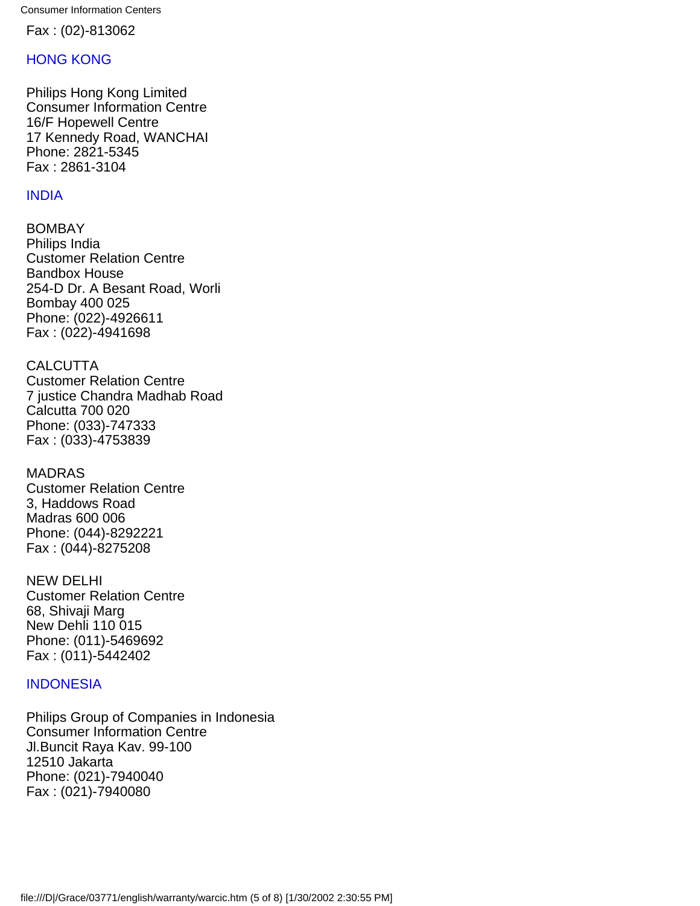Fax : (02)-813062

## HONG KONG

Philips Hong Kong Limited
Consumer Information Centre
16/F Hopewell Centre
17 Kennedy Road, WANCHAI
Phone: 2821-5345
Fax : 2861-3104

## INDIA

BOMBAY
Philips India
Customer Relation Centre
Bandbox House
254-D Dr. A Besant Road, Worli
Bombay 400 025
Phone: (022)-4926611
Fax : (022)-4941698

CALCUTTA
Customer Relation Centre
7 justice Chandra Madhab Road
Calcutta 700 020
Phone: (033)-747333
Fax : (033)-4753839

MADRAS
Customer Relation Centre
3, Haddows Road
Madras 600 006
Phone: (044)-8292221
Fax : (044)-8275208

NEW DELHI
Customer Relation Centre
68, Shivaji Marg
New Dehli 110 015
Phone: (011)-5469692
Fax : (011)-5442402

## INDONESIA

Philips Group of Companies in Indonesia
Consumer Information Centre
Jl.Buncit Raya Kav. 99-100
12510 Jakarta
Phone: (021)-7940040
Fax : (021)-7940080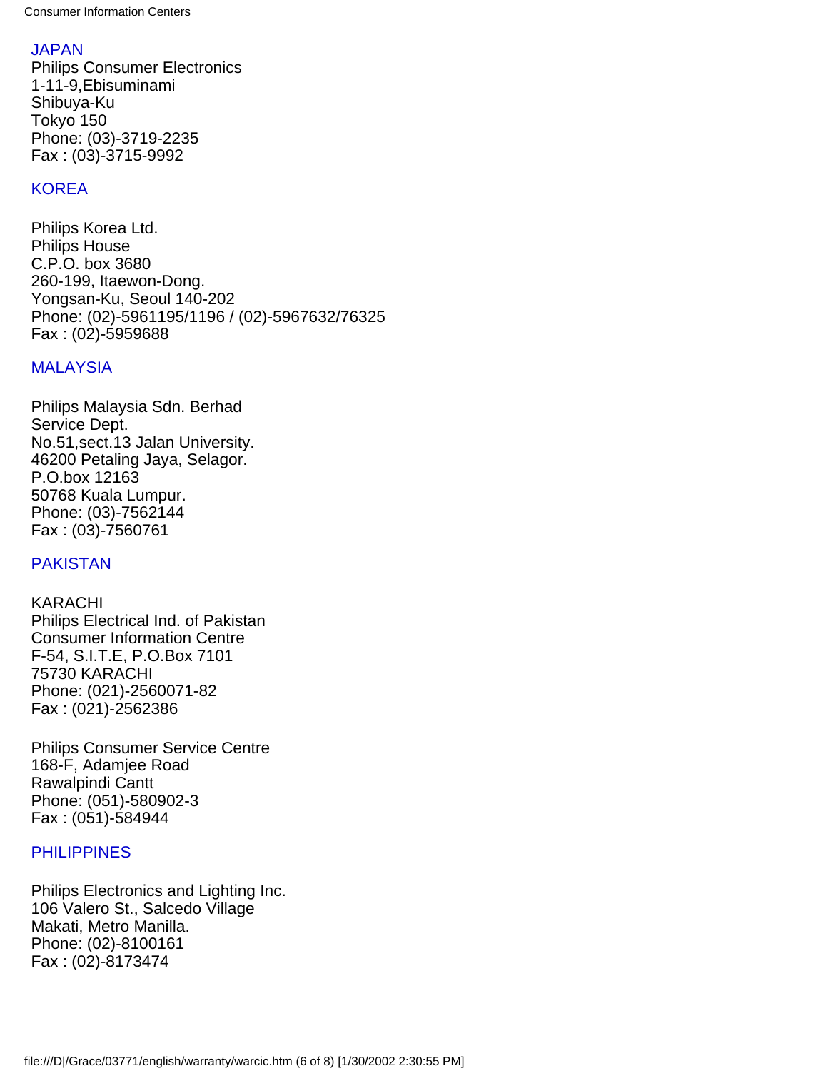## JAPAN

Philips Consumer Electronics
1-11-9,Ebisuminami
Shibuya-Ku
Tokyo 150
Phone: (03)-3719-2235
Fax : (03)-3715-9992

## KOREA

Philips Korea Ltd.
Philips House
C.P.O. box 3680
260-199, Itaewon-Dong.
Yongsan-Ku, Seoul 140-202
Phone: (02)-5961195/1196 / (02)-5967632/76325
Fax : (02)-5959688

## MALAYSIA

Philips Malaysia Sdn. Berhad
Service Dept.
No.51,sect.13 Jalan University.
46200 Petaling Jaya, Selagor.
P.O.box 12163
50768 Kuala Lumpur.
Phone: (03)-7562144
Fax : (03)-7560761

## PAKISTAN

KARACHI
Philips Electrical Ind. of Pakistan
Consumer Information Centre
F-54, S.I.T.E, P.O.Box 7101
75730 KARACHI
Phone: (021)-2560071-82
Fax : (021)-2562386

Philips Consumer Service Centre
168-F, Adamjee Road
Rawalpindi Cantt
Phone: (051)-580902-3
Fax : (051)-584944

## PHILIPPINES

Philips Electronics and Lighting Inc.
106 Valero St., Salcedo Village
Makati, Metro Manilla.
Phone: (02)-8100161
Fax : (02)-8173474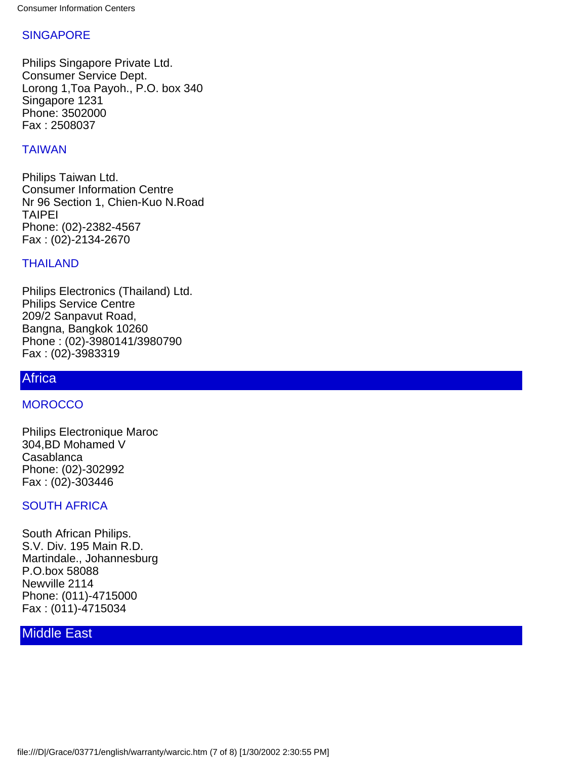### SINGAPORE

Philips Singapore Private Ltd.
Consumer Service Dept.
Lorong 1,Toa Payoh., P.O. box 340
Singapore 1231
Phone: 3502000
Fax : 2508037

### TAIWAN

Philips Taiwan Ltd.
Consumer Information Centre
Nr 96 Section 1, Chien-Kuo N.Road
TAIPEI
Phone: (02)-2382-4567
Fax : (02)-2134-2670

### THAILAND

Philips Electronics (Thailand) Ltd.
Philips Service Centre
209/2 Sanpavut Road,
Bangna, Bangkok 10260
Phone : (02)-3980141/3980790
Fax : (02)-3983319

## Africa

### MOROCCO

Philips Electronique Maroc
304,BD Mohamed V
Casablanca
Phone: (02)-302992
Fax : (02)-303446

### SOUTH AFRICA

South African Philips.
S.V. Div. 195 Main R.D.
Martindale., Johannesburg
P.O.box 58088
Newville 2114
Phone: (011)-4715000
Fax : (011)-4715034

## Middle East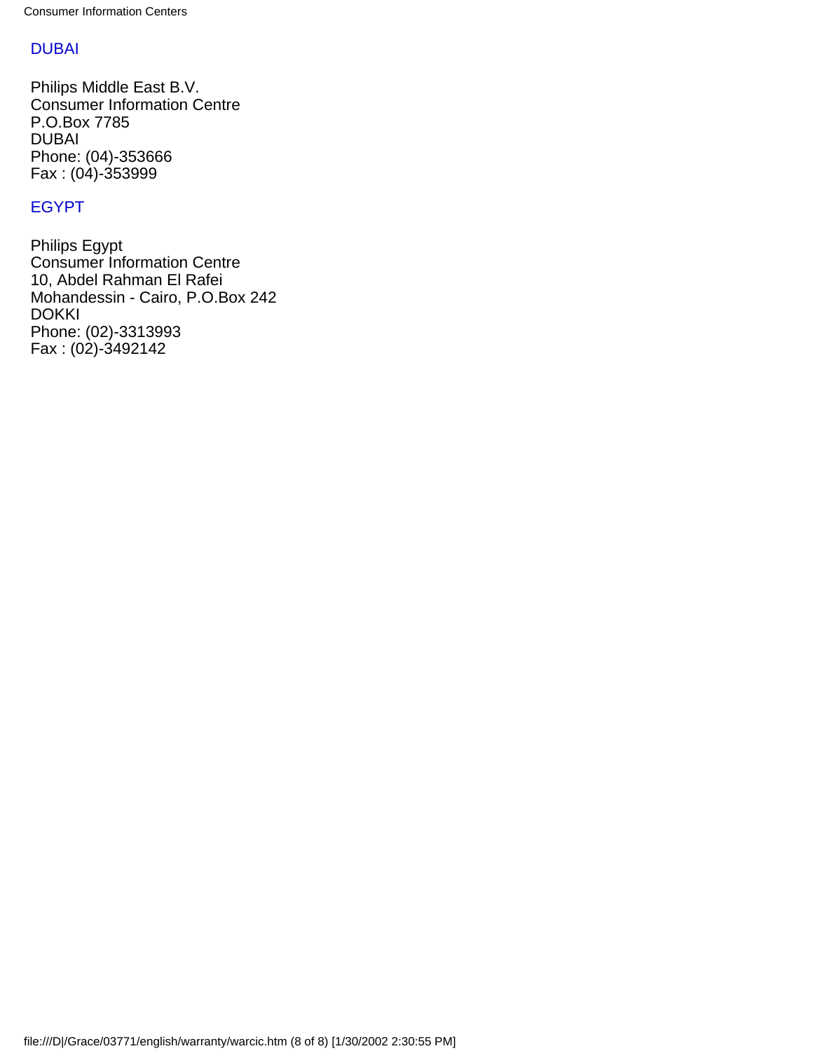## DUBAI

Philips Middle East B.V.
Consumer Information Centre
P.O.Box 7785
DUBAI
Phone: (04)-353666
Fax : (04)-353999

## EGYPT

Philips Egypt
Consumer Information Centre
10, Abdel Rahman El Rafei
Mohandessin - Cairo, P.O.Box 242
DOKKI
Phone: (02)-3313993
Fax : (02)-3492142